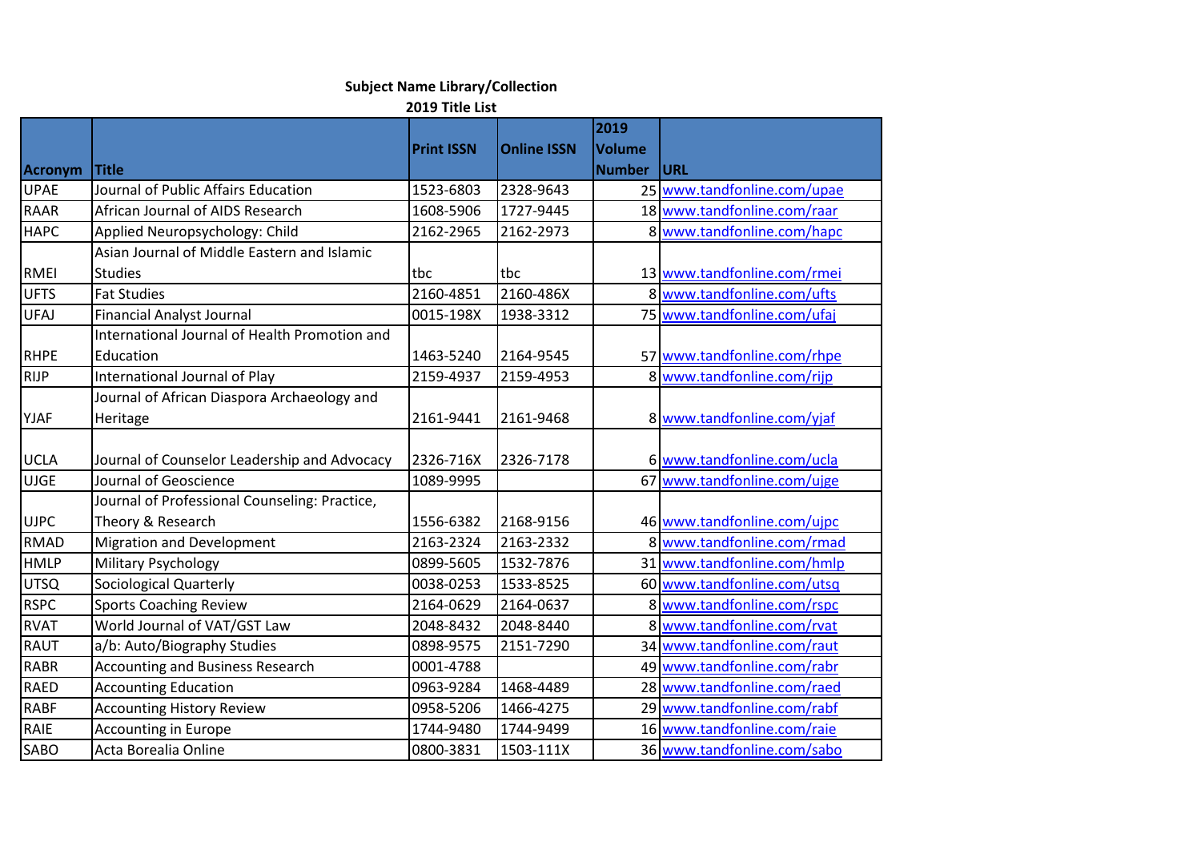**Subject Name Library/Collection**

**2019 Title List**

| Acronym | Title | Print ISSN | Online ISSN | 2019 Volume Number | URL |
|---|---|---|---|---|---|
| UPAE | Journal of Public Affairs Education | 1523-6803 | 2328-9643 | 25 | www.tandfonline.com/upae |
| RAAR | African Journal of AIDS Research | 1608-5906 | 1727-9445 | 18 | www.tandfonline.com/raar |
| HAPC | Applied Neuropsychology: Child | 2162-2965 | 2162-2973 | 8 | www.tandfonline.com/hapc |
| RMEI | Asian Journal of Middle Eastern and Islamic Studies | tbc | tbc | 13 | www.tandfonline.com/rmei |
| UFTS | Fat Studies | 2160-4851 | 2160-486X | 8 | www.tandfonline.com/ufts |
| UFAJ | Financial Analyst Journal | 0015-198X | 1938-3312 | 75 | www.tandfonline.com/ufaj |
| RHPE | International Journal of Health Promotion and Education | 1463-5240 | 2164-9545 | 57 | www.tandfonline.com/rhpe |
| RIJP | International Journal of Play | 2159-4937 | 2159-4953 | 8 | www.tandfonline.com/rijp |
| YJAF | Journal of African Diaspora Archaeology and Heritage | 2161-9441 | 2161-9468 | 8 | www.tandfonline.com/yjaf |
| UCLA | Journal of Counselor Leadership and Advocacy | 2326-716X | 2326-7178 | 6 | www.tandfonline.com/ucla |
| UJGE | Journal of Geoscience | 1089-9995 | | 67 | www.tandfonline.com/ujge |
| UJPC | Journal of Professional Counseling: Practice, Theory & Research | 1556-6382 | 2168-9156 | 46 | www.tandfonline.com/ujpc |
| RMAD | Migration and Development | 2163-2324 | 2163-2332 | 8 | www.tandfonline.com/rmad |
| HMLP | Military Psychology | 0899-5605 | 1532-7876 | 31 | www.tandfonline.com/hmlp |
| UTSQ | Sociological Quarterly | 0038-0253 | 1533-8525 | 60 | www.tandfonline.com/utsq |
| RSPC | Sports Coaching Review | 2164-0629 | 2164-0637 | 8 | www.tandfonline.com/rspc |
| RVAT | World Journal of VAT/GST Law | 2048-8432 | 2048-8440 | 8 | www.tandfonline.com/rvat |
| RAUT | a/b: Auto/Biography Studies | 0898-9575 | 2151-7290 | 34 | www.tandfonline.com/raut |
| RABR | Accounting and Business Research | 0001-4788 | | 49 | www.tandfonline.com/rabr |
| RAED | Accounting Education | 0963-9284 | 1468-4489 | 28 | www.tandfonline.com/raed |
| RABF | Accounting History Review | 0958-5206 | 1466-4275 | 29 | www.tandfonline.com/rabf |
| RAIE | Accounting in Europe | 1744-9480 | 1744-9499 | 16 | www.tandfonline.com/raie |
| SABO | Acta Borealia Online | 0800-3831 | 1503-111X | 36 | www.tandfonline.com/sabo |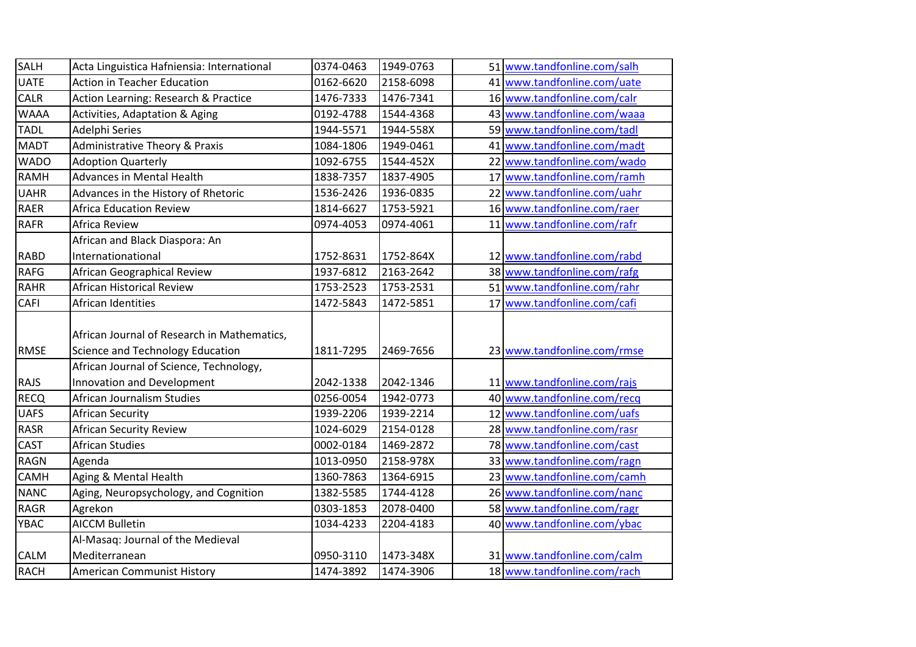| SALH | Acta Linguistica Hafniensia: International | 0374-0463 | 1949-0763 | 51 | www.tandfonline.com/salh |
|---|---|---|---|---|---|
| UATE | Action in Teacher Education | 0162-6620 | 2158-6098 | 41 | www.tandfonline.com/uate |
| CALR | Action Learning: Research & Practice | 1476-7333 | 1476-7341 | 16 | www.tandfonline.com/calr |
| WAAA | Activities, Adaptation & Aging | 0192-4788 | 1544-4368 | 43 | www.tandfonline.com/waaa |
| TADL | Adelphi Series | 1944-5571 | 1944-558X | 59 | www.tandfonline.com/tadl |
| MADT | Administrative Theory & Praxis | 1084-1806 | 1949-0461 | 41 | www.tandfonline.com/madt |
| WADO | Adoption Quarterly | 1092-6755 | 1544-452X | 22 | www.tandfonline.com/wado |
| RAMH | Advances in Mental Health | 1838-7357 | 1837-4905 | 17 | www.tandfonline.com/ramh |
| UAHR | Advances in the History of Rhetoric | 1536-2426 | 1936-0835 | 22 | www.tandfonline.com/uahr |
| RAER | Africa Education Review | 1814-6627 | 1753-5921 | 16 | www.tandfonline.com/raer |
| RAFR | Africa Review | 0974-4053 | 0974-4061 | 11 | www.tandfonline.com/rafr |
| RABD | African and Black Diaspora: An Internationational | 1752-8631 | 1752-864X | 12 | www.tandfonline.com/rabd |
| RAFG | African Geographical Review | 1937-6812 | 2163-2642 | 38 | www.tandfonline.com/rafg |
| RAHR | African Historical Review | 1753-2523 | 1753-2531 | 51 | www.tandfonline.com/rahr |
| CAFI | African Identities | 1472-5843 | 1472-5851 | 17 | www.tandfonline.com/cafi |
| RMSE | African Journal of Research in Mathematics, Science and Technology Education | 1811-7295 | 2469-7656 | 23 | www.tandfonline.com/rmse |
| RAJS | African Journal of Science, Technology, Innovation and Development | 2042-1338 | 2042-1346 | 11 | www.tandfonline.com/rajs |
| RECQ | African Journalism Studies | 0256-0054 | 1942-0773 | 40 | www.tandfonline.com/recq |
| UAFS | African Security | 1939-2206 | 1939-2214 | 12 | www.tandfonline.com/uafs |
| RASR | African Security Review | 1024-6029 | 2154-0128 | 28 | www.tandfonline.com/rasr |
| CAST | African Studies | 0002-0184 | 1469-2872 | 78 | www.tandfonline.com/cast |
| RAGN | Agenda | 1013-0950 | 2158-978X | 33 | www.tandfonline.com/ragn |
| CAMH | Aging & Mental Health | 1360-7863 | 1364-6915 | 23 | www.tandfonline.com/camh |
| NANC | Aging, Neuropsychology, and Cognition | 1382-5585 | 1744-4128 | 26 | www.tandfonline.com/nanc |
| RAGR | Agrekon | 0303-1853 | 2078-0400 | 58 | www.tandfonline.com/ragr |
| YBAC | AICCM Bulletin | 1034-4233 | 2204-4183 | 40 | www.tandfonline.com/ybac |
| CALM | Al-Masaq: Journal of the Medieval Mediterranean | 0950-3110 | 1473-348X | 31 | www.tandfonline.com/calm |
| RACH | American Communist History | 1474-3892 | 1474-3906 | 18 | www.tandfonline.com/rach |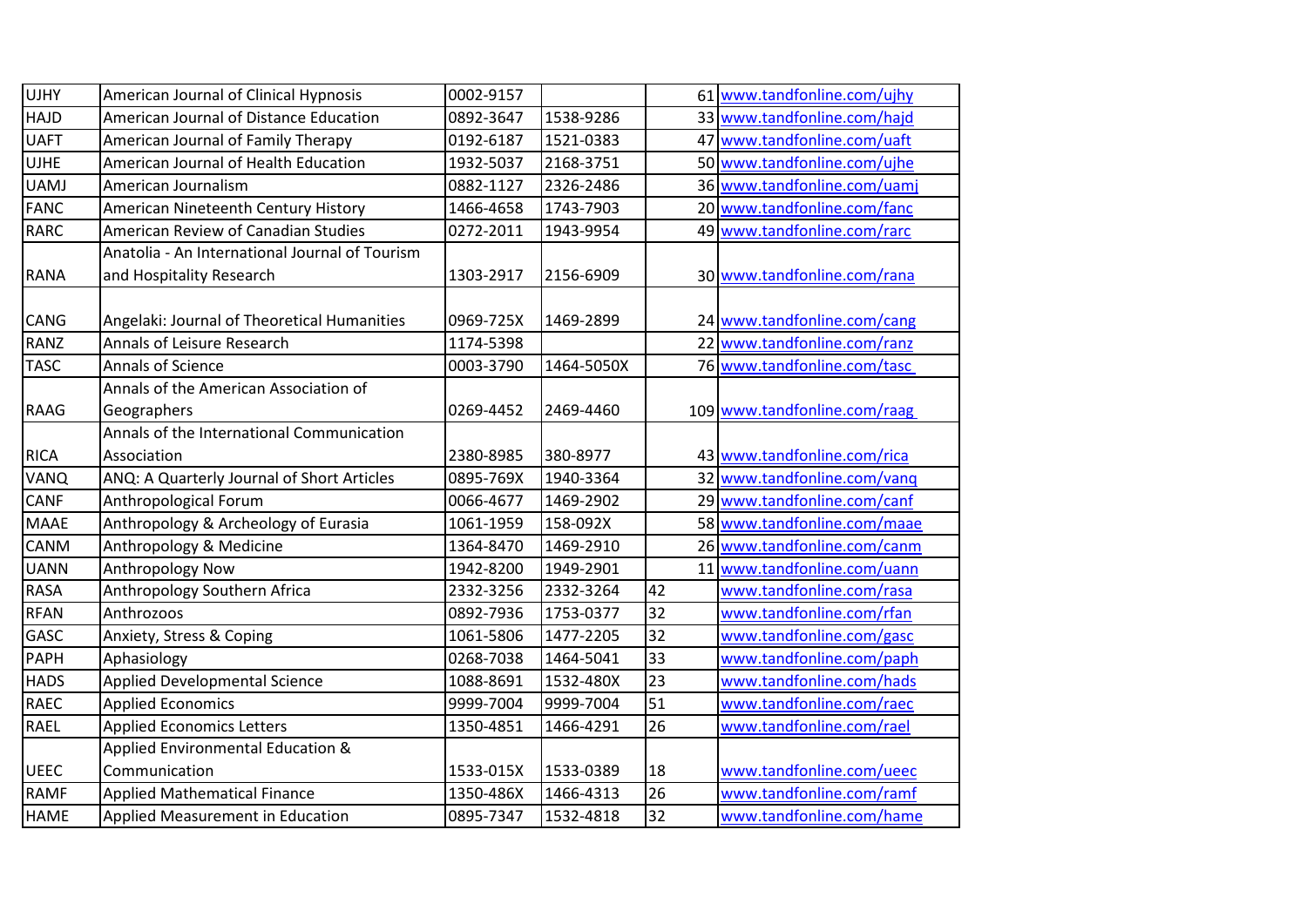| UJHY | American Journal of Clinical Hypnosis | 0002-9157 | | 61 | www.tandfonline.com/ujhy |
|---|---|---|---|---|---|
| HAJD | American Journal of Distance Education | 0892-3647 | 1538-9286 | 33 | www.tandfonline.com/hajd |
| UAFT | American Journal of Family Therapy | 0192-6187 | 1521-0383 | 47 | www.tandfonline.com/uaft |
| UJHE | American Journal of Health Education | 1932-5037 | 2168-3751 | 50 | www.tandfonline.com/ujhe |
| UAMJ | American Journalism | 0882-1127 | 2326-2486 | 36 | www.tandfonline.com/uamj |
| FANC | American Nineteenth Century History | 1466-4658 | 1743-7903 | 20 | www.tandfonline.com/fanc |
| RARC | American Review of Canadian Studies | 0272-2011 | 1943-9954 | 49 | www.tandfonline.com/rarc |
| RANA | Anatolia - An International Journal of Tourism and Hospitality Research | 1303-2917 | 2156-6909 | 30 | www.tandfonline.com/rana |
| CANG | Angelaki: Journal of Theoretical Humanities | 0969-725X | 1469-2899 | 24 | www.tandfonline.com/cang |
| RANZ | Annals of Leisure Research | 1174-5398 | | 22 | www.tandfonline.com/ranz |
| TASC | Annals of Science | 0003-3790 | 1464-5050X | 76 | www.tandfonline.com/tasc |
| RAAG | Annals of the American Association of Geographers | 0269-4452 | 2469-4460 | 109 | www.tandfonline.com/raag |
| RICA | Annals of the International Communication Association | 2380-8985 | 380-8977 | 43 | www.tandfonline.com/rica |
| VANQ | ANQ: A Quarterly Journal of Short Articles | 0895-769X | 1940-3364 | 32 | www.tandfonline.com/vanq |
| CANF | Anthropological Forum | 0066-4677 | 1469-2902 | 29 | www.tandfonline.com/canf |
| MAAE | Anthropology & Archeology of Eurasia | 1061-1959 | 158-092X | 58 | www.tandfonline.com/maae |
| CANM | Anthropology & Medicine | 1364-8470 | 1469-2910 | 26 | www.tandfonline.com/canm |
| UANN | Anthropology Now | 1942-8200 | 1949-2901 | 11 | www.tandfonline.com/uann |
| RASA | Anthropology Southern Africa | 2332-3256 | 2332-3264 | 42 | www.tandfonline.com/rasa |
| RFAN | Anthrozoos | 0892-7936 | 1753-0377 | 32 | www.tandfonline.com/rfan |
| GASC | Anxiety, Stress & Coping | 1061-5806 | 1477-2205 | 32 | www.tandfonline.com/gasc |
| PAPH | Aphasiology | 0268-7038 | 1464-5041 | 33 | www.tandfonline.com/paph |
| HADS | Applied Developmental Science | 1088-8691 | 1532-480X | 23 | www.tandfonline.com/hads |
| RAEC | Applied Economics | 9999-7004 | 9999-7004 | 51 | www.tandfonline.com/raec |
| RAEL | Applied Economics Letters | 1350-4851 | 1466-4291 | 26 | www.tandfonline.com/rael |
| UEEC | Applied Environmental Education & Communication | 1533-015X | 1533-0389 | 18 | www.tandfonline.com/ueec |
| RAMF | Applied Mathematical Finance | 1350-486X | 1466-4313 | 26 | www.tandfonline.com/ramf |
| HAME | Applied Measurement in Education | 0895-7347 | 1532-4818 | 32 | www.tandfonline.com/hame |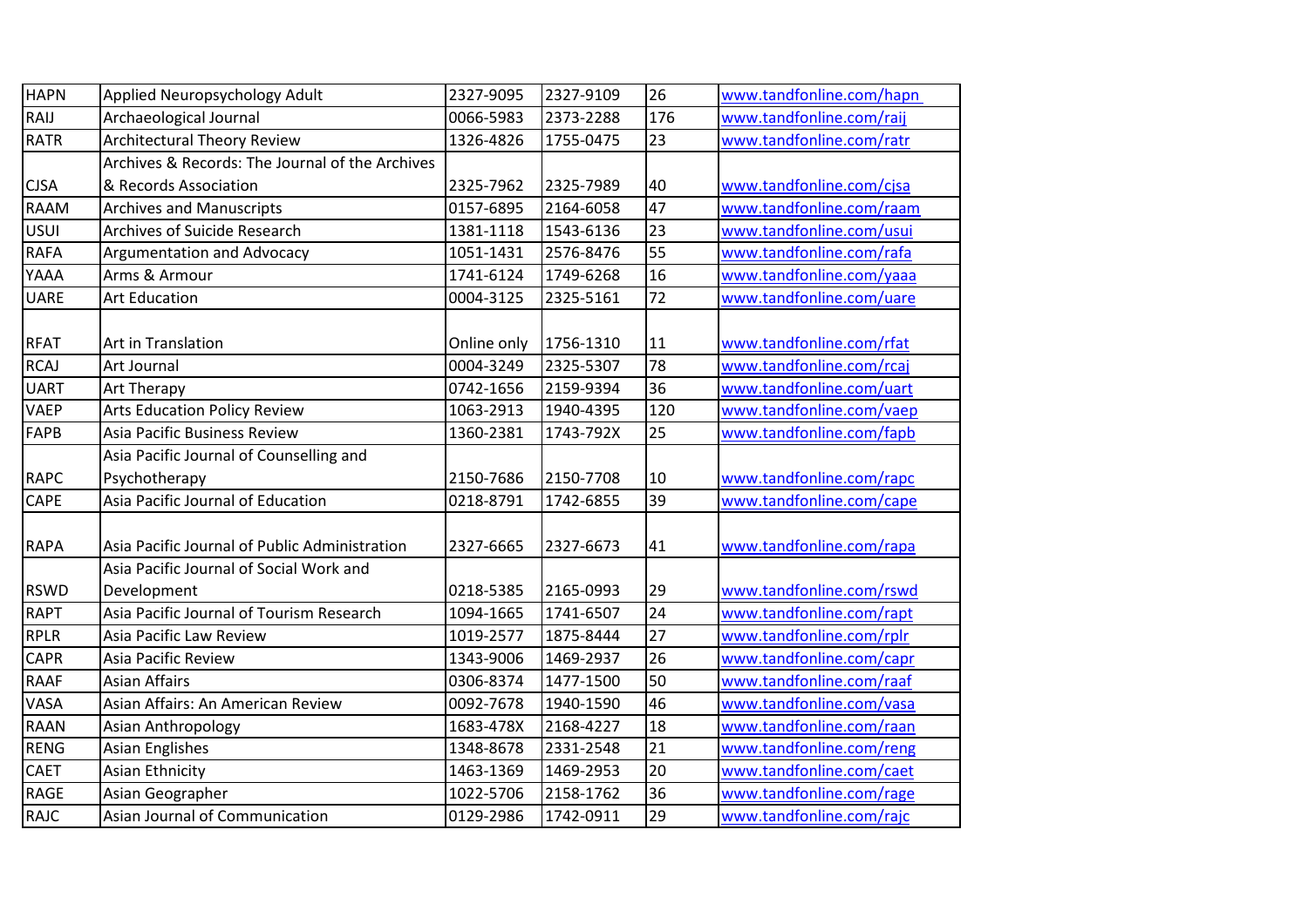| HAPN | Applied Neuropsychology Adult | 2327-9095 | 2327-9109 | 26 | www.tandfonline.com/hapn |
|---|---|---|---|---|---|
| RAIJ | Archaeological Journal | 0066-5983 | 2373-2288 | 176 | www.tandfonline.com/raij |
| RATR | Architectural Theory Review | 1326-4826 | 1755-0475 | 23 | www.tandfonline.com/ratr |
| CJSA | Archives & Records: The Journal of the Archives & Records Association | 2325-7962 | 2325-7989 | 40 | www.tandfonline.com/cjsa |
| RAAM | Archives and Manuscripts | 0157-6895 | 2164-6058 | 47 | www.tandfonline.com/raam |
| USUI | Archives of Suicide Research | 1381-1118 | 1543-6136 | 23 | www.tandfonline.com/usui |
| RAFA | Argumentation and Advocacy | 1051-1431 | 2576-8476 | 55 | www.tandfonline.com/rafa |
| YAAA | Arms & Armour | 1741-6124 | 1749-6268 | 16 | www.tandfonline.com/yaaa |
| UARE | Art Education | 0004-3125 | 2325-5161 | 72 | www.tandfonline.com/uare |
| RFAT | Art in Translation | Online only | 1756-1310 | 11 | www.tandfonline.com/rfat |
| RCAJ | Art Journal | 0004-3249 | 2325-5307 | 78 | www.tandfonline.com/rcaj |
| UART | Art Therapy | 0742-1656 | 2159-9394 | 36 | www.tandfonline.com/uart |
| VAEP | Arts Education Policy Review | 1063-2913 | 1940-4395 | 120 | www.tandfonline.com/vaep |
| FAPB | Asia Pacific Business Review | 1360-2381 | 1743-792X | 25 | www.tandfonline.com/fapb |
| RAPC | Asia Pacific Journal of Counselling and Psychotherapy | 2150-7686 | 2150-7708 | 10 | www.tandfonline.com/rapc |
| CAPE | Asia Pacific Journal of Education | 0218-8791 | 1742-6855 | 39 | www.tandfonline.com/cape |
| RAPA | Asia Pacific Journal of Public Administration | 2327-6665 | 2327-6673 | 41 | www.tandfonline.com/rapa |
| RSWD | Asia Pacific Journal of Social Work and Development | 0218-5385 | 2165-0993 | 29 | www.tandfonline.com/rswd |
| RAPT | Asia Pacific Journal of Tourism Research | 1094-1665 | 1741-6507 | 24 | www.tandfonline.com/rapt |
| RPLR | Asia Pacific Law Review | 1019-2577 | 1875-8444 | 27 | www.tandfonline.com/rplr |
| CAPR | Asia Pacific Review | 1343-9006 | 1469-2937 | 26 | www.tandfonline.com/capr |
| RAAF | Asian Affairs | 0306-8374 | 1477-1500 | 50 | www.tandfonline.com/raaf |
| VASA | Asian Affairs: An American Review | 0092-7678 | 1940-1590 | 46 | www.tandfonline.com/vasa |
| RAAN | Asian Anthropology | 1683-478X | 2168-4227 | 18 | www.tandfonline.com/raan |
| RENG | Asian Englishes | 1348-8678 | 2331-2548 | 21 | www.tandfonline.com/reng |
| CAET | Asian Ethnicity | 1463-1369 | 1469-2953 | 20 | www.tandfonline.com/caet |
| RAGE | Asian Geographer | 1022-5706 | 2158-1762 | 36 | www.tandfonline.com/rage |
| RAJC | Asian Journal of Communication | 0129-2986 | 1742-0911 | 29 | www.tandfonline.com/rajc |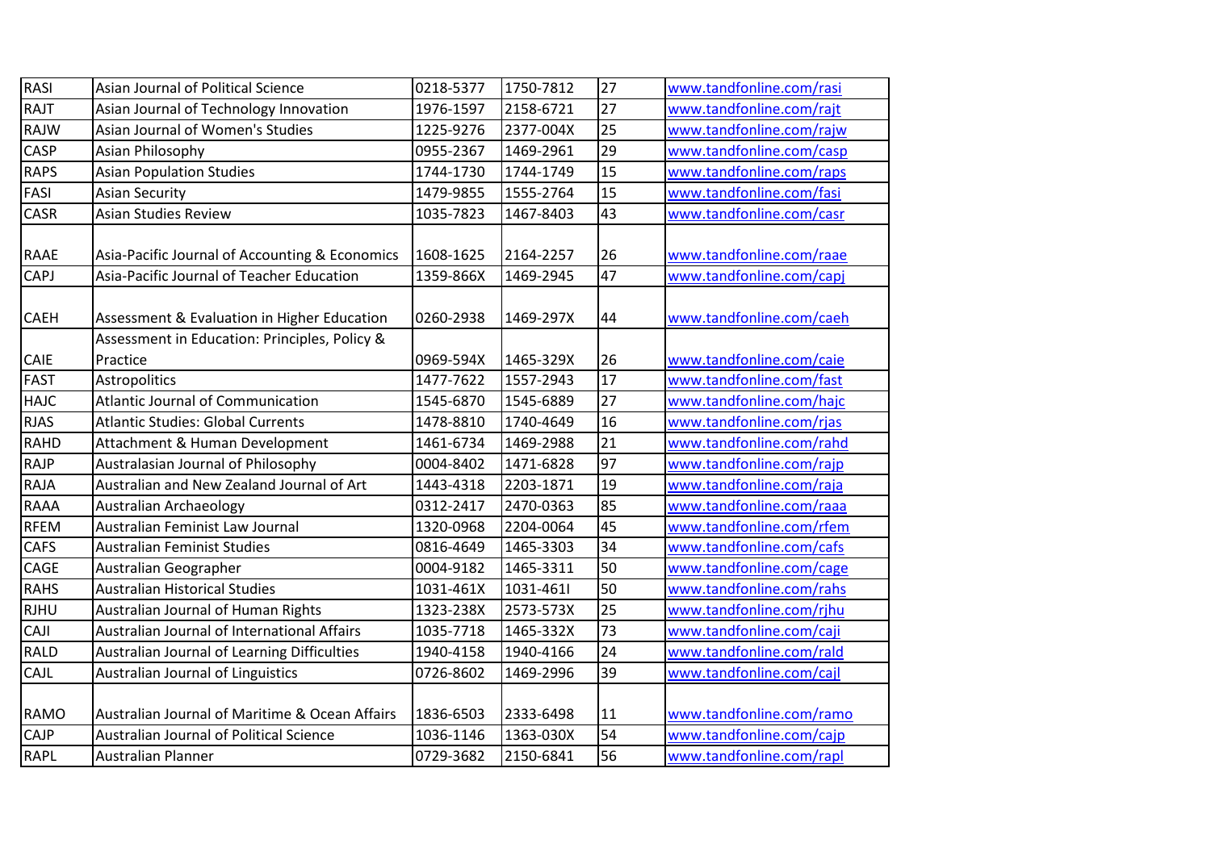| | | | | | |
|---|---|---|---|---|---|
| RASI | Asian Journal of Political Science | 0218-5377 | 1750-7812 | 27 | www.tandfonline.com/rasi |
| RAJT | Asian Journal of Technology Innovation | 1976-1597 | 2158-6721 | 27 | www.tandfonline.com/rajt |
| RAJW | Asian Journal of Women's Studies | 1225-9276 | 2377-004X | 25 | www.tandfonline.com/rajw |
| CASP | Asian Philosophy | 0955-2367 | 1469-2961 | 29 | www.tandfonline.com/casp |
| RAPS | Asian Population Studies | 1744-1730 | 1744-1749 | 15 | www.tandfonline.com/raps |
| FASI | Asian Security | 1479-9855 | 1555-2764 | 15 | www.tandfonline.com/fasi |
| CASR | Asian Studies Review | 1035-7823 | 1467-8403 | 43 | www.tandfonline.com/casr |
| RAAE | Asia-Pacific Journal of Accounting & Economics | 1608-1625 | 2164-2257 | 26 | www.tandfonline.com/raae |
| CAPJ | Asia-Pacific Journal of Teacher Education | 1359-866X | 1469-2945 | 47 | www.tandfonline.com/capj |
| CAEH | Assessment & Evaluation in Higher Education | 0260-2938 | 1469-297X | 44 | www.tandfonline.com/caeh |
| CAIE | Assessment in Education: Principles, Policy & Practice | 0969-594X | 1465-329X | 26 | www.tandfonline.com/caie |
| FAST | Astropolitics | 1477-7622 | 1557-2943 | 17 | www.tandfonline.com/fast |
| HAJC | Atlantic Journal of Communication | 1545-6870 | 1545-6889 | 27 | www.tandfonline.com/hajc |
| RJAS | Atlantic Studies: Global Currents | 1478-8810 | 1740-4649 | 16 | www.tandfonline.com/rjas |
| RAHD | Attachment & Human Development | 1461-6734 | 1469-2988 | 21 | www.tandfonline.com/rahd |
| RAJP | Australasian Journal of Philosophy | 0004-8402 | 1471-6828 | 97 | www.tandfonline.com/rajp |
| RAJA | Australian and New Zealand Journal of Art | 1443-4318 | 2203-1871 | 19 | www.tandfonline.com/raja |
| RAAA | Australian Archaeology | 0312-2417 | 2470-0363 | 85 | www.tandfonline.com/raaa |
| RFEM | Australian Feminist Law Journal | 1320-0968 | 2204-0064 | 45 | www.tandfonline.com/rfem |
| CAFS | Australian Feminist Studies | 0816-4649 | 1465-3303 | 34 | www.tandfonline.com/cafs |
| CAGE | Australian Geographer | 0004-9182 | 1465-3311 | 50 | www.tandfonline.com/cage |
| RAHS | Australian Historical Studies | 1031-461X | 1031-461I | 50 | www.tandfonline.com/rahs |
| RJHU | Australian Journal of Human Rights | 1323-238X | 2573-573X | 25 | www.tandfonline.com/rjhu |
| CAJI | Australian Journal of International Affairs | 1035-7718 | 1465-332X | 73 | www.tandfonline.com/caji |
| RALD | Australian Journal of Learning Difficulties | 1940-4158 | 1940-4166 | 24 | www.tandfonline.com/rald |
| CAJL | Australian Journal of Linguistics | 0726-8602 | 1469-2996 | 39 | www.tandfonline.com/cajl |
| RAMO | Australian Journal of Maritime & Ocean Affairs | 1836-6503 | 2333-6498 | 11 | www.tandfonline.com/ramo |
| CAJP | Australian Journal of Political Science | 1036-1146 | 1363-030X | 54 | www.tandfonline.com/cajp |
| RAPL | Australian Planner | 0729-3682 | 2150-6841 | 56 | www.tandfonline.com/rapl |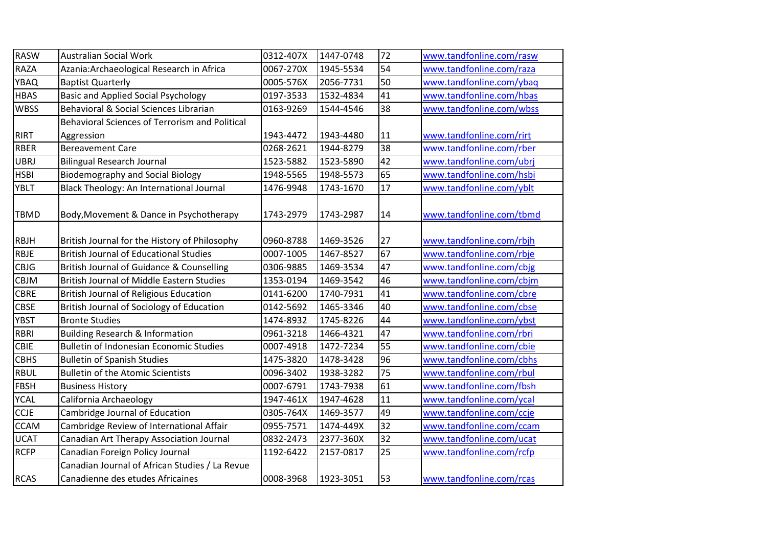| RASW | Australian Social Work | 0312-407X | 1447-0748 | 72 | www.tandfonline.com/rasw |
|---|---|---|---|---|---|
| RAZA | Azania:Archaeological Research in Africa | 0067-270X | 1945-5534 | 54 | www.tandfonline.com/raza |
| YBAQ | Baptist Quarterly | 0005-576X | 2056-7731 | 50 | www.tandfonline.com/ybaq |
| HBAS | Basic and Applied Social Psychology | 0197-3533 | 1532-4834 | 41 | www.tandfonline.com/hbas |
| WBSS | Behavioral & Social Sciences Librarian | 0163-9269 | 1544-4546 | 38 | www.tandfonline.com/wbss |
| RIRT | Behavioral Sciences of Terrorism and Political Aggression | 1943-4472 | 1943-4480 | 11 | www.tandfonline.com/rirt |
| RBER | Bereavement Care | 0268-2621 | 1944-8279 | 38 | www.tandfonline.com/rber |
| UBRJ | Bilingual Research Journal | 1523-5882 | 1523-5890 | 42 | www.tandfonline.com/ubrj |
| HSBI | Biodemography and Social Biology | 1948-5565 | 1948-5573 | 65 | www.tandfonline.com/hsbi |
| YBLT | Black Theology: An International Journal | 1476-9948 | 1743-1670 | 17 | www.tandfonline.com/yblt |
| TBMD | Body,Movement & Dance in Psychotherapy | 1743-2979 | 1743-2987 | 14 | www.tandfonline.com/tbmd |
| RBJH | British Journal for the History of Philosophy | 0960-8788 | 1469-3526 | 27 | www.tandfonline.com/rbjh |
| RBJE | British Journal of Educational Studies | 0007-1005 | 1467-8527 | 67 | www.tandfonline.com/rbje |
| CBJG | British Journal of Guidance & Counselling | 0306-9885 | 1469-3534 | 47 | www.tandfonline.com/cbjg |
| CBJM | British Journal of Middle Eastern Studies | 1353-0194 | 1469-3542 | 46 | www.tandfonline.com/cbjm |
| CBRE | British Journal of Religious Education | 0141-6200 | 1740-7931 | 41 | www.tandfonline.com/cbre |
| CBSE | British Journal of Sociology of Education | 0142-5692 | 1465-3346 | 40 | www.tandfonline.com/cbse |
| YBST | Bronte Studies | 1474-8932 | 1745-8226 | 44 | www.tandfonline.com/ybst |
| RBRI | Building Research & Information | 0961-3218 | 1466-4321 | 47 | www.tandfonline.com/rbri |
| CBIE | Bulletin of Indonesian Economic Studies | 0007-4918 | 1472-7234 | 55 | www.tandfonline.com/cbie |
| CBHS | Bulletin of Spanish Studies | 1475-3820 | 1478-3428 | 96 | www.tandfonline.com/cbhs |
| RBUL | Bulletin of the Atomic Scientists | 0096-3402 | 1938-3282 | 75 | www.tandfonline.com/rbul |
| FBSH | Business History | 0007-6791 | 1743-7938 | 61 | www.tandfonline.com/fbsh |
| YCAL | California Archaeology | 1947-461X | 1947-4628 | 11 | www.tandfonline.com/ycal |
| CCJE | Cambridge Journal of Education | 0305-764X | 1469-3577 | 49 | www.tandfonline.com/ccje |
| CCAM | Cambridge Review of International Affair | 0955-7571 | 1474-449X | 32 | www.tandfonline.com/ccam |
| UCAT | Canadian Art Therapy Association Journal | 0832-2473 | 2377-360X | 32 | www.tandfonline.com/ucat |
| RCFP | Canadian Foreign Policy Journal | 1192-6422 | 2157-0817 | 25 | www.tandfonline.com/rcfp |
| RCAS | Canadian Journal of African Studies / La Revue Canadienne des etudes Africaines | 0008-3968 | 1923-3051 | 53 | www.tandfonline.com/rcas |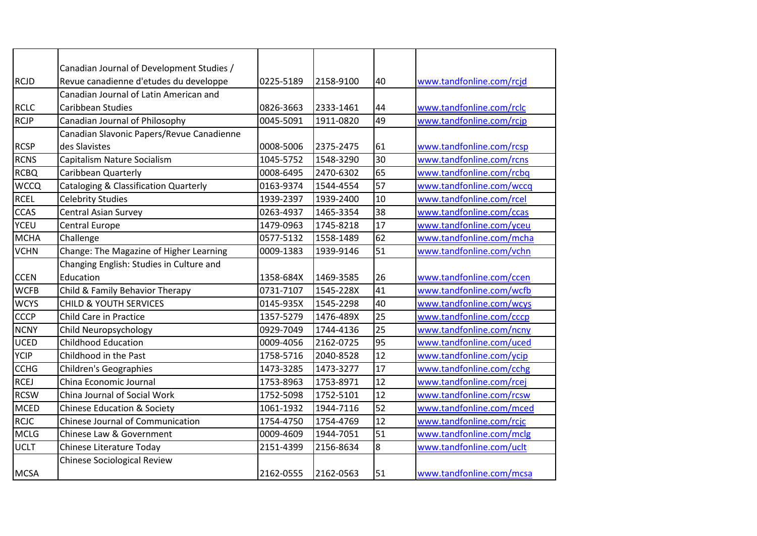|  |  |  |  |  |  |
|---|---|---|---|---|---|
| RCJD | Canadian Journal of Development Studies / Revue canadienne d'etudes du developpe | 0225-5189 | 2158-9100 | 40 | www.tandfonline.com/rcjd |
| RCLC | Canadian Journal of Latin American and Caribbean Studies | 0826-3663 | 2333-1461 | 44 | www.tandfonline.com/rclc |
| RCJP | Canadian Journal of Philosophy | 0045-5091 | 1911-0820 | 49 | www.tandfonline.com/rcjp |
| RCSP | Canadian Slavonic Papers/Revue Canadienne des Slavistes | 0008-5006 | 2375-2475 | 61 | www.tandfonline.com/rcsp |
| RCNS | Capitalism Nature Socialism | 1045-5752 | 1548-3290 | 30 | www.tandfonline.com/rcns |
| RCBQ | Caribbean Quarterly | 0008-6495 | 2470-6302 | 65 | www.tandfonline.com/rcbq |
| WCCQ | Cataloging & Classification Quarterly | 0163-9374 | 1544-4554 | 57 | www.tandfonline.com/wccq |
| RCEL | Celebrity Studies | 1939-2397 | 1939-2400 | 10 | www.tandfonline.com/rcel |
| CCAS | Central Asian Survey | 0263-4937 | 1465-3354 | 38 | www.tandfonline.com/ccas |
| YCEU | Central Europe | 1479-0963 | 1745-8218 | 17 | www.tandfonline.com/yceu |
| MCHA | Challenge | 0577-5132 | 1558-1489 | 62 | www.tandfonline.com/mcha |
| VCHN | Change: The Magazine of Higher Learning | 0009-1383 | 1939-9146 | 51 | www.tandfonline.com/vchn |
| CCEN | Changing English: Studies in Culture and Education | 1358-684X | 1469-3585 | 26 | www.tandfonline.com/ccen |
| WCFB | Child & Family Behavior Therapy | 0731-7107 | 1545-228X | 41 | www.tandfonline.com/wcfb |
| WCYS | CHILD & YOUTH SERVICES | 0145-935X | 1545-2298 | 40 | www.tandfonline.com/wcys |
| CCCP | Child Care in Practice | 1357-5279 | 1476-489X | 25 | www.tandfonline.com/cccp |
| NCNY | Child Neuropsychology | 0929-7049 | 1744-4136 | 25 | www.tandfonline.com/ncny |
| UCED | Childhood Education | 0009-4056 | 2162-0725 | 95 | www.tandfonline.com/uced |
| YCIP | Childhood in the Past | 1758-5716 | 2040-8528 | 12 | www.tandfonline.com/ycip |
| CCHG | Children's Geographies | 1473-3285 | 1473-3277 | 17 | www.tandfonline.com/cchg |
| RCEJ | China Economic Journal | 1753-8963 | 1753-8971 | 12 | www.tandfonline.com/rcej |
| RCSW | China Journal of Social Work | 1752-5098 | 1752-5101 | 12 | www.tandfonline.com/rcsw |
| MCED | Chinese Education & Society | 1061-1932 | 1944-7116 | 52 | www.tandfonline.com/mced |
| RCJC | Chinese Journal of Communication | 1754-4750 | 1754-4769 | 12 | www.tandfonline.com/rcjc |
| MCLG | Chinese Law & Government | 0009-4609 | 1944-7051 | 51 | www.tandfonline.com/mclg |
| UCLT | Chinese Literature Today | 2151-4399 | 2156-8634 | 8 | www.tandfonline.com/uclt |
| MCSA | Chinese Sociological Review | 2162-0555 | 2162-0563 | 51 | www.tandfonline.com/mcsa |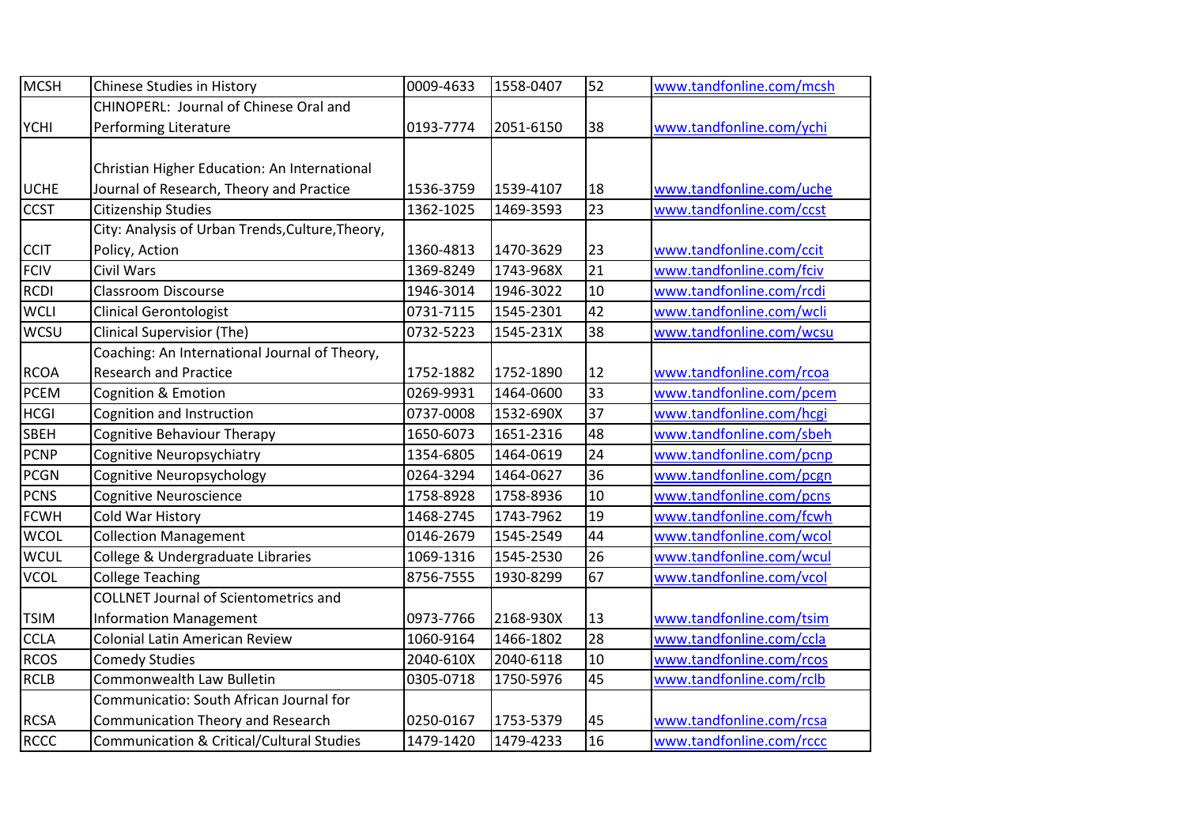| MCSH | Chinese Studies in History | 0009-4633 | 1558-0407 | 52 | www.tandfonline.com/mcsh |
|---|---|---|---|---|---|
| YCHI | CHINOPERL: Journal of Chinese Oral and Performing Literature | 0193-7774 | 2051-6150 | 38 | www.tandfonline.com/ychi |
| UCHE | Christian Higher Education: An International Journal of Research, Theory and Practice | 1536-3759 | 1539-4107 | 18 | www.tandfonline.com/uche |
| CCST | Citizenship Studies | 1362-1025 | 1469-3593 | 23 | www.tandfonline.com/ccst |
| CCIT | City: Analysis of Urban Trends,Culture,Theory, Policy, Action | 1360-4813 | 1470-3629 | 23 | www.tandfonline.com/ccit |
| FCIV | Civil Wars | 1369-8249 | 1743-968X | 21 | www.tandfonline.com/fciv |
| RCDI | Classroom Discourse | 1946-3014 | 1946-3022 | 10 | www.tandfonline.com/rcdi |
| WCLI | Clinical Gerontologist | 0731-7115 | 1545-2301 | 42 | www.tandfonline.com/wcli |
| WCSU | Clinical Supervisor (The) | 0732-5223 | 1545-231X | 38 | www.tandfonline.com/wcsu |
| RCOA | Coaching: An International Journal of Theory, Research and Practice | 1752-1882 | 1752-1890 | 12 | www.tandfonline.com/rcoa |
| PCEM | Cognition & Emotion | 0269-9931 | 1464-0600 | 33 | www.tandfonline.com/pcem |
| HCGI | Cognition and Instruction | 0737-0008 | 1532-690X | 37 | www.tandfonline.com/hcgi |
| SBEH | Cognitive Behaviour Therapy | 1650-6073 | 1651-2316 | 48 | www.tandfonline.com/sbeh |
| PCNP | Cognitive Neuropsychiatry | 1354-6805 | 1464-0619 | 24 | www.tandfonline.com/pcnp |
| PCGN | Cognitive Neuropsychology | 0264-3294 | 1464-0627 | 36 | www.tandfonline.com/pcgn |
| PCNS | Cognitive Neuroscience | 1758-8928 | 1758-8936 | 10 | www.tandfonline.com/pcns |
| FCWH | Cold War History | 1468-2745 | 1743-7962 | 19 | www.tandfonline.com/fcwh |
| WCOL | Collection Management | 0146-2679 | 1545-2549 | 44 | www.tandfonline.com/wcol |
| WCUL | College & Undergraduate Libraries | 1069-1316 | 1545-2530 | 26 | www.tandfonline.com/wcul |
| VCOL | College Teaching | 8756-7555 | 1930-8299 | 67 | www.tandfonline.com/vcol |
| TSIM | COLLNET Journal of Scientometrics and Information Management | 0973-7766 | 2168-930X | 13 | www.tandfonline.com/tsim |
| CCLA | Colonial Latin American Review | 1060-9164 | 1466-1802 | 28 | www.tandfonline.com/ccla |
| RCOS | Comedy Studies | 2040-610X | 2040-6118 | 10 | www.tandfonline.com/rcos |
| RCLB | Commonwealth Law Bulletin | 0305-0718 | 1750-5976 | 45 | www.tandfonline.com/rclb |
| RCSA | Communicatio: South African Journal for Communication Theory and Research | 0250-0167 | 1753-5379 | 45 | www.tandfonline.com/rcsa |
| RCCC | Communication & Critical/Cultural Studies | 1479-1420 | 1479-4233 | 16 | www.tandfonline.com/rccc |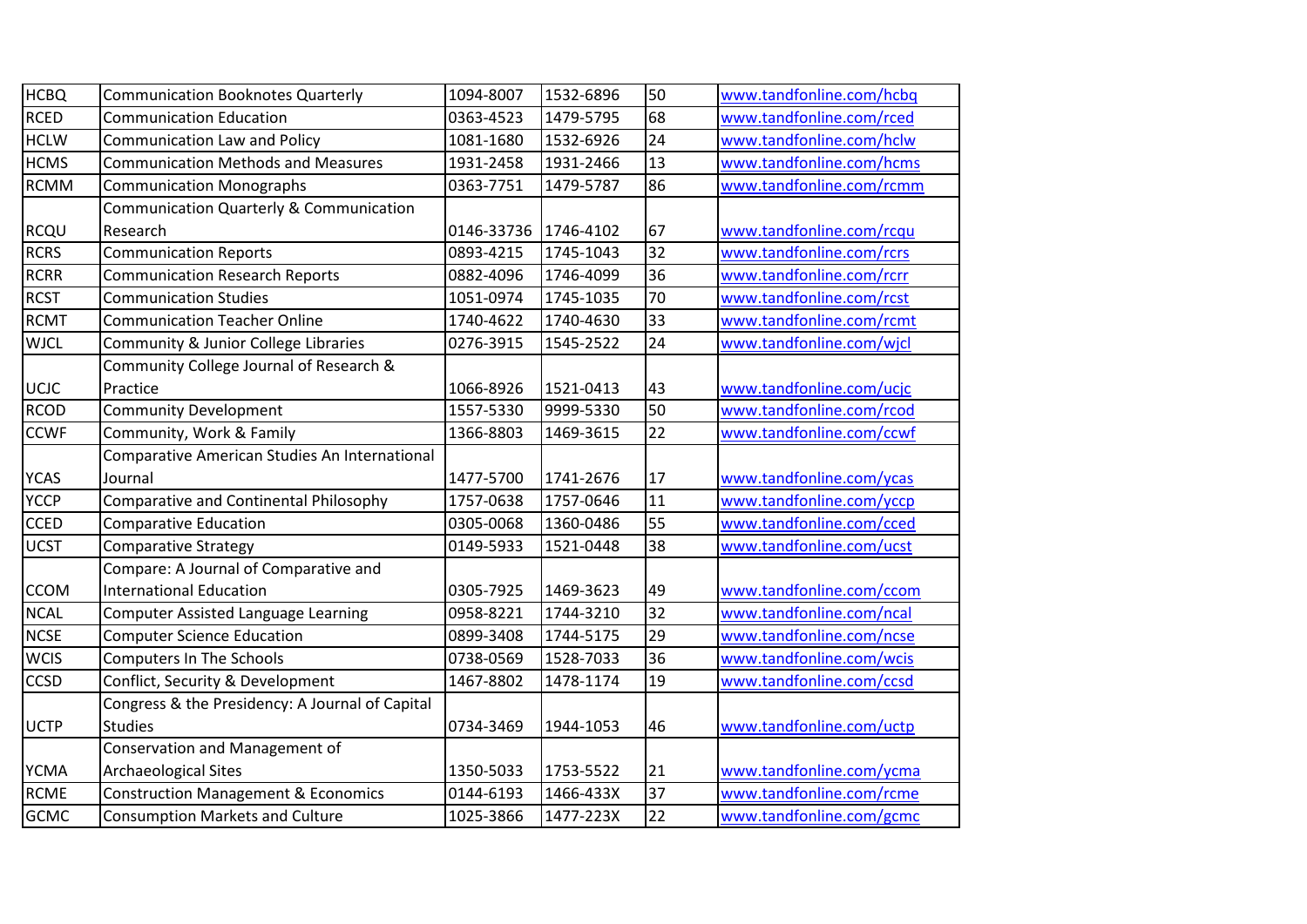| HCBQ | Communication Booknotes Quarterly | 1094-8007 | 1532-6896 | 50 | www.tandfonline.com/hcbq |
|---|---|---|---|---|---|
| RCED | Communication Education | 0363-4523 | 1479-5795 | 68 | www.tandfonline.com/rced |
| HCLW | Communication Law and Policy | 1081-1680 | 1532-6926 | 24 | www.tandfonline.com/hclw |
| HCMS | Communication Methods and Measures | 1931-2458 | 1931-2466 | 13 | www.tandfonline.com/hcms |
| RCMM | Communication Monographs | 0363-7751 | 1479-5787 | 86 | www.tandfonline.com/rcmm |
| RCQU | Communication Quarterly & Communication Research | 0146-33736 | 1746-4102 | 67 | www.tandfonline.com/rcqu |
| RCRS | Communication Reports | 0893-4215 | 1745-1043 | 32 | www.tandfonline.com/rcrs |
| RCRR | Communication Research Reports | 0882-4096 | 1746-4099 | 36 | www.tandfonline.com/rcrr |
| RCST | Communication Studies | 1051-0974 | 1745-1035 | 70 | www.tandfonline.com/rcst |
| RCMT | Communication Teacher Online | 1740-4622 | 1740-4630 | 33 | www.tandfonline.com/rcmt |
| WJCL | Community & Junior College Libraries | 0276-3915 | 1545-2522 | 24 | www.tandfonline.com/wjcl |
| UCJC | Community College Journal of Research & Practice | 1066-8926 | 1521-0413 | 43 | www.tandfonline.com/ucjc |
| RCOD | Community Development | 1557-5330 | 9999-5330 | 50 | www.tandfonline.com/rcod |
| CCWF | Community, Work & Family | 1366-8803 | 1469-3615 | 22 | www.tandfonline.com/ccwf |
| YCAS | Comparative American Studies An International Journal | 1477-5700 | 1741-2676 | 17 | www.tandfonline.com/ycas |
| YCCP | Comparative and Continental Philosophy | 1757-0638 | 1757-0646 | 11 | www.tandfonline.com/yccp |
| CCED | Comparative Education | 0305-0068 | 1360-0486 | 55 | www.tandfonline.com/cced |
| UCST | Comparative Strategy | 0149-5933 | 1521-0448 | 38 | www.tandfonline.com/ucst |
| CCOM | Compare: A Journal of Comparative and International Education | 0305-7925 | 1469-3623 | 49 | www.tandfonline.com/ccom |
| NCAL | Computer Assisted Language Learning | 0958-8221 | 1744-3210 | 32 | www.tandfonline.com/ncal |
| NCSE | Computer Science Education | 0899-3408 | 1744-5175 | 29 | www.tandfonline.com/ncse |
| WCIS | Computers In The Schools | 0738-0569 | 1528-7033 | 36 | www.tandfonline.com/wcis |
| CCSD | Conflict, Security & Development | 1467-8802 | 1478-1174 | 19 | www.tandfonline.com/ccsd |
| UCTP | Congress & the Presidency: A Journal of Capital Studies | 0734-3469 | 1944-1053 | 46 | www.tandfonline.com/uctp |
| YCMA | Conservation and Management of Archaeological Sites | 1350-5033 | 1753-5522 | 21 | www.tandfonline.com/ycma |
| RCME | Construction Management & Economics | 0144-6193 | 1466-433X | 37 | www.tandfonline.com/rcme |
| GCMC | Consumption Markets and Culture | 1025-3866 | 1477-223X | 22 | www.tandfonline.com/gcmc |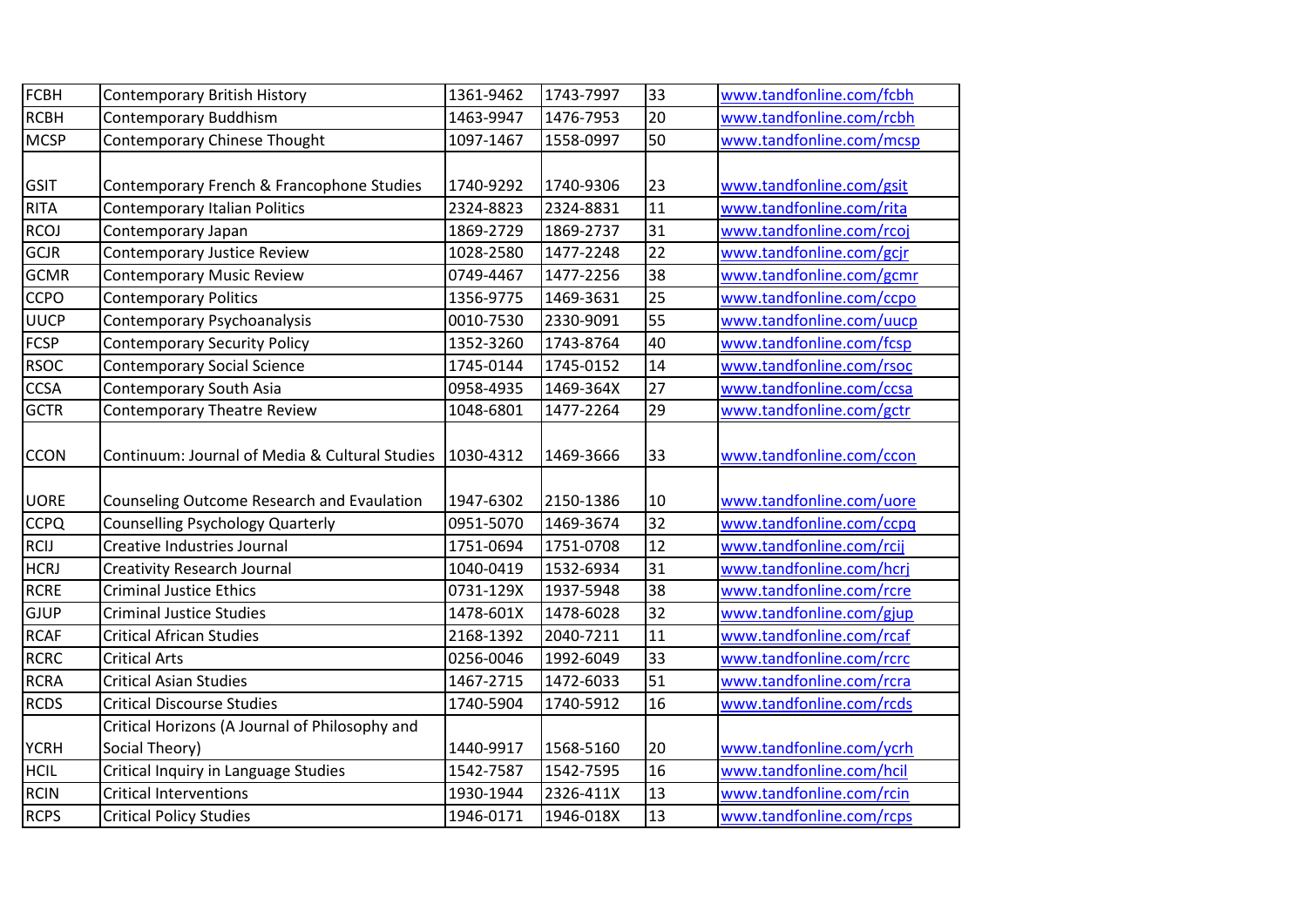| FCBH | Contemporary British History | 1361-9462 | 1743-7997 | 33 | www.tandfonline.com/fcbh |
|---|---|---|---|---|---|
| RCBH | Contemporary Buddhism | 1463-9947 | 1476-7953 | 20 | www.tandfonline.com/rcbh |
| MCSP | Contemporary Chinese Thought | 1097-1467 | 1558-0997 | 50 | www.tandfonline.com/mcsp |
| GSIT | Contemporary French & Francophone Studies | 1740-9292 | 1740-9306 | 23 | www.tandfonline.com/gsit |
| RITA | Contemporary Italian Politics | 2324-8823 | 2324-8831 | 11 | www.tandfonline.com/rita |
| RCOJ | Contemporary Japan | 1869-2729 | 1869-2737 | 31 | www.tandfonline.com/rcoj |
| GCJR | Contemporary Justice Review | 1028-2580 | 1477-2248 | 22 | www.tandfonline.com/gcjr |
| GCMR | Contemporary Music Review | 0749-4467 | 1477-2256 | 38 | www.tandfonline.com/gcmr |
| CCPO | Contemporary Politics | 1356-9775 | 1469-3631 | 25 | www.tandfonline.com/ccpo |
| UUCP | Contemporary Psychoanalysis | 0010-7530 | 2330-9091 | 55 | www.tandfonline.com/uucp |
| FCSP | Contemporary Security Policy | 1352-3260 | 1743-8764 | 40 | www.tandfonline.com/fcsp |
| RSOC | Contemporary Social Science | 1745-0144 | 1745-0152 | 14 | www.tandfonline.com/rsoc |
| CCSA | Contemporary South Asia | 0958-4935 | 1469-364X | 27 | www.tandfonline.com/ccsa |
| GCTR | Contemporary Theatre Review | 1048-6801 | 1477-2264 | 29 | www.tandfonline.com/gctr |
| CCON | Continuum: Journal of Media & Cultural Studies | 1030-4312 | 1469-3666 | 33 | www.tandfonline.com/ccon |
| UORE | Counseling Outcome Research and Evaulation | 1947-6302 | 2150-1386 | 10 | www.tandfonline.com/uore |
| CCPQ | Counselling Psychology Quarterly | 0951-5070 | 1469-3674 | 32 | www.tandfonline.com/ccpq |
| RCIJ | Creative Industries Journal | 1751-0694 | 1751-0708 | 12 | www.tandfonline.com/rcij |
| HCRJ | Creativity Research Journal | 1040-0419 | 1532-6934 | 31 | www.tandfonline.com/hcrj |
| RCRE | Criminal Justice Ethics | 0731-129X | 1937-5948 | 38 | www.tandfonline.com/rcre |
| GJUP | Criminal Justice Studies | 1478-601X | 1478-6028 | 32 | www.tandfonline.com/gjup |
| RCAF | Critical African Studies | 2168-1392 | 2040-7211 | 11 | www.tandfonline.com/rcaf |
| RCRC | Critical Arts | 0256-0046 | 1992-6049 | 33 | www.tandfonline.com/rcrc |
| RCRA | Critical Asian Studies | 1467-2715 | 1472-6033 | 51 | www.tandfonline.com/rcra |
| RCDS | Critical Discourse Studies | 1740-5904 | 1740-5912 | 16 | www.tandfonline.com/rcds |
| YCRH | Critical Horizons (A Journal of Philosophy and Social Theory) | 1440-9917 | 1568-5160 | 20 | www.tandfonline.com/ycrh |
| HCIL | Critical Inquiry in Language Studies | 1542-7587 | 1542-7595 | 16 | www.tandfonline.com/hcil |
| RCIN | Critical Interventions | 1930-1944 | 2326-411X | 13 | www.tandfonline.com/rcin |
| RCPS | Critical Policy Studies | 1946-0171 | 1946-018X | 13 | www.tandfonline.com/rcps |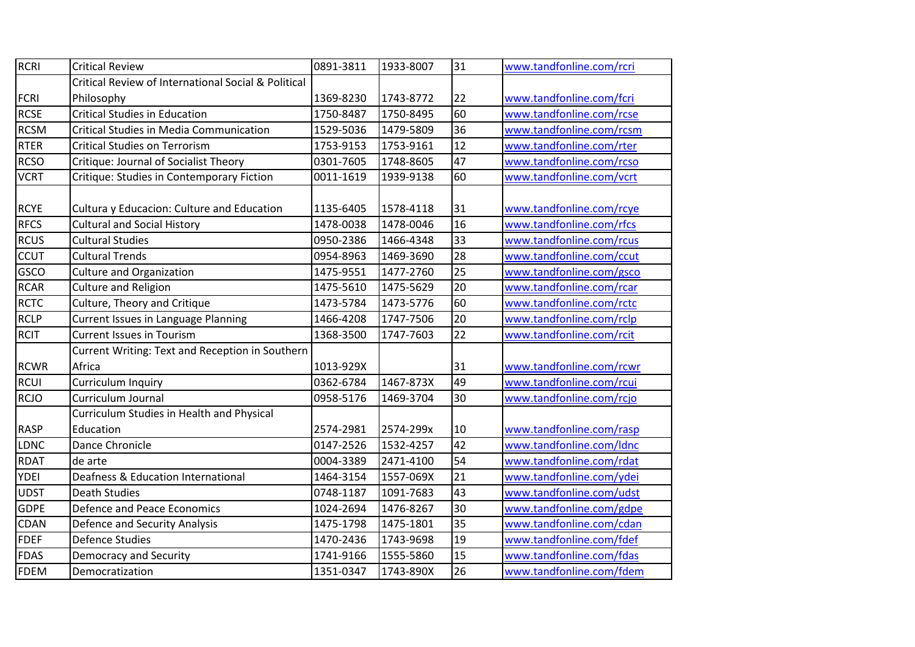| RCRI | Critical Review | 0891-3811 | 1933-8007 | 31 | www.tandfonline.com/rcri |
|---|---|---|---|---|---|
| FCRI | Critical Review of International Social & Political Philosophy | 1369-8230 | 1743-8772 | 22 | www.tandfonline.com/fcri |
| RCSE | Critical Studies in Education | 1750-8487 | 1750-8495 | 60 | www.tandfonline.com/rcse |
| RCSM | Critical Studies in Media Communication | 1529-5036 | 1479-5809 | 36 | www.tandfonline.com/rcsm |
| RTER | Critical Studies on Terrorism | 1753-9153 | 1753-9161 | 12 | www.tandfonline.com/rter |
| RCSO | Critique: Journal of Socialist Theory | 0301-7605 | 1748-8605 | 47 | www.tandfonline.com/rcso |
| VCRT | Critique: Studies in Contemporary Fiction | 0011-1619 | 1939-9138 | 60 | www.tandfonline.com/vcrt |
| RCYE | Cultura y Educacion: Culture and Education | 1135-6405 | 1578-4118 | 31 | www.tandfonline.com/rcye |
| RFCS | Cultural and Social History | 1478-0038 | 1478-0046 | 16 | www.tandfonline.com/rfcs |
| RCUS | Cultural Studies | 0950-2386 | 1466-4348 | 33 | www.tandfonline.com/rcus |
| CCUT | Cultural Trends | 0954-8963 | 1469-3690 | 28 | www.tandfonline.com/ccut |
| GSCO | Culture and Organization | 1475-9551 | 1477-2760 | 25 | www.tandfonline.com/gsco |
| RCAR | Culture and Religion | 1475-5610 | 1475-5629 | 20 | www.tandfonline.com/rcar |
| RCTC | Culture, Theory and Critique | 1473-5784 | 1473-5776 | 60 | www.tandfonline.com/rctc |
| RCLP | Current Issues in Language Planning | 1466-4208 | 1747-7506 | 20 | www.tandfonline.com/rclp |
| RCIT | Current Issues in Tourism | 1368-3500 | 1747-7603 | 22 | www.tandfonline.com/rcit |
| RCWR | Current Writing: Text and Reception in Southern Africa | 1013-929X | | 31 | www.tandfonline.com/rcwr |
| RCUI | Curriculum Inquiry | 0362-6784 | 1467-873X | 49 | www.tandfonline.com/rcui |
| RCJO | Curriculum Journal | 0958-5176 | 1469-3704 | 30 | www.tandfonline.com/rcjo |
| RASP | Curriculum Studies in Health and Physical Education | 2574-2981 | 2574-299x | 10 | www.tandfonline.com/rasp |
| LDNC | Dance Chronicle | 0147-2526 | 1532-4257 | 42 | www.tandfonline.com/ldnc |
| RDAT | de arte | 0004-3389 | 2471-4100 | 54 | www.tandfonline.com/rdat |
| YDEI | Deafness & Education International | 1464-3154 | 1557-069X | 21 | www.tandfonline.com/ydei |
| UDST | Death Studies | 0748-1187 | 1091-7683 | 43 | www.tandfonline.com/udst |
| GDPE | Defence and Peace Economics | 1024-2694 | 1476-8267 | 30 | www.tandfonline.com/gdpe |
| CDAN | Defence and Security Analysis | 1475-1798 | 1475-1801 | 35 | www.tandfonline.com/cdan |
| FDEF | Defence Studies | 1470-2436 | 1743-9698 | 19 | www.tandfonline.com/fdef |
| FDAS | Democracy and Security | 1741-9166 | 1555-5860 | 15 | www.tandfonline.com/fdas |
| FDEM | Democratization | 1351-0347 | 1743-890X | 26 | www.tandfonline.com/fdem |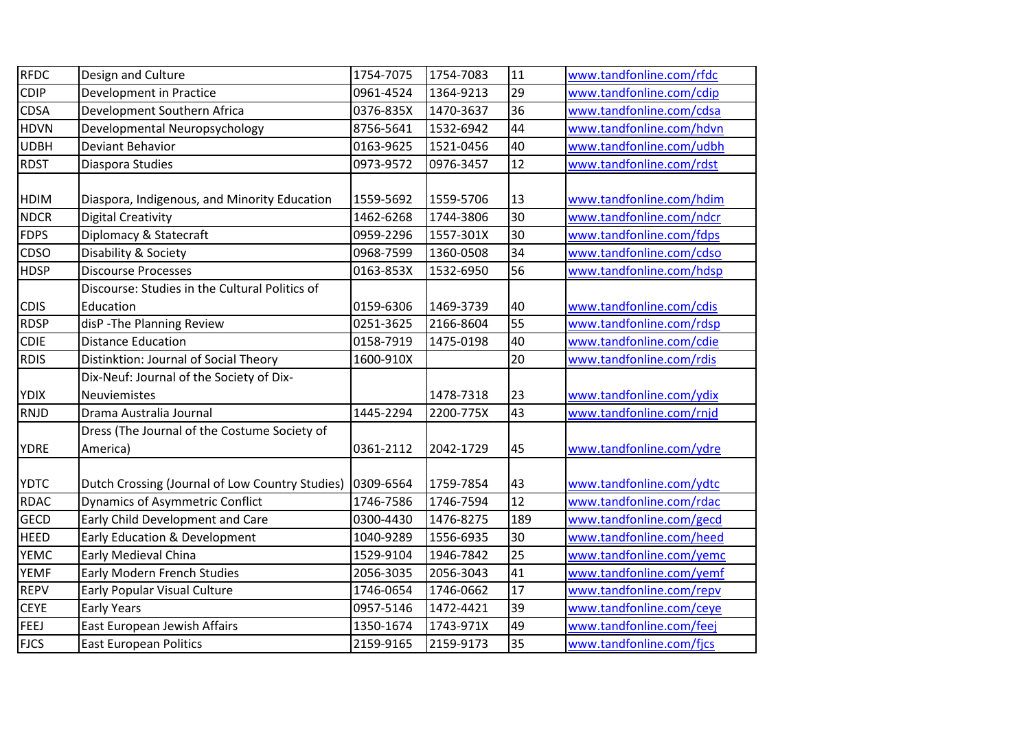| | | | | | |
|---|---|---|---|---|---|
| RFDC | Design and Culture | 1754-7075 | 1754-7083 | 11 | www.tandfonline.com/rfdc |
| CDIP | Development in Practice | 0961-4524 | 1364-9213 | 29 | www.tandfonline.com/cdip |
| CDSA | Development Southern Africa | 0376-835X | 1470-3637 | 36 | www.tandfonline.com/cdsa |
| HDVN | Developmental Neuropsychology | 8756-5641 | 1532-6942 | 44 | www.tandfonline.com/hdvn |
| UDBH | Deviant Behavior | 0163-9625 | 1521-0456 | 40 | www.tandfonline.com/udbh |
| RDST | Diaspora Studies | 0973-9572 | 0976-3457 | 12 | www.tandfonline.com/rdst |
| HDIM | Diaspora, Indigenous, and Minority Education | 1559-5692 | 1559-5706 | 13 | www.tandfonline.com/hdim |
| NDCR | Digital Creativity | 1462-6268 | 1744-3806 | 30 | www.tandfonline.com/ndcr |
| FDPS | Diplomacy & Statecraft | 0959-2296 | 1557-301X | 30 | www.tandfonline.com/fdps |
| CDSO | Disability & Society | 0968-7599 | 1360-0508 | 34 | www.tandfonline.com/cdso |
| HDSP | Discourse Processes | 0163-853X | 1532-6950 | 56 | www.tandfonline.com/hdsp |
| CDIS | Discourse: Studies in the Cultural Politics of Education | 0159-6306 | 1469-3739 | 40 | www.tandfonline.com/cdis |
| RDSP | disP -The Planning Review | 0251-3625 | 2166-8604 | 55 | www.tandfonline.com/rdsp |
| CDIE | Distance Education | 0158-7919 | 1475-0198 | 40 | www.tandfonline.com/cdie |
| RDIS | Distinktion: Journal of Social Theory | 1600-910X | | 20 | www.tandfonline.com/rdis |
| YDIX | Dix-Neuf: Journal of the Society of Dix-Neuviemistes | | 1478-7318 | 23 | www.tandfonline.com/ydix |
| RNJD | Drama Australia Journal | 1445-2294 | 2200-775X | 43 | www.tandfonline.com/rnjd |
| YDRE | Dress (The Journal of the Costume Society of America) | 0361-2112 | 2042-1729 | 45 | www.tandfonline.com/ydre |
| YDTC | Dutch Crossing (Journal of Low Country Studies) | 0309-6564 | 1759-7854 | 43 | www.tandfonline.com/ydtc |
| RDAC | Dynamics of Asymmetric Conflict | 1746-7586 | 1746-7594 | 12 | www.tandfonline.com/rdac |
| GECD | Early Child Development and Care | 0300-4430 | 1476-8275 | 189 | www.tandfonline.com/gecd |
| HEED | Early Education & Development | 1040-9289 | 1556-6935 | 30 | www.tandfonline.com/heed |
| YEMC | Early Medieval China | 1529-9104 | 1946-7842 | 25 | www.tandfonline.com/yemc |
| YEMF | Early Modern French Studies | 2056-3035 | 2056-3043 | 41 | www.tandfonline.com/yemf |
| REPV | Early Popular Visual Culture | 1746-0654 | 1746-0662 | 17 | www.tandfonline.com/repv |
| CEYE | Early Years | 0957-5146 | 1472-4421 | 39 | www.tandfonline.com/ceye |
| FEEJ | East European Jewish Affairs | 1350-1674 | 1743-971X | 49 | www.tandfonline.com/feej |
| FJCS | East European Politics | 2159-9165 | 2159-9173 | 35 | www.tandfonline.com/fjcs |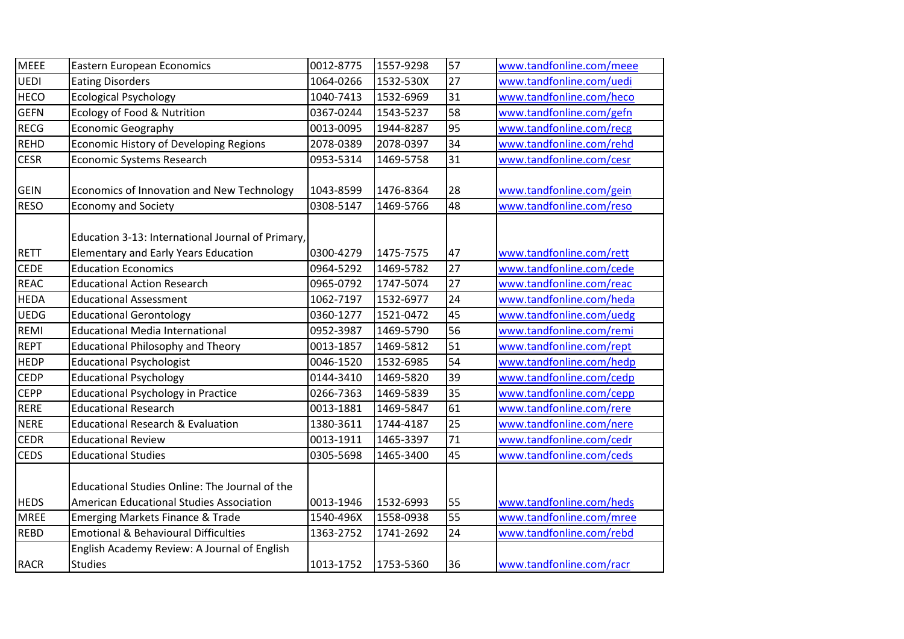| | | | | | |
|---|---|---|---|---|---|
| MEEE | Eastern European Economics | 0012-8775 | 1557-9298 | 57 | www.tandfonline.com/meee |
| UEDI | Eating Disorders | 1064-0266 | 1532-530X | 27 | www.tandfonline.com/uedi |
| HECO | Ecological Psychology | 1040-7413 | 1532-6969 | 31 | www.tandfonline.com/heco |
| GEFN | Ecology of Food & Nutrition | 0367-0244 | 1543-5237 | 58 | www.tandfonline.com/gefn |
| RECG | Economic Geography | 0013-0095 | 1944-8287 | 95 | www.tandfonline.com/recg |
| REHD | Economic History of Developing Regions | 2078-0389 | 2078-0397 | 34 | www.tandfonline.com/rehd |
| CESR | Economic Systems Research | 0953-5314 | 1469-5758 | 31 | www.tandfonline.com/cesr |
| GEIN | Economics of Innovation and New Technology | 1043-8599 | 1476-8364 | 28 | www.tandfonline.com/gein |
| RESO | Economy and Society | 0308-5147 | 1469-5766 | 48 | www.tandfonline.com/reso |
| RETT | Education 3-13: International Journal of Primary, Elementary and Early Years Education | 0300-4279 | 1475-7575 | 47 | www.tandfonline.com/rett |
| CEDE | Education Economics | 0964-5292 | 1469-5782 | 27 | www.tandfonline.com/cede |
| REAC | Educational Action Research | 0965-0792 | 1747-5074 | 27 | www.tandfonline.com/reac |
| HEDA | Educational Assessment | 1062-7197 | 1532-6977 | 24 | www.tandfonline.com/heda |
| UEDG | Educational Gerontology | 0360-1277 | 1521-0472 | 45 | www.tandfonline.com/uedg |
| REMI | Educational Media International | 0952-3987 | 1469-5790 | 56 | www.tandfonline.com/remi |
| REPT | Educational Philosophy and Theory | 0013-1857 | 1469-5812 | 51 | www.tandfonline.com/rept |
| HEDP | Educational Psychologist | 0046-1520 | 1532-6985 | 54 | www.tandfonline.com/hedp |
| CEDP | Educational Psychology | 0144-3410 | 1469-5820 | 39 | www.tandfonline.com/cedp |
| CEPP | Educational Psychology in Practice | 0266-7363 | 1469-5839 | 35 | www.tandfonline.com/cepp |
| RERE | Educational Research | 0013-1881 | 1469-5847 | 61 | www.tandfonline.com/rere |
| NERE | Educational Research & Evaluation | 1380-3611 | 1744-4187 | 25 | www.tandfonline.com/nere |
| CEDR | Educational Review | 0013-1911 | 1465-3397 | 71 | www.tandfonline.com/cedr |
| CEDS | Educational Studies | 0305-5698 | 1465-3400 | 45 | www.tandfonline.com/ceds |
| HEDS | Educational Studies Online: The Journal of the American Educational Studies Association | 0013-1946 | 1532-6993 | 55 | www.tandfonline.com/heds |
| MREE | Emerging Markets Finance & Trade | 1540-496X | 1558-0938 | 55 | www.tandfonline.com/mree |
| REBD | Emotional & Behavioural Difficulties | 1363-2752 | 1741-2692 | 24 | www.tandfonline.com/rebd |
| RACR | English Academy Review: A Journal of English Studies | 1013-1752 | 1753-5360 | 36 | www.tandfonline.com/racr |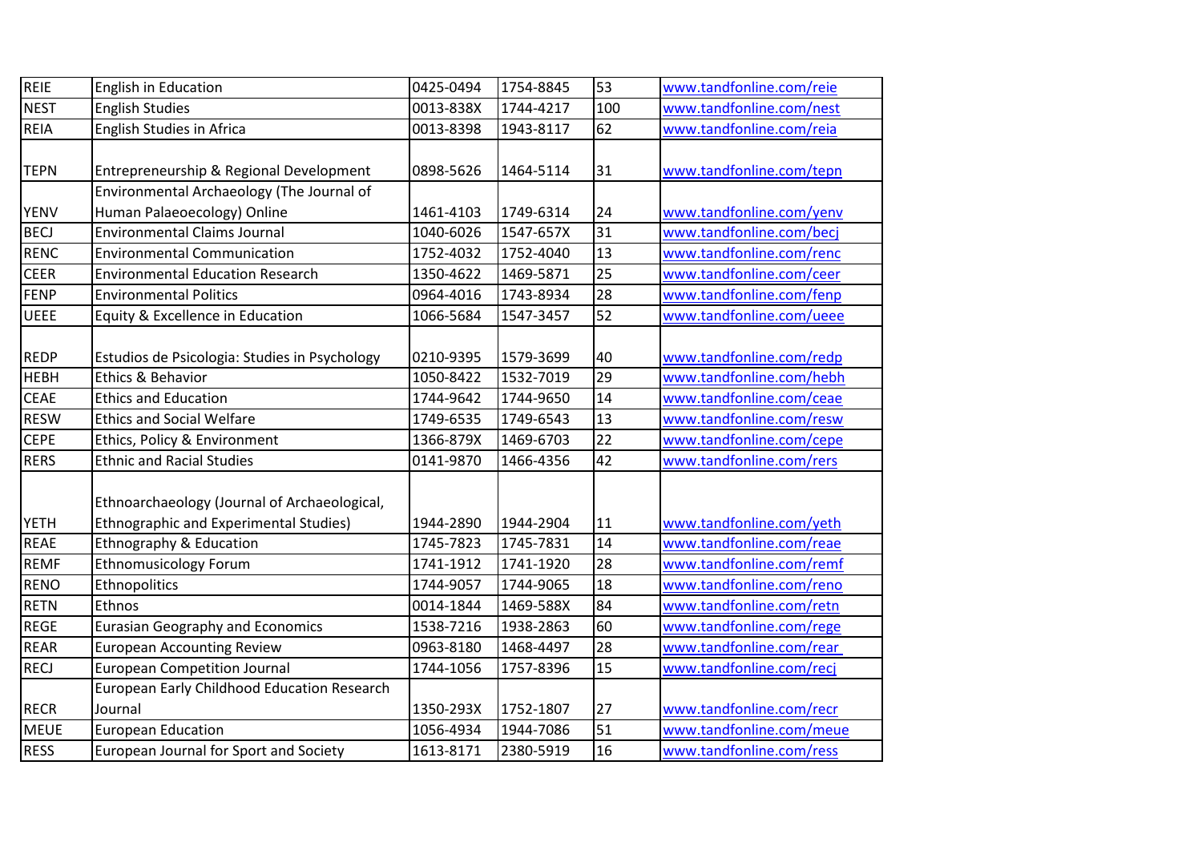| REIE | English in Education | 0425-0494 | 1754-8845 | 53 | www.tandfonline.com/reie |
|---|---|---|---|---|---|
| NEST | English Studies | 0013-838X | 1744-4217 | 100 | www.tandfonline.com/nest |
| REIA | English Studies in Africa | 0013-8398 | 1943-8117 | 62 | www.tandfonline.com/reia |
| TEPN | Entrepreneurship & Regional Development | 0898-5626 | 1464-5114 | 31 | www.tandfonline.com/tepn |
| YENV | Environmental Archaeology (The Journal of Human Palaeoecology) Online | 1461-4103 | 1749-6314 | 24 | www.tandfonline.com/yenv |
| BECJ | Environmental Claims Journal | 1040-6026 | 1547-657X | 31 | www.tandfonline.com/becj |
| RENC | Environmental Communication | 1752-4032 | 1752-4040 | 13 | www.tandfonline.com/renc |
| CEER | Environmental Education Research | 1350-4622 | 1469-5871 | 25 | www.tandfonline.com/ceer |
| FENP | Environmental Politics | 0964-4016 | 1743-8934 | 28 | www.tandfonline.com/fenp |
| UEEE | Equity & Excellence in Education | 1066-5684 | 1547-3457 | 52 | www.tandfonline.com/ueee |
| REDP | Estudios de Psicologia: Studies in Psychology | 0210-9395 | 1579-3699 | 40 | www.tandfonline.com/redp |
| HEBH | Ethics & Behavior | 1050-8422 | 1532-7019 | 29 | www.tandfonline.com/hebh |
| CEAE | Ethics and Education | 1744-9642 | 1744-9650 | 14 | www.tandfonline.com/ceae |
| RESW | Ethics and Social Welfare | 1749-6535 | 1749-6543 | 13 | www.tandfonline.com/resw |
| CEPE | Ethics, Policy & Environment | 1366-879X | 1469-6703 | 22 | www.tandfonline.com/cepe |
| RERS | Ethnic and Racial Studies | 0141-9870 | 1466-4356 | 42 | www.tandfonline.com/rers |
| YETH | Ethnoarchaeology (Journal of Archaeological, Ethnographic and Experimental Studies) | 1944-2890 | 1944-2904 | 11 | www.tandfonline.com/yeth |
| REAE | Ethnography & Education | 1745-7823 | 1745-7831 | 14 | www.tandfonline.com/reae |
| REMF | Ethnomusicology Forum | 1741-1912 | 1741-1920 | 28 | www.tandfonline.com/remf |
| RENO | Ethnopolitics | 1744-9057 | 1744-9065 | 18 | www.tandfonline.com/reno |
| RETN | Ethnos | 0014-1844 | 1469-588X | 84 | www.tandfonline.com/retn |
| REGE | Eurasian Geography and Economics | 1538-7216 | 1938-2863 | 60 | www.tandfonline.com/rege |
| REAR | European Accounting Review | 0963-8180 | 1468-4497 | 28 | www.tandfonline.com/rear |
| RECJ | European Competition Journal | 1744-1056 | 1757-8396 | 15 | www.tandfonline.com/recj |
| RECR | European Early Childhood Education Research Journal | 1350-293X | 1752-1807 | 27 | www.tandfonline.com/recr |
| MEUE | European Education | 1056-4934 | 1944-7086 | 51 | www.tandfonline.com/meue |
| RESS | European Journal for Sport and Society | 1613-8171 | 2380-5919 | 16 | www.tandfonline.com/ress |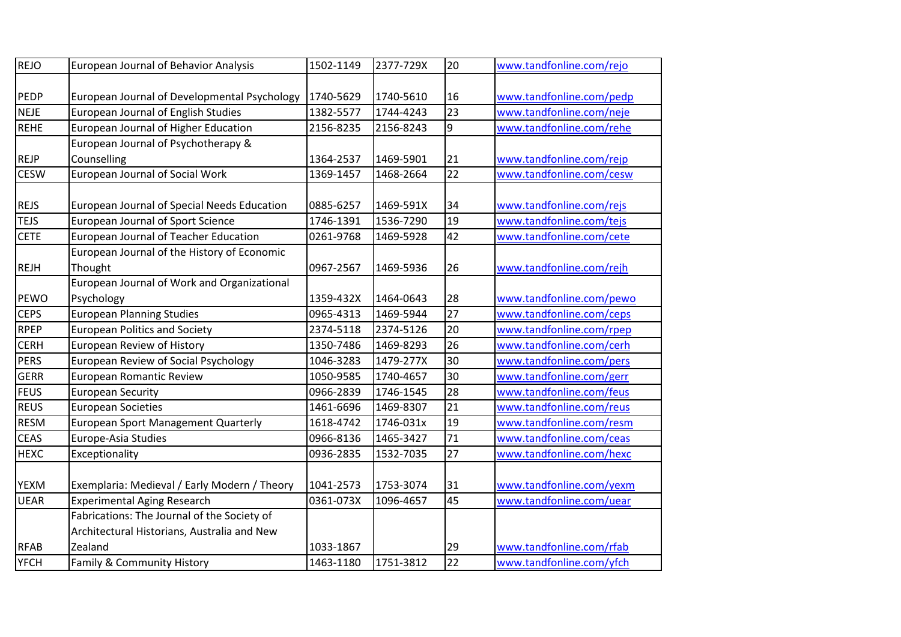| | | | | | |
|---|---|---|---|---|---|
| REJO | European Journal of Behavior Analysis | 1502-1149 | 2377-729X | 20 | www.tandfonline.com/rejo |
| PEDP | European Journal of Developmental Psychology | 1740-5629 | 1740-5610 | 16 | www.tandfonline.com/pedp |
| NEJE | European Journal of English Studies | 1382-5577 | 1744-4243 | 23 | www.tandfonline.com/neje |
| REHE | European Journal of Higher Education | 2156-8235 | 2156-8243 | 9 | www.tandfonline.com/rehe |
| REJP | European Journal of Psychotherapy & Counselling | 1364-2537 | 1469-5901 | 21 | www.tandfonline.com/rejp |
| CESW | European Journal of Social Work | 1369-1457 | 1468-2664 | 22 | www.tandfonline.com/cesw |
| REJS | European Journal of Special Needs Education | 0885-6257 | 1469-591X | 34 | www.tandfonline.com/rejs |
| TEJS | European Journal of Sport Science | 1746-1391 | 1536-7290 | 19 | www.tandfonline.com/tejs |
| CETE | European Journal of Teacher Education | 0261-9768 | 1469-5928 | 42 | www.tandfonline.com/cete |
| REJH | European Journal of the History of Economic Thought | 0967-2567 | 1469-5936 | 26 | www.tandfonline.com/rejh |
| PEWO | European Journal of Work and Organizational Psychology | 1359-432X | 1464-0643 | 28 | www.tandfonline.com/pewo |
| CEPS | European Planning Studies | 0965-4313 | 1469-5944 | 27 | www.tandfonline.com/ceps |
| RPEP | European Politics and Society | 2374-5118 | 2374-5126 | 20 | www.tandfonline.com/rpep |
| CERH | European Review of History | 1350-7486 | 1469-8293 | 26 | www.tandfonline.com/cerh |
| PERS | European Review of Social Psychology | 1046-3283 | 1479-277X | 30 | www.tandfonline.com/pers |
| GERR | European Romantic Review | 1050-9585 | 1740-4657 | 30 | www.tandfonline.com/gerr |
| FEUS | European Security | 0966-2839 | 1746-1545 | 28 | www.tandfonline.com/feus |
| REUS | European Societies | 1461-6696 | 1469-8307 | 21 | www.tandfonline.com/reus |
| RESM | European Sport Management Quarterly | 1618-4742 | 1746-031x | 19 | www.tandfonline.com/resm |
| CEAS | Europe-Asia Studies | 0966-8136 | 1465-3427 | 71 | www.tandfonline.com/ceas |
| HEXC | Exceptionality | 0936-2835 | 1532-7035 | 27 | www.tandfonline.com/hexc |
| YEXM | Exemplaria: Medieval / Early Modern / Theory | 1041-2573 | 1753-3074 | 31 | www.tandfonline.com/yexm |
| UEAR | Experimental Aging Research | 0361-073X | 1096-4657 | 45 | www.tandfonline.com/uear |
| RFAB | Fabrications: The Journal of the Society of Architectural Historians, Australia and New Zealand | 1033-1867 | | 29 | www.tandfonline.com/rfab |
| YFCH | Family & Community History | 1463-1180 | 1751-3812 | 22 | www.tandfonline.com/yfch |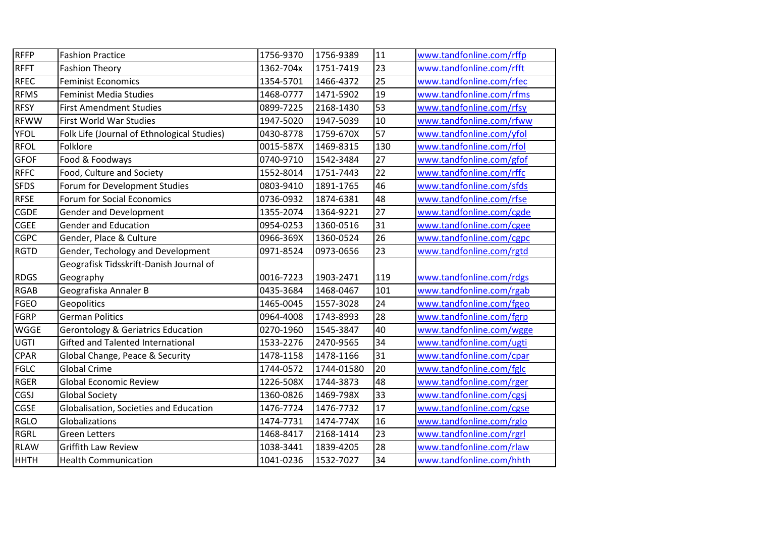| RFFP | Fashion Practice | 1756-9370 | 1756-9389 | 11 | www.tandfonline.com/rffp |
|---|---|---|---|---|---|
| RFFT | Fashion Theory | 1362-704x | 1751-7419 | 23 | www.tandfonline.com/rfft |
| RFEC | Feminist Economics | 1354-5701 | 1466-4372 | 25 | www.tandfonline.com/rfec |
| RFMS | Feminist Media Studies | 1468-0777 | 1471-5902 | 19 | www.tandfonline.com/rfms |
| RFSY | First Amendment Studies | 0899-7225 | 2168-1430 | 53 | www.tandfonline.com/rfsy |
| RFWW | First World War Studies | 1947-5020 | 1947-5039 | 10 | www.tandfonline.com/rfww |
| YFOL | Folk Life (Journal of Ethnological Studies) | 0430-8778 | 1759-670X | 57 | www.tandfonline.com/yfol |
| RFOL | Folklore | 0015-587X | 1469-8315 | 130 | www.tandfonline.com/rfol |
| GFOF | Food & Foodways | 0740-9710 | 1542-3484 | 27 | www.tandfonline.com/gfof |
| RFFC | Food, Culture and Society | 1552-8014 | 1751-7443 | 22 | www.tandfonline.com/rffc |
| SFDS | Forum for Development Studies | 0803-9410 | 1891-1765 | 46 | www.tandfonline.com/sfds |
| RFSE | Forum for Social Economics | 0736-0932 | 1874-6381 | 48 | www.tandfonline.com/rfse |
| CGDE | Gender and Development | 1355-2074 | 1364-9221 | 27 | www.tandfonline.com/cgde |
| CGEE | Gender and Education | 0954-0253 | 1360-0516 | 31 | www.tandfonline.com/cgee |
| CGPC | Gender, Place & Culture | 0966-369X | 1360-0524 | 26 | www.tandfonline.com/cgpc |
| RGTD | Gender, Techology and Development | 0971-8524 | 0973-0656 | 23 | www.tandfonline.com/rgtd |
| RDGS | Geografisk Tidsskrift-Danish Journal of Geography | 0016-7223 | 1903-2471 | 119 | www.tandfonline.com/rdgs |
| RGAB | Geografiska Annaler B | 0435-3684 | 1468-0467 | 101 | www.tandfonline.com/rgab |
| FGEO | Geopolitics | 1465-0045 | 1557-3028 | 24 | www.tandfonline.com/fgeo |
| FGRP | German Politics | 0964-4008 | 1743-8993 | 28 | www.tandfonline.com/fgrp |
| WGGE | Gerontology & Geriatrics Education | 0270-1960 | 1545-3847 | 40 | www.tandfonline.com/wgge |
| UGTI | Gifted and Talented International | 1533-2276 | 2470-9565 | 34 | www.tandfonline.com/ugti |
| CPAR | Global Change, Peace & Security | 1478-1158 | 1478-1166 | 31 | www.tandfonline.com/cpar |
| FGLC | Global Crime | 1744-0572 | 1744-01580 | 20 | www.tandfonline.com/fglc |
| RGER | Global Economic Review | 1226-508X | 1744-3873 | 48 | www.tandfonline.com/rger |
| CGSJ | Global Society | 1360-0826 | 1469-798X | 33 | www.tandfonline.com/cgsj |
| CGSE | Globalisation, Societies and Education | 1476-7724 | 1476-7732 | 17 | www.tandfonline.com/cgse |
| RGLO | Globalizations | 1474-7731 | 1474-774X | 16 | www.tandfonline.com/rglo |
| RGRL | Green Letters | 1468-8417 | 2168-1414 | 23 | www.tandfonline.com/rgrl |
| RLAW | Griffith Law Review | 1038-3441 | 1839-4205 | 28 | www.tandfonline.com/rlaw |
| HHTH | Health Communication | 1041-0236 | 1532-7027 | 34 | www.tandfonline.com/hhth |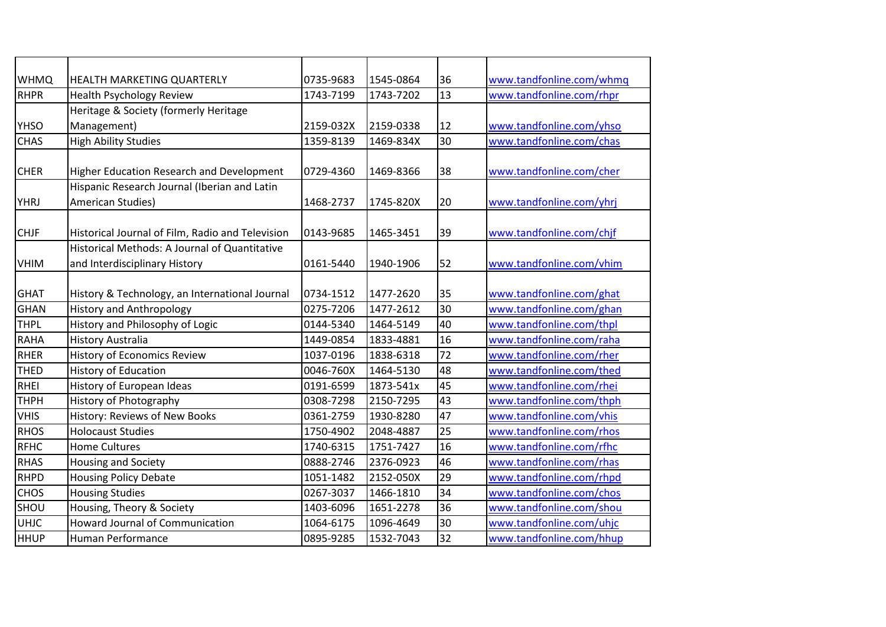| | | | | | |
|---|---|---|---|---|---|
| WHMQ | HEALTH MARKETING QUARTERLY | 0735-9683 | 1545-0864 | 36 | www.tandfonline.com/whmq |
| RHPR | Health Psychology Review | 1743-7199 | 1743-7202 | 13 | www.tandfonline.com/rhpr |
| YHSO | Heritage & Society (formerly Heritage Management) | 2159-032X | 2159-0338 | 12 | www.tandfonline.com/yhso |
| CHAS | High Ability Studies | 1359-8139 | 1469-834X | 30 | www.tandfonline.com/chas |
| CHER | Higher Education Research and Development | 0729-4360 | 1469-8366 | 38 | www.tandfonline.com/cher |
| YHRJ | Hispanic Research Journal (Iberian and Latin American Studies) | 1468-2737 | 1745-820X | 20 | www.tandfonline.com/yhrj |
| CHJF | Historical Journal of Film, Radio and Television | 0143-9685 | 1465-3451 | 39 | www.tandfonline.com/chjf |
| VHIM | Historical Methods: A Journal of Quantitative and Interdisciplinary History | 0161-5440 | 1940-1906 | 52 | www.tandfonline.com/vhim |
| GHAT | History & Technology, an International Journal | 0734-1512 | 1477-2620 | 35 | www.tandfonline.com/ghat |
| GHAN | History and Anthropology | 0275-7206 | 1477-2612 | 30 | www.tandfonline.com/ghan |
| THPL | History and Philosophy of Logic | 0144-5340 | 1464-5149 | 40 | www.tandfonline.com/thpl |
| RAHA | History Australia | 1449-0854 | 1833-4881 | 16 | www.tandfonline.com/raha |
| RHER | History of Economics Review | 1037-0196 | 1838-6318 | 72 | www.tandfonline.com/rher |
| THED | History of Education | 0046-760X | 1464-5130 | 48 | www.tandfonline.com/thed |
| RHEI | History of European Ideas | 0191-6599 | 1873-541x | 45 | www.tandfonline.com/rhei |
| THPH | History of Photography | 0308-7298 | 2150-7295 | 43 | www.tandfonline.com/thph |
| VHIS | History: Reviews of New Books | 0361-2759 | 1930-8280 | 47 | www.tandfonline.com/vhis |
| RHOS | Holocaust Studies | 1750-4902 | 2048-4887 | 25 | www.tandfonline.com/rhos |
| RFHC | Home Cultures | 1740-6315 | 1751-7427 | 16 | www.tandfonline.com/rfhc |
| RHAS | Housing and Society | 0888-2746 | 2376-0923 | 46 | www.tandfonline.com/rhas |
| RHPD | Housing Policy Debate | 1051-1482 | 2152-050X | 29 | www.tandfonline.com/rhpd |
| CHOS | Housing Studies | 0267-3037 | 1466-1810 | 34 | www.tandfonline.com/chos |
| SHOU | Housing, Theory & Society | 1403-6096 | 1651-2278 | 36 | www.tandfonline.com/shou |
| UHJC | Howard Journal of Communication | 1064-6175 | 1096-4649 | 30 | www.tandfonline.com/uhjc |
| HHUP | Human Performance | 0895-9285 | 1532-7043 | 32 | www.tandfonline.com/hhup |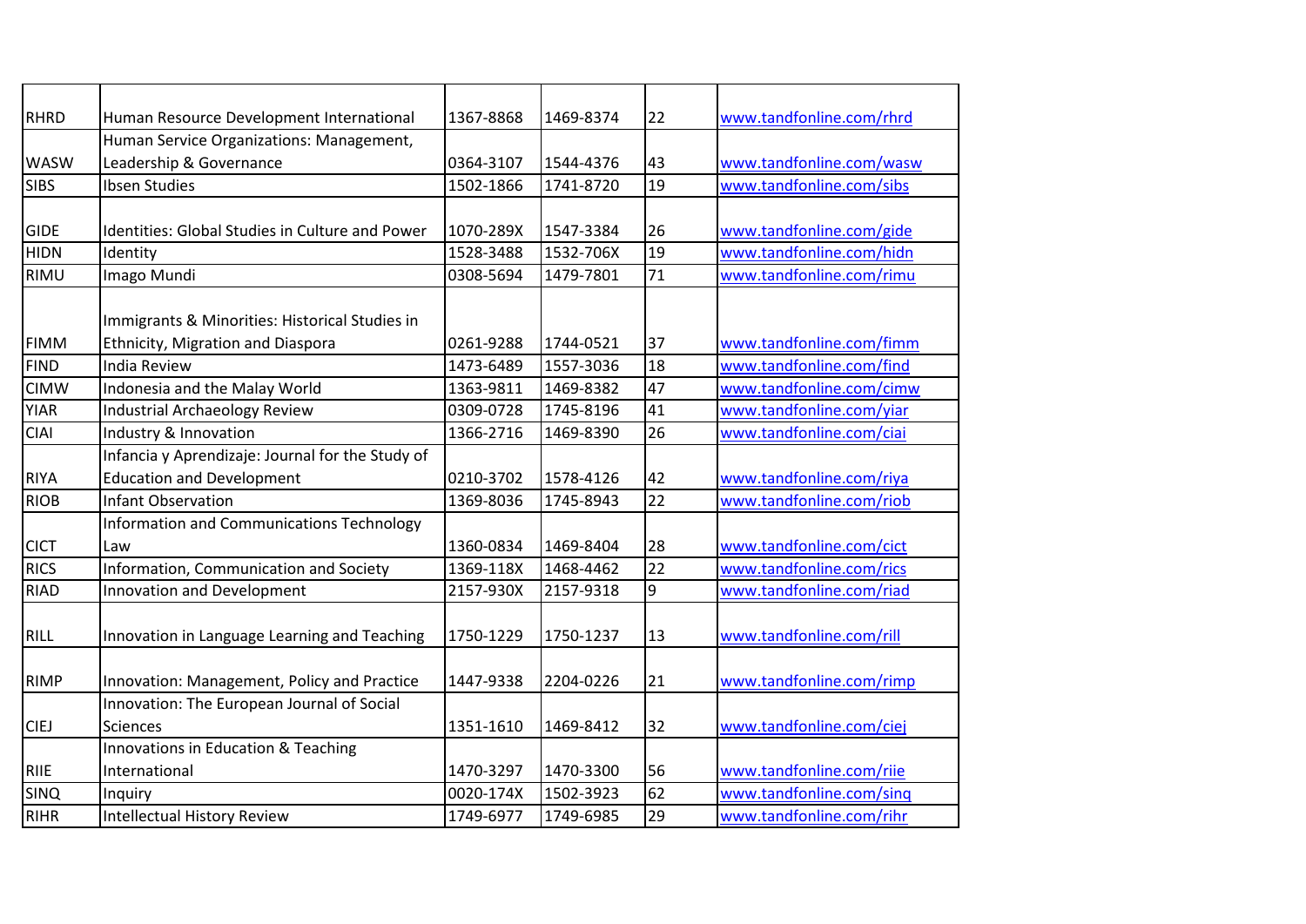| | | | | | |
|---|---|---|---|---|---|
| RHRD | Human Resource Development International | 1367-8868 | 1469-8374 | 22 | www.tandfonline.com/rhrd |
| WASW | Human Service Organizations: Management, Leadership & Governance | 0364-3107 | 1544-4376 | 43 | www.tandfonline.com/wasw |
| SIBS | Ibsen Studies | 1502-1866 | 1741-8720 | 19 | www.tandfonline.com/sibs |
| GIDE | Identities: Global Studies in Culture and Power | 1070-289X | 1547-3384 | 26 | www.tandfonline.com/gide |
| HIDN | Identity | 1528-3488 | 1532-706X | 19 | www.tandfonline.com/hidn |
| RIMU | Imago Mundi | 0308-5694 | 1479-7801 | 71 | www.tandfonline.com/rimu |
| FIMM | Immigrants & Minorities: Historical Studies in Ethnicity, Migration and Diaspora | 0261-9288 | 1744-0521 | 37 | www.tandfonline.com/fimm |
| FIND | India Review | 1473-6489 | 1557-3036 | 18 | www.tandfonline.com/find |
| CIMW | Indonesia and the Malay World | 1363-9811 | 1469-8382 | 47 | www.tandfonline.com/cimw |
| YIAR | Industrial Archaeology Review | 0309-0728 | 1745-8196 | 41 | www.tandfonline.com/yiar |
| CIAI | Industry & Innovation | 1366-2716 | 1469-8390 | 26 | www.tandfonline.com/ciai |
| RIYA | Infancia y Aprendizaje: Journal for the Study of Education and Development | 0210-3702 | 1578-4126 | 42 | www.tandfonline.com/riya |
| RIOB | Infant Observation | 1369-8036 | 1745-8943 | 22 | www.tandfonline.com/riob |
| CICT | Information and Communications Technology Law | 1360-0834 | 1469-8404 | 28 | www.tandfonline.com/cict |
| RICS | Information, Communication and Society | 1369-118X | 1468-4462 | 22 | www.tandfonline.com/rics |
| RIAD | Innovation and Development | 2157-930X | 2157-9318 | 9 | www.tandfonline.com/riad |
| RILL | Innovation in Language Learning and Teaching | 1750-1229 | 1750-1237 | 13 | www.tandfonline.com/rill |
| RIMP | Innovation: Management, Policy and Practice | 1447-9338 | 2204-0226 | 21 | www.tandfonline.com/rimp |
| CIEJ | Innovation: The European Journal of Social Sciences | 1351-1610 | 1469-8412 | 32 | www.tandfonline.com/ciej |
| RIIE | Innovations in Education & Teaching International | 1470-3297 | 1470-3300 | 56 | www.tandfonline.com/riie |
| SINQ | Inquiry | 0020-174X | 1502-3923 | 62 | www.tandfonline.com/sinq |
| RIHR | Intellectual History Review | 1749-6977 | 1749-6985 | 29 | www.tandfonline.com/rihr |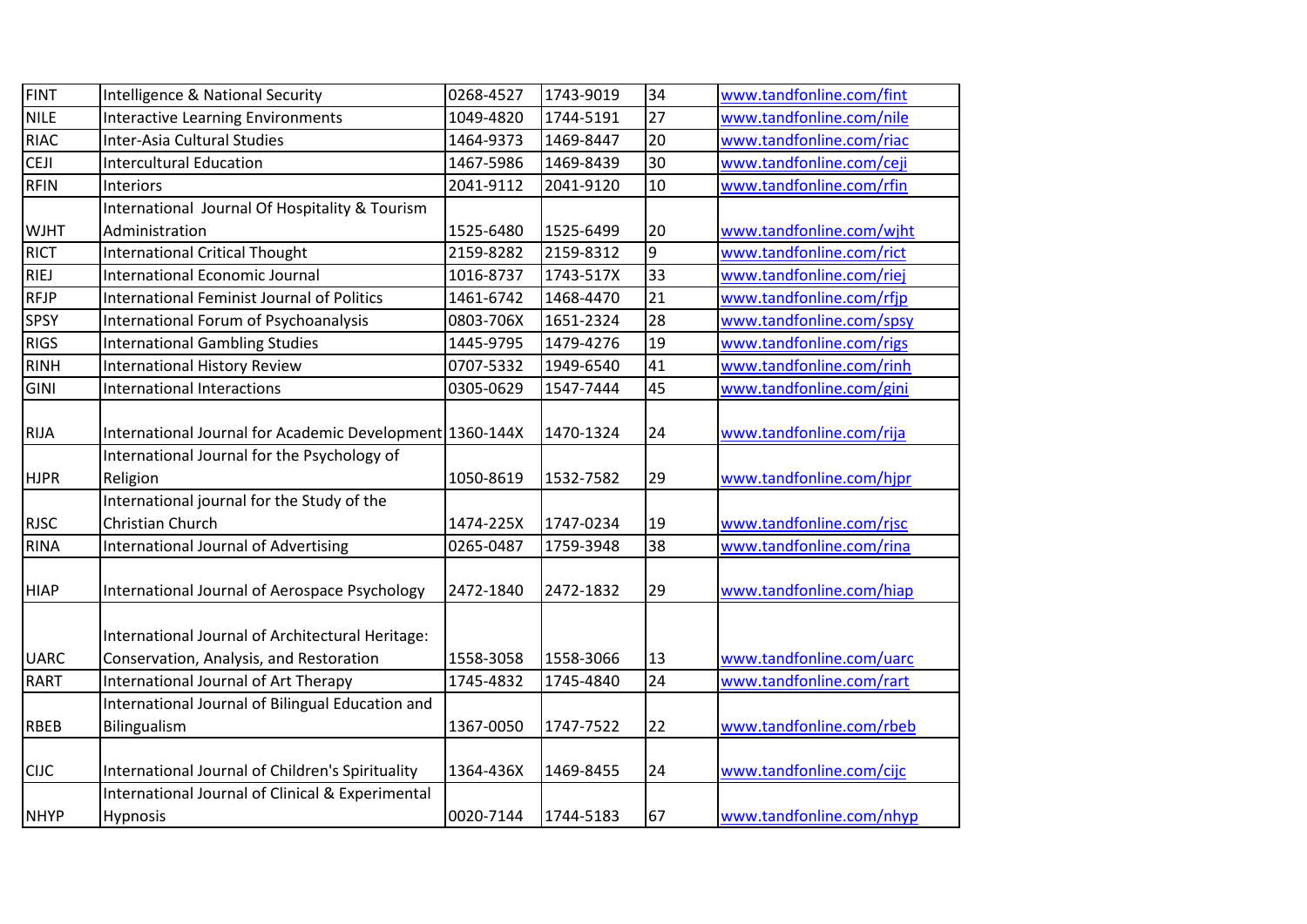| FINT | Intelligence & National Security | 0268-4527 | 1743-9019 | 34 | www.tandfonline.com/fint |
|---|---|---|---|---|---|
| NILE | Interactive Learning Environments | 1049-4820 | 1744-5191 | 27 | www.tandfonline.com/nile |
| RIAC | Inter-Asia Cultural Studies | 1464-9373 | 1469-8447 | 20 | www.tandfonline.com/riac |
| CEJI | Intercultural Education | 1467-5986 | 1469-8439 | 30 | www.tandfonline.com/ceji |
| RFIN | Interiors | 2041-9112 | 2041-9120 | 10 | www.tandfonline.com/rfin |
| WJHT | International Journal Of Hospitality & Tourism Administration | 1525-6480 | 1525-6499 | 20 | www.tandfonline.com/wjht |
| RICT | International Critical Thought | 2159-8282 | 2159-8312 | 9 | www.tandfonline.com/rict |
| RIEJ | International Economic Journal | 1016-8737 | 1743-517X | 33 | www.tandfonline.com/riej |
| RFJP | International Feminist Journal of Politics | 1461-6742 | 1468-4470 | 21 | www.tandfonline.com/rfjp |
| SPSY | International Forum of Psychoanalysis | 0803-706X | 1651-2324 | 28 | www.tandfonline.com/spsy |
| RIGS | International Gambling Studies | 1445-9795 | 1479-4276 | 19 | www.tandfonline.com/rigs |
| RINH | International History Review | 0707-5332 | 1949-6540 | 41 | www.tandfonline.com/rinh |
| GINI | International Interactions | 0305-0629 | 1547-7444 | 45 | www.tandfonline.com/gini |
| RIJA | International Journal for Academic Development | 1360-144X | 1470-1324 | 24 | www.tandfonline.com/rija |
| HJPR | International Journal for the Psychology of Religion | 1050-8619 | 1532-7582 | 29 | www.tandfonline.com/hjpr |
| RJSC | International journal for the Study of the Christian Church | 1474-225X | 1747-0234 | 19 | www.tandfonline.com/rjsc |
| RINA | International Journal of Advertising | 0265-0487 | 1759-3948 | 38 | www.tandfonline.com/rina |
| HIAP | International Journal of Aerospace Psychology | 2472-1840 | 2472-1832 | 29 | www.tandfonline.com/hiap |
| UARC | International Journal of Architectural Heritage: Conservation, Analysis, and Restoration | 1558-3058 | 1558-3066 | 13 | www.tandfonline.com/uarc |
| RART | International Journal of Art Therapy | 1745-4832 | 1745-4840 | 24 | www.tandfonline.com/rart |
| RBEB | International Journal of Bilingual Education and Bilingualism | 1367-0050 | 1747-7522 | 22 | www.tandfonline.com/rbeb |
| CIJC | International Journal of Children's Spirituality | 1364-436X | 1469-8455 | 24 | www.tandfonline.com/cijc |
| NHYP | International Journal of Clinical & Experimental Hypnosis | 0020-7144 | 1744-5183 | 67 | www.tandfonline.com/nhyp |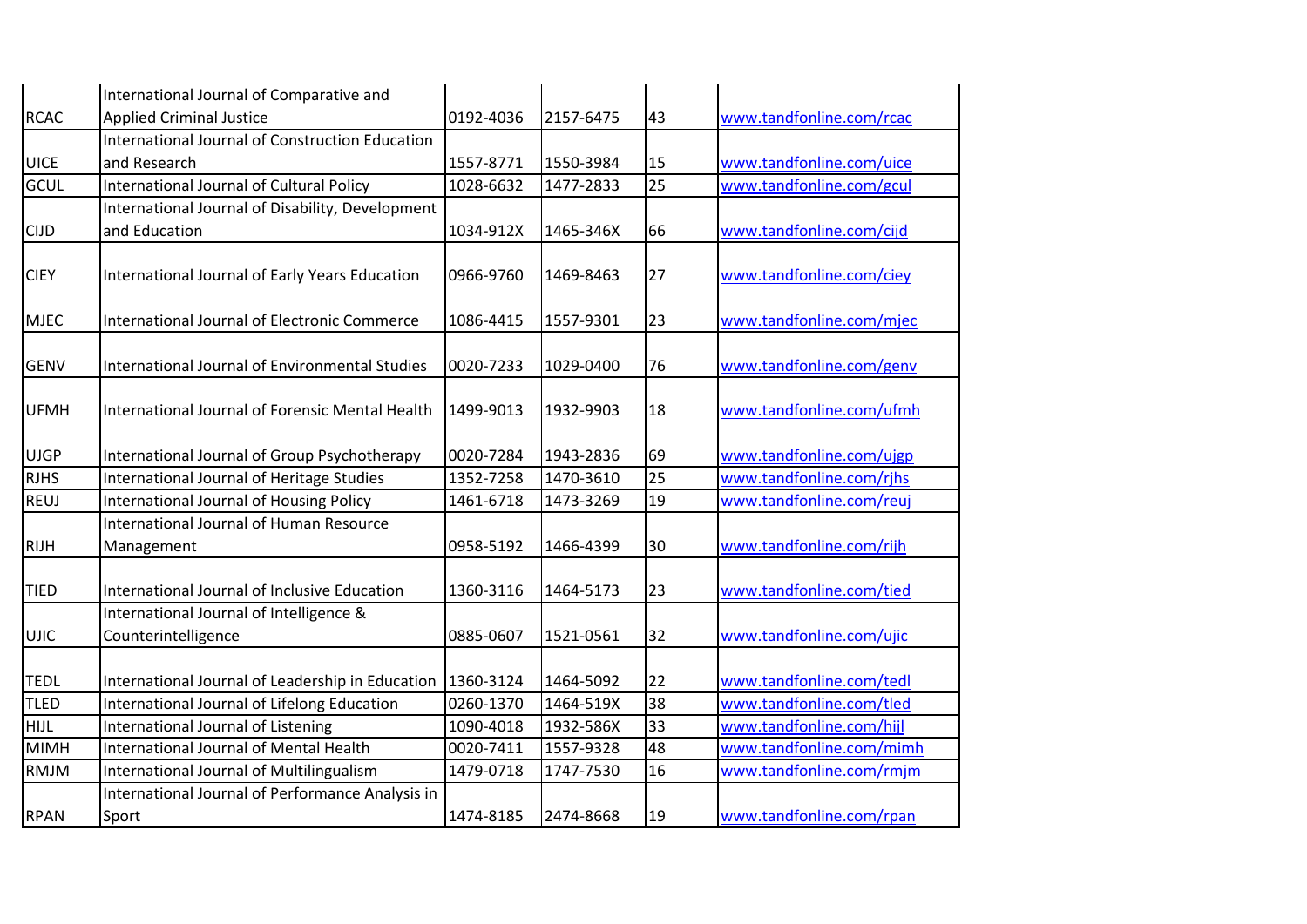| | | | | | |
|---|---|---|---|---|---|
| RCAC | International Journal of Comparative and Applied Criminal Justice | 0192-4036 | 2157-6475 | 43 | www.tandfonline.com/rcac |
| UICE | International Journal of Construction Education and Research | 1557-8771 | 1550-3984 | 15 | www.tandfonline.com/uice |
| GCUL | International Journal of Cultural Policy | 1028-6632 | 1477-2833 | 25 | www.tandfonline.com/gcul |
| CIJD | International Journal of Disability, Development and Education | 1034-912X | 1465-346X | 66 | www.tandfonline.com/cijd |
| CIEY | International Journal of Early Years Education | 0966-9760 | 1469-8463 | 27 | www.tandfonline.com/ciey |
| MJEC | International Journal of Electronic Commerce | 1086-4415 | 1557-9301 | 23 | www.tandfonline.com/mjec |
| GENV | International Journal of Environmental Studies | 0020-7233 | 1029-0400 | 76 | www.tandfonline.com/genv |
| UFMH | International Journal of Forensic Mental Health | 1499-9013 | 1932-9903 | 18 | www.tandfonline.com/ufmh |
| UJGP | International Journal of Group Psychotherapy | 0020-7284 | 1943-2836 | 69 | www.tandfonline.com/ujgp |
| RJHS | International Journal of Heritage Studies | 1352-7258 | 1470-3610 | 25 | www.tandfonline.com/rjhs |
| REUJ | International Journal of Housing Policy | 1461-6718 | 1473-3269 | 19 | www.tandfonline.com/reuj |
| RIJH | International Journal of Human Resource Management | 0958-5192 | 1466-4399 | 30 | www.tandfonline.com/rijh |
| TIED | International Journal of Inclusive Education | 1360-3116 | 1464-5173 | 23 | www.tandfonline.com/tied |
| UJIC | International Journal of Intelligence & Counterintelligence | 0885-0607 | 1521-0561 | 32 | www.tandfonline.com/ujic |
| TEDL | International Journal of Leadership in Education | 1360-3124 | 1464-5092 | 22 | www.tandfonline.com/tedl |
| TLED | International Journal of Lifelong Education | 0260-1370 | 1464-519X | 38 | www.tandfonline.com/tled |
| HIJL | International Journal of Listening | 1090-4018 | 1932-586X | 33 | www.tandfonline.com/hijl |
| MIMH | International Journal of Mental Health | 0020-7411 | 1557-9328 | 48 | www.tandfonline.com/mimh |
| RMJM | International Journal of Multilingualism | 1479-0718 | 1747-7530 | 16 | www.tandfonline.com/rmjm |
| RPAN | International Journal of Performance Analysis in Sport | 1474-8185 | 2474-8668 | 19 | www.tandfonline.com/rpan |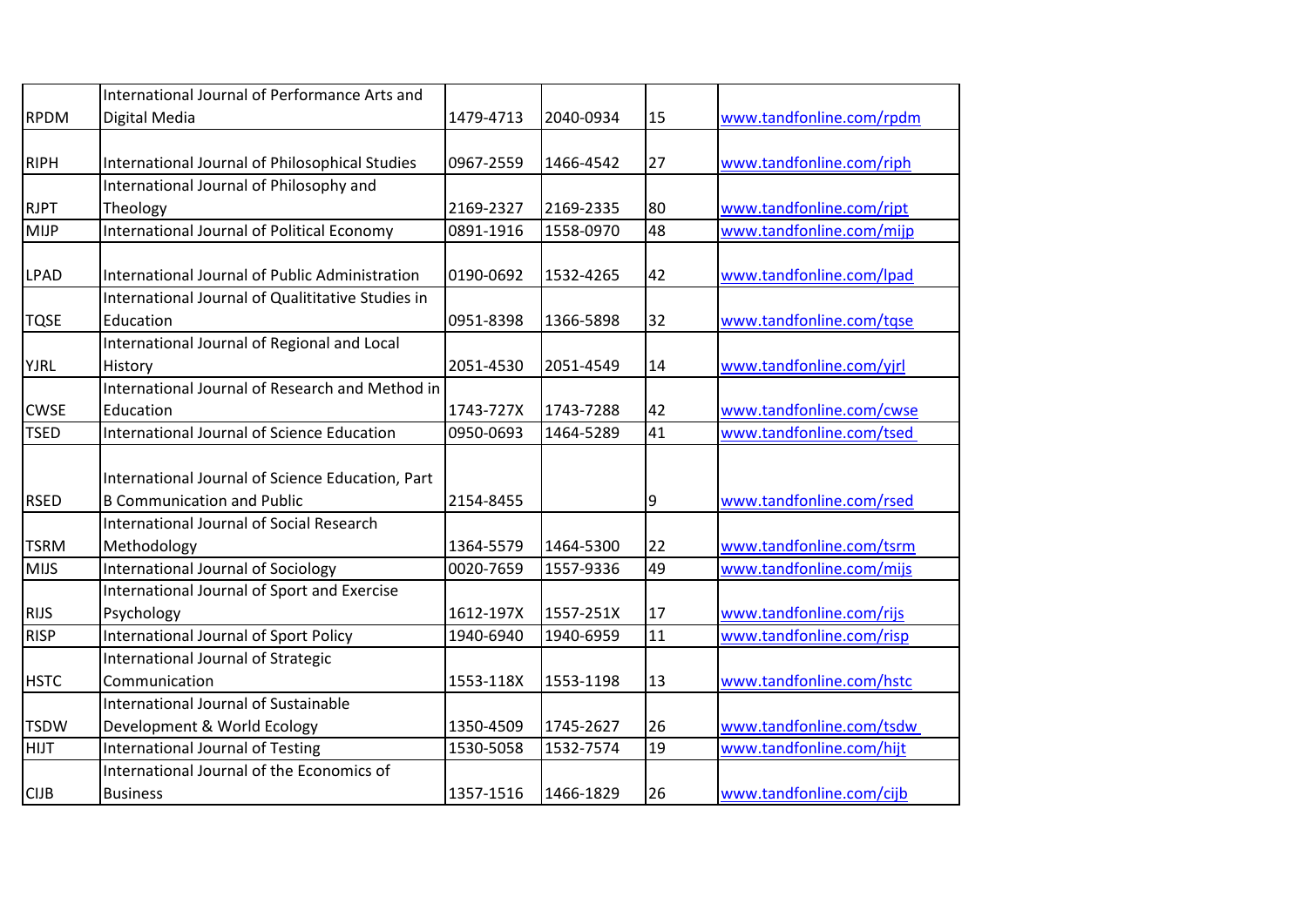| | | | | | |
|---|---|---|---|---|---|
| RPDM | International Journal of Performance Arts and Digital Media | 1479-4713 | 2040-0934 | 15 | www.tandfonline.com/rpdm |
| RIPH | International Journal of Philosophical Studies | 0967-2559 | 1466-4542 | 27 | www.tandfonline.com/riph |
| RJPT | International Journal of Philosophy and Theology | 2169-2327 | 2169-2335 | 80 | www.tandfonline.com/rjpt |
| MIJP | International Journal of Political Economy | 0891-1916 | 1558-0970 | 48 | www.tandfonline.com/mijp |
| LPAD | International Journal of Public Administration | 0190-0692 | 1532-4265 | 42 | www.tandfonline.com/lpad |
| TQSE | International Journal of Qualititative Studies in Education | 0951-8398 | 1366-5898 | 32 | www.tandfonline.com/tqse |
| YJRL | International Journal of Regional and Local History | 2051-4530 | 2051-4549 | 14 | www.tandfonline.com/yjrl |
| CWSE | International Journal of Research and Method in Education | 1743-727X | 1743-7288 | 42 | www.tandfonline.com/cwse |
| TSED | International Journal of Science Education | 0950-0693 | 1464-5289 | 41 | www.tandfonline.com/tsed |
| RSED | International Journal of Science Education, Part B Communication and Public | 2154-8455 | | 9 | www.tandfonline.com/rsed |
| TSRM | International Journal of Social Research Methodology | 1364-5579 | 1464-5300 | 22 | www.tandfonline.com/tsrm |
| MIJS | International Journal of Sociology | 0020-7659 | 1557-9336 | 49 | www.tandfonline.com/mijs |
| RIJS | International Journal of Sport and Exercise Psychology | 1612-197X | 1557-251X | 17 | www.tandfonline.com/rijs |
| RISP | International Journal of Sport Policy | 1940-6940 | 1940-6959 | 11 | www.tandfonline.com/risp |
| HSTC | International Journal of Strategic Communication | 1553-118X | 1553-1198 | 13 | www.tandfonline.com/hstc |
| TSDW | International Journal of Sustainable Development & World Ecology | 1350-4509 | 1745-2627 | 26 | www.tandfonline.com/tsdw |
| HIJT | International Journal of Testing | 1530-5058 | 1532-7574 | 19 | www.tandfonline.com/hijt |
| CIJB | International Journal of the Economics of Business | 1357-1516 | 1466-1829 | 26 | www.tandfonline.com/cijb |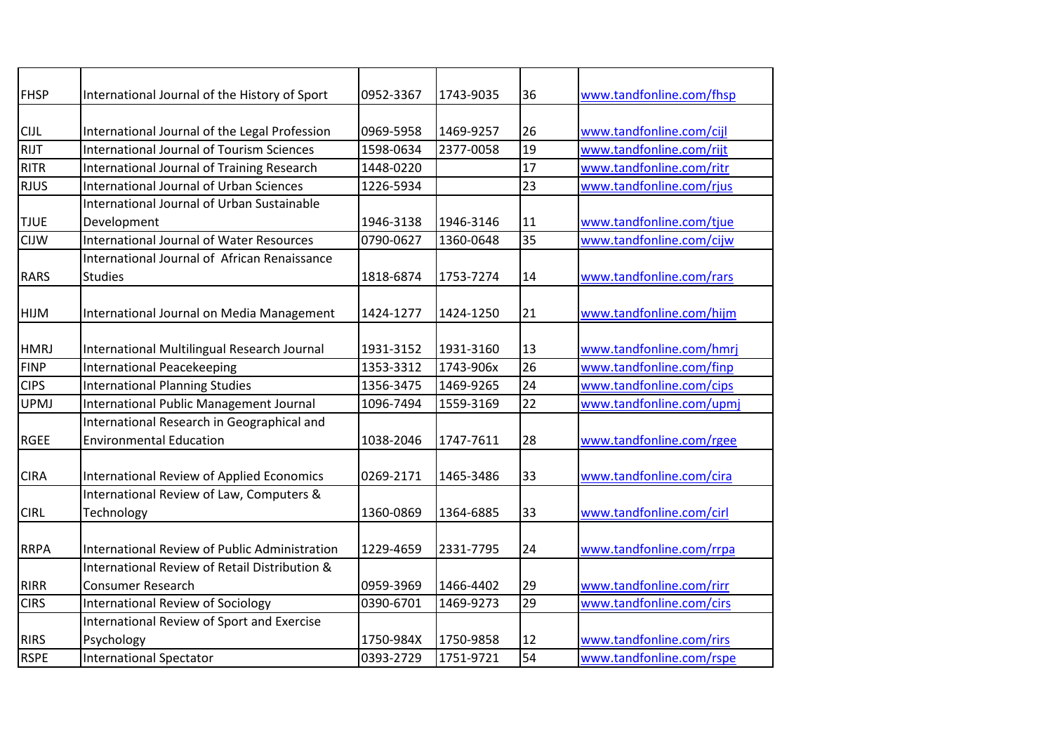| | | | | | |
|---|---|---|---|---|---|
| FHSP | International Journal of the History of Sport | 0952-3367 | 1743-9035 | 36 | www.tandfonline.com/fhsp |
| CIJL | International Journal of the Legal Profession | 0969-5958 | 1469-9257 | 26 | www.tandfonline.com/cijl |
| RIJT | International Journal of Tourism Sciences | 1598-0634 | 2377-0058 | 19 | www.tandfonline.com/rijt |
| RITR | International Journal of Training Research | 1448-0220 | | 17 | www.tandfonline.com/ritr |
| RJUS | International Journal of Urban Sciences | 1226-5934 | | 23 | www.tandfonline.com/rjus |
| TJUE | International Journal of Urban Sustainable Development | 1946-3138 | 1946-3146 | 11 | www.tandfonline.com/tjue |
| CIJW | International Journal of Water Resources | 0790-0627 | 1360-0648 | 35 | www.tandfonline.com/cijw |
| RARS | International Journal of African Renaissance Studies | 1818-6874 | 1753-7274 | 14 | www.tandfonline.com/rars |
| HIJM | International Journal on Media Management | 1424-1277 | 1424-1250 | 21 | www.tandfonline.com/hijm |
| HMRJ | International Multilingual Research Journal | 1931-3152 | 1931-3160 | 13 | www.tandfonline.com/hmrj |
| FINP | International Peacekeeping | 1353-3312 | 1743-906x | 26 | www.tandfonline.com/finp |
| CIPS | International Planning Studies | 1356-3475 | 1469-9265 | 24 | www.tandfonline.com/cips |
| UPMJ | International Public Management Journal | 1096-7494 | 1559-3169 | 22 | www.tandfonline.com/upmj |
| RGEE | International Research in Geographical and Environmental Education | 1038-2046 | 1747-7611 | 28 | www.tandfonline.com/rgee |
| CIRA | International Review of Applied Economics | 0269-2171 | 1465-3486 | 33 | www.tandfonline.com/cira |
| CIRL | International Review of Law, Computers & Technology | 1360-0869 | 1364-6885 | 33 | www.tandfonline.com/cirl |
| RRPA | International Review of Public Administration | 1229-4659 | 2331-7795 | 24 | www.tandfonline.com/rrpa |
| RIRR | International Review of Retail Distribution & Consumer Research | 0959-3969 | 1466-4402 | 29 | www.tandfonline.com/rirr |
| CIRS | International Review of Sociology | 0390-6701 | 1469-9273 | 29 | www.tandfonline.com/cirs |
| RIRS | International Review of Sport and Exercise Psychology | 1750-984X | 1750-9858 | 12 | www.tandfonline.com/rirs |
| RSPE | International Spectator | 0393-2729 | 1751-9721 | 54 | www.tandfonline.com/rspe |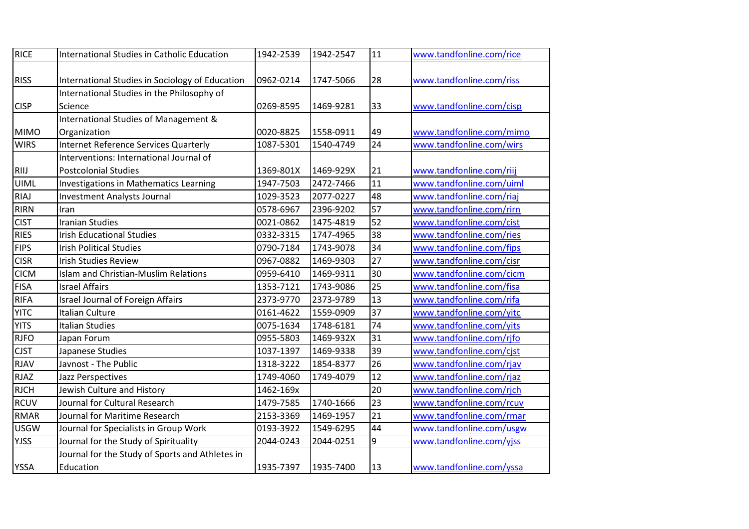| RICE | International Studies in Catholic Education | 1942-2539 | 1942-2547 | 11 | www.tandfonline.com/rice |
|---|---|---|---|---|---|
| RISS | International Studies in Sociology of Education | 0962-0214 | 1747-5066 | 28 | www.tandfonline.com/riss |
| CISP | International Studies in the Philosophy of Science | 0269-8595 | 1469-9281 | 33 | www.tandfonline.com/cisp |
| MIMO | International Studies of Management & Organization | 0020-8825 | 1558-0911 | 49 | www.tandfonline.com/mimo |
| WIRS | Internet Reference Services Quarterly | 1087-5301 | 1540-4749 | 24 | www.tandfonline.com/wirs |
| RIIJ | Interventions: International Journal of Postcolonial Studies | 1369-801X | 1469-929X | 21 | www.tandfonline.com/riij |
| UIML | Investigations in Mathematics Learning | 1947-7503 | 2472-7466 | 11 | www.tandfonline.com/uiml |
| RIAJ | Investment Analysts Journal | 1029-3523 | 2077-0227 | 48 | www.tandfonline.com/riaj |
| RIRN | Iran | 0578-6967 | 2396-9202 | 57 | www.tandfonline.com/rirn |
| CIST | Iranian Studies | 0021-0862 | 1475-4819 | 52 | www.tandfonline.com/cist |
| RIES | Irish Educational Studies | 0332-3315 | 1747-4965 | 38 | www.tandfonline.com/ries |
| FIPS | Irish Political Studies | 0790-7184 | 1743-9078 | 34 | www.tandfonline.com/fips |
| CISR | Irish Studies Review | 0967-0882 | 1469-9303 | 27 | www.tandfonline.com/cisr |
| CICM | Islam and Christian-Muslim Relations | 0959-6410 | 1469-9311 | 30 | www.tandfonline.com/cicm |
| FISA | Israel Affairs | 1353-7121 | 1743-9086 | 25 | www.tandfonline.com/fisa |
| RIFA | Israel Journal of Foreign Affairs | 2373-9770 | 2373-9789 | 13 | www.tandfonline.com/rifa |
| YITC | Italian Culture | 0161-4622 | 1559-0909 | 37 | www.tandfonline.com/yitc |
| YITS | Italian Studies | 0075-1634 | 1748-6181 | 74 | www.tandfonline.com/yits |
| RJFO | Japan Forum | 0955-5803 | 1469-932X | 31 | www.tandfonline.com/rjfo |
| CJST | Japanese Studies | 1037-1397 | 1469-9338 | 39 | www.tandfonline.com/cjst |
| RJAV | Javnost - The Public | 1318-3222 | 1854-8377 | 26 | www.tandfonline.com/rjav |
| RJAZ | Jazz Perspectives | 1749-4060 | 1749-4079 | 12 | www.tandfonline.com/rjaz |
| RJCH | Jewish Culture and History | 1462-169x | | 20 | www.tandfonline.com/rjch |
| RCUV | Journal for Cultural Research | 1479-7585 | 1740-1666 | 23 | www.tandfonline.com/rcuv |
| RMAR | Journal for Maritime Research | 2153-3369 | 1469-1957 | 21 | www.tandfonline.com/rmar |
| USGW | Journal for Specialists in Group Work | 0193-3922 | 1549-6295 | 44 | www.tandfonline.com/usgw |
| YJSS | Journal for the Study of Spirituality | 2044-0243 | 2044-0251 | 9 | www.tandfonline.com/yjss |
| YSSA | Journal for the Study of Sports and Athletes in Education | 1935-7397 | 1935-7400 | 13 | www.tandfonline.com/yssa |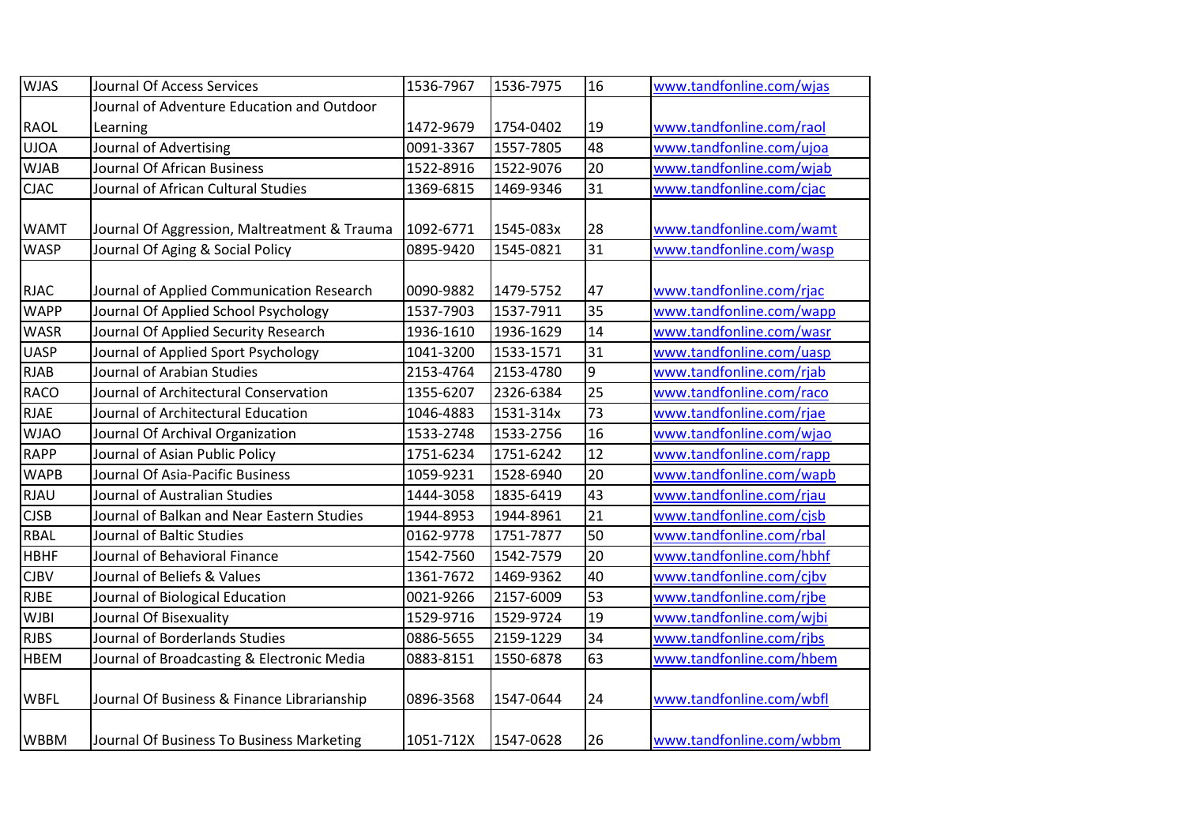| WJAS | Journal Of Access Services | 1536-7967 | 1536-7975 | 16 | www.tandfonline.com/wjas |
|---|---|---|---|---|---|
| RAOL | Journal of Adventure Education and Outdoor Learning | 1472-9679 | 1754-0402 | 19 | www.tandfonline.com/raol |
| UJOA | Journal of Advertising | 0091-3367 | 1557-7805 | 48 | www.tandfonline.com/ujoa |
| WJAB | Journal Of African Business | 1522-8916 | 1522-9076 | 20 | www.tandfonline.com/wjab |
| CJAC | Journal of African Cultural Studies | 1369-6815 | 1469-9346 | 31 | www.tandfonline.com/cjac |
| WAMT | Journal Of Aggression, Maltreatment & Trauma | 1092-6771 | 1545-083x | 28 | www.tandfonline.com/wamt |
| WASP | Journal Of Aging & Social Policy | 0895-9420 | 1545-0821 | 31 | www.tandfonline.com/wasp |
| RJAC | Journal of Applied Communication Research | 0090-9882 | 1479-5752 | 47 | www.tandfonline.com/rjac |
| WAPP | Journal Of Applied School Psychology | 1537-7903 | 1537-7911 | 35 | www.tandfonline.com/wapp |
| WASR | Journal Of Applied Security Research | 1936-1610 | 1936-1629 | 14 | www.tandfonline.com/wasr |
| UASP | Journal of Applied Sport Psychology | 1041-3200 | 1533-1571 | 31 | www.tandfonline.com/uasp |
| RJAB | Journal of Arabian Studies | 2153-4764 | 2153-4780 | 9 | www.tandfonline.com/rjab |
| RACO | Journal of Architectural Conservation | 1355-6207 | 2326-6384 | 25 | www.tandfonline.com/raco |
| RJAE | Journal of Architectural Education | 1046-4883 | 1531-314x | 73 | www.tandfonline.com/rjae |
| WJAO | Journal Of Archival Organization | 1533-2748 | 1533-2756 | 16 | www.tandfonline.com/wjao |
| RAPP | Journal of Asian Public Policy | 1751-6234 | 1751-6242 | 12 | www.tandfonline.com/rapp |
| WAPB | Journal Of Asia-Pacific Business | 1059-9231 | 1528-6940 | 20 | www.tandfonline.com/wapb |
| RJAU | Journal of Australian Studies | 1444-3058 | 1835-6419 | 43 | www.tandfonline.com/rjau |
| CJSB | Journal of Balkan and Near Eastern Studies | 1944-8953 | 1944-8961 | 21 | www.tandfonline.com/cjsb |
| RBAL | Journal of Baltic Studies | 0162-9778 | 1751-7877 | 50 | www.tandfonline.com/rbal |
| HBHF | Journal of Behavioral Finance | 1542-7560 | 1542-7579 | 20 | www.tandfonline.com/hbhf |
| CJBV | Journal of Beliefs & Values | 1361-7672 | 1469-9362 | 40 | www.tandfonline.com/cjbv |
| RJBE | Journal of Biological Education | 0021-9266 | 2157-6009 | 53 | www.tandfonline.com/rjbe |
| WJBI | Journal Of Bisexuality | 1529-9716 | 1529-9724 | 19 | www.tandfonline.com/wjbi |
| RJBS | Journal of Borderlands Studies | 0886-5655 | 2159-1229 | 34 | www.tandfonline.com/rjbs |
| HBEM | Journal of Broadcasting & Electronic Media | 0883-8151 | 1550-6878 | 63 | www.tandfonline.com/hbem |
| WBFL | Journal Of Business & Finance Librarianship | 0896-3568 | 1547-0644 | 24 | www.tandfonline.com/wbfl |
| WBBM | Journal Of Business To Business Marketing | 1051-712X | 1547-0628 | 26 | www.tandfonline.com/wbbm |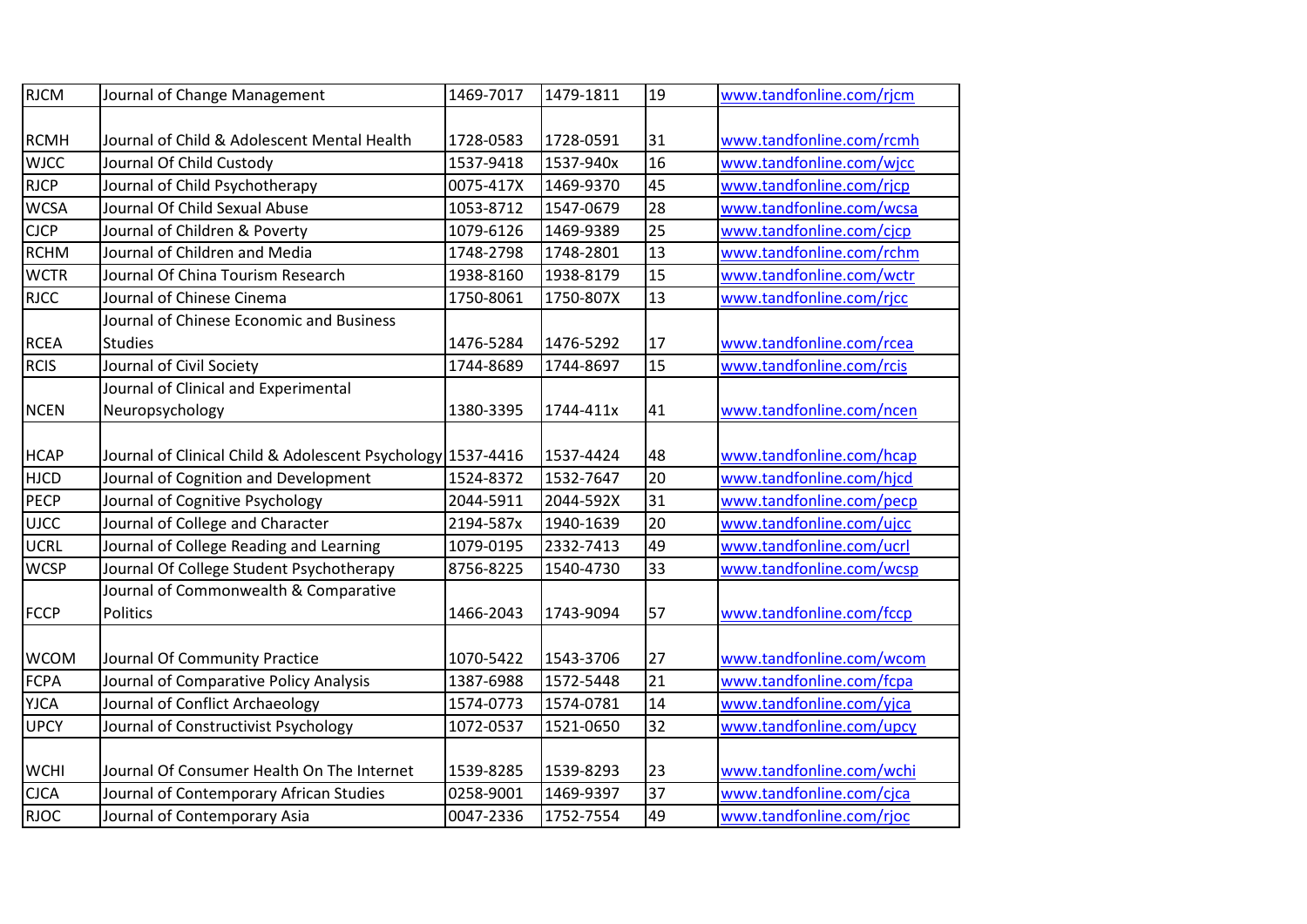| RJCM | Journal of Change Management | 1469-7017 | 1479-1811 | 19 | www.tandfonline.com/rjcm |
|---|---|---|---|---|---|
| RCMH | Journal of Child & Adolescent Mental Health | 1728-0583 | 1728-0591 | 31 | www.tandfonline.com/rcmh |
| WJCC | Journal Of Child Custody | 1537-9418 | 1537-940x | 16 | www.tandfonline.com/wjcc |
| RJCP | Journal of Child Psychotherapy | 0075-417X | 1469-9370 | 45 | www.tandfonline.com/rjcp |
| WCSA | Journal Of Child Sexual Abuse | 1053-8712 | 1547-0679 | 28 | www.tandfonline.com/wcsa |
| CJCP | Journal of Children & Poverty | 1079-6126 | 1469-9389 | 25 | www.tandfonline.com/cjcp |
| RCHM | Journal of Children and Media | 1748-2798 | 1748-2801 | 13 | www.tandfonline.com/rchm |
| WCTR | Journal Of China Tourism Research | 1938-8160 | 1938-8179 | 15 | www.tandfonline.com/wctr |
| RJCC | Journal of Chinese Cinema | 1750-8061 | 1750-807X | 13 | www.tandfonline.com/rjcc |
| RCEA | Journal of Chinese Economic and Business Studies | 1476-5284 | 1476-5292 | 17 | www.tandfonline.com/rcea |
| RCIS | Journal of Civil Society | 1744-8689 | 1744-8697 | 15 | www.tandfonline.com/rcis |
| NCEN | Journal of Clinical and Experimental Neuropsychology | 1380-3395 | 1744-411x | 41 | www.tandfonline.com/ncen |
| HCAP | Journal of Clinical Child & Adolescent Psychology | 1537-4416 | 1537-4424 | 48 | www.tandfonline.com/hcap |
| HJCD | Journal of Cognition and Development | 1524-8372 | 1532-7647 | 20 | www.tandfonline.com/hjcd |
| PECP | Journal of Cognitive Psychology | 2044-5911 | 2044-592X | 31 | www.tandfonline.com/pecp |
| UJCC | Journal of College and Character | 2194-587x | 1940-1639 | 20 | www.tandfonline.com/ujcc |
| UCRL | Journal of College Reading and Learning | 1079-0195 | 2332-7413 | 49 | www.tandfonline.com/ucrl |
| WCSP | Journal Of College Student Psychotherapy | 8756-8225 | 1540-4730 | 33 | www.tandfonline.com/wcsp |
| FCCP | Journal of Commonwealth & Comparative Politics | 1466-2043 | 1743-9094 | 57 | www.tandfonline.com/fccp |
| WCOM | Journal Of Community Practice | 1070-5422 | 1543-3706 | 27 | www.tandfonline.com/wcom |
| FCPA | Journal of Comparative Policy Analysis | 1387-6988 | 1572-5448 | 21 | www.tandfonline.com/fcpa |
| YJCA | Journal of Conflict Archaeology | 1574-0773 | 1574-0781 | 14 | www.tandfonline.com/yjca |
| UPCY | Journal of Constructivist Psychology | 1072-0537 | 1521-0650 | 32 | www.tandfonline.com/upcy |
| WCHI | Journal Of Consumer Health On The Internet | 1539-8285 | 1539-8293 | 23 | www.tandfonline.com/wchi |
| CJCA | Journal of Contemporary African Studies | 0258-9001 | 1469-9397 | 37 | www.tandfonline.com/cjca |
| RJOC | Journal of Contemporary Asia | 0047-2336 | 1752-7554 | 49 | www.tandfonline.com/rjoc |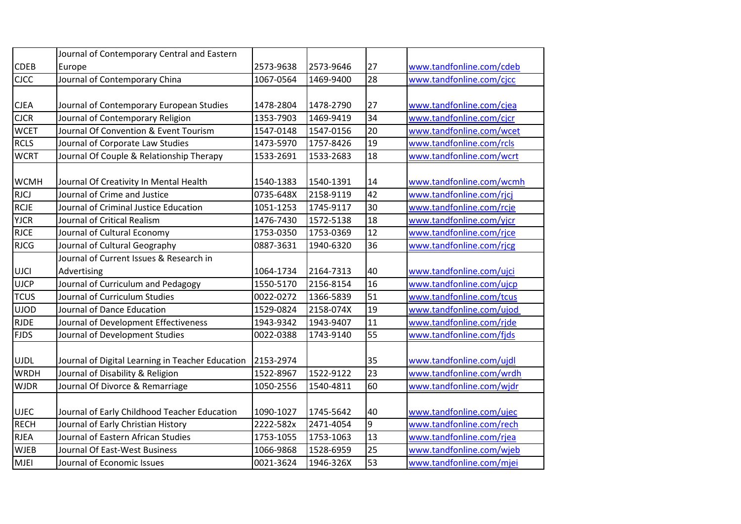| | | | | | |
|---|---|---|---|---|---|
| CDEB | Journal of Contemporary Central and Eastern Europe | 2573-9638 | 2573-9646 | 27 | www.tandfonline.com/cdeb |
| CJCC | Journal of Contemporary China | 1067-0564 | 1469-9400 | 28 | www.tandfonline.com/cjcc |
| CJEA | Journal of Contemporary European Studies | 1478-2804 | 1478-2790 | 27 | www.tandfonline.com/cjea |
| CJCR | Journal of Contemporary Religion | 1353-7903 | 1469-9419 | 34 | www.tandfonline.com/cjcr |
| WCET | Journal Of Convention & Event Tourism | 1547-0148 | 1547-0156 | 20 | www.tandfonline.com/wcet |
| RCLS | Journal of Corporate Law Studies | 1473-5970 | 1757-8426 | 19 | www.tandfonline.com/rcls |
| WCRT | Journal Of Couple & Relationship Therapy | 1533-2691 | 1533-2683 | 18 | www.tandfonline.com/wcrt |
| WCMH | Journal Of Creativity In Mental Health | 1540-1383 | 1540-1391 | 14 | www.tandfonline.com/wcmh |
| RJCJ | Journal of Crime and Justice | 0735-648X | 2158-9119 | 42 | www.tandfonline.com/rjcj |
| RCJE | Journal of Criminal Justice Education | 1051-1253 | 1745-9117 | 30 | www.tandfonline.com/rcje |
| YJCR | Journal of Critical Realism | 1476-7430 | 1572-5138 | 18 | www.tandfonline.com/yjcr |
| RJCE | Journal of Cultural Economy | 1753-0350 | 1753-0369 | 12 | www.tandfonline.com/rjce |
| RJCG | Journal of Cultural Geography | 0887-3631 | 1940-6320 | 36 | www.tandfonline.com/rjcg |
| UJCI | Journal of Current Issues & Research in Advertising | 1064-1734 | 2164-7313 | 40 | www.tandfonline.com/ujci |
| UJCP | Journal of Curriculum and Pedagogy | 1550-5170 | 2156-8154 | 16 | www.tandfonline.com/ujcp |
| TCUS | Journal of Curriculum Studies | 0022-0272 | 1366-5839 | 51 | www.tandfonline.com/tcus |
| UJOD | Journal of Dance Education | 1529-0824 | 2158-074X | 19 | www.tandfonline.com/ujod |
| RJDE | Journal of Development Effectiveness | 1943-9342 | 1943-9407 | 11 | www.tandfonline.com/rjde |
| FJDS | Journal of Development Studies | 0022-0388 | 1743-9140 | 55 | www.tandfonline.com/fjds |
| UJDL | Journal of Digital Learning in Teacher Education | 2153-2974 | | 35 | www.tandfonline.com/ujdl |
| WRDH | Journal of Disability & Religion | 1522-8967 | 1522-9122 | 23 | www.tandfonline.com/wrdh |
| WJDR | Journal Of Divorce & Remarriage | 1050-2556 | 1540-4811 | 60 | www.tandfonline.com/wjdr |
| UJEC | Journal of Early Childhood Teacher Education | 1090-1027 | 1745-5642 | 40 | www.tandfonline.com/ujec |
| RECH | Journal of Early Christian History | 2222-582x | 2471-4054 | 9 | www.tandfonline.com/rech |
| RJEA | Journal of Eastern African Studies | 1753-1055 | 1753-1063 | 13 | www.tandfonline.com/rjea |
| WJEB | Journal Of East-West Business | 1066-9868 | 1528-6959 | 25 | www.tandfonline.com/wjeb |
| MJEI | Journal of Economic Issues | 0021-3624 | 1946-326X | 53 | www.tandfonline.com/mjei |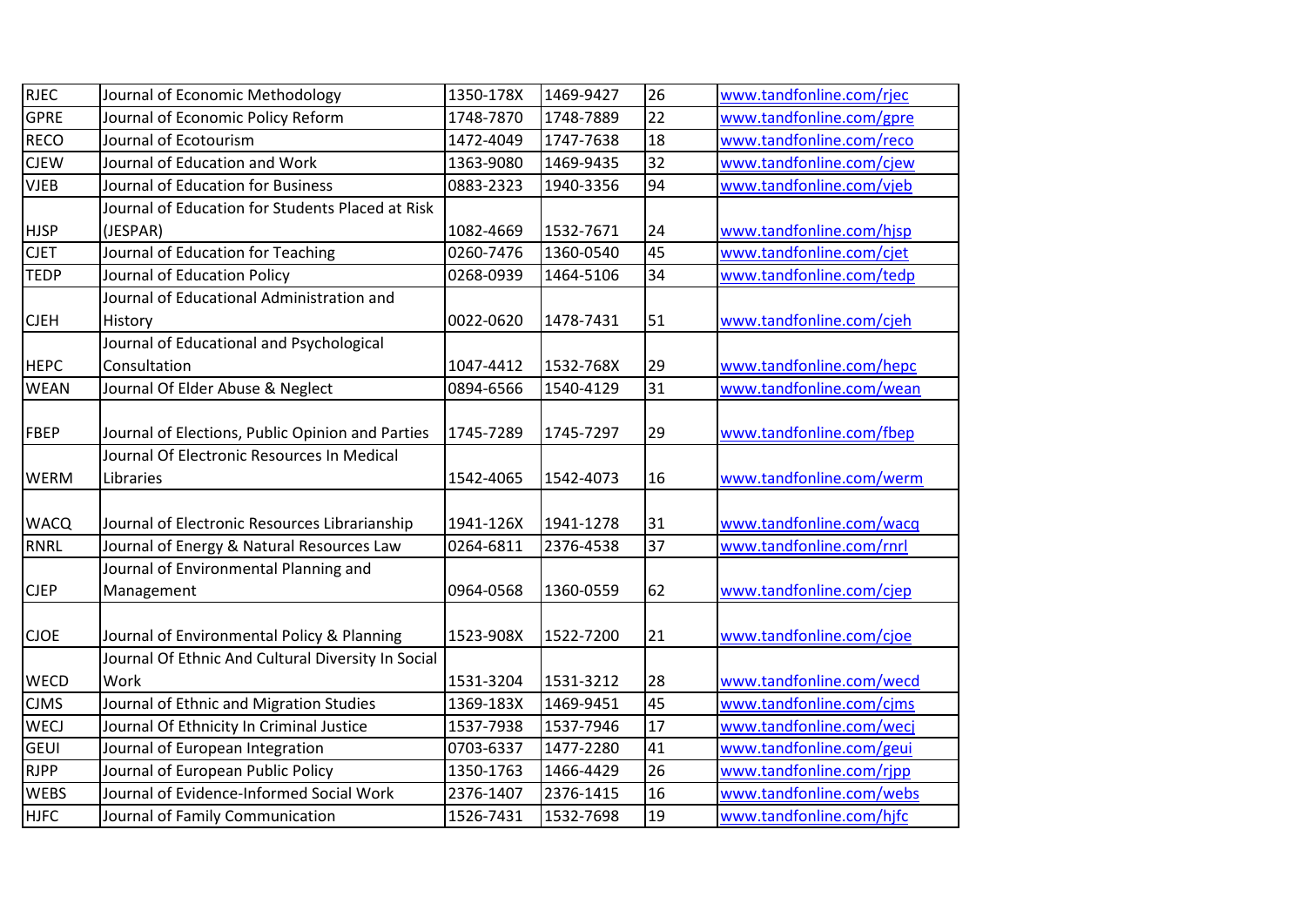| RJEC | Journal of Economic Methodology | 1350-178X | 1469-9427 | 26 | www.tandfonline.com/rjec |
|---|---|---|---|---|---|
| GPRE | Journal of Economic Policy Reform | 1748-7870 | 1748-7889 | 22 | www.tandfonline.com/gpre |
| RECO | Journal of Ecotourism | 1472-4049 | 1747-7638 | 18 | www.tandfonline.com/reco |
| CJEW | Journal of Education and Work | 1363-9080 | 1469-9435 | 32 | www.tandfonline.com/cjew |
| VJEB | Journal of Education for Business | 0883-2323 | 1940-3356 | 94 | www.tandfonline.com/vjeb |
| HJSP | Journal of Education for Students Placed at Risk (JESPAR) | 1082-4669 | 1532-7671 | 24 | www.tandfonline.com/hjsp |
| CJET | Journal of Education for Teaching | 0260-7476 | 1360-0540 | 45 | www.tandfonline.com/cjet |
| TEDP | Journal of Education Policy | 0268-0939 | 1464-5106 | 34 | www.tandfonline.com/tedp |
| CJEH | Journal of Educational Administration and History | 0022-0620 | 1478-7431 | 51 | www.tandfonline.com/cjeh |
| HEPC | Journal of Educational and Psychological Consultation | 1047-4412 | 1532-768X | 29 | www.tandfonline.com/hepc |
| WEAN | Journal Of Elder Abuse & Neglect | 0894-6566 | 1540-4129 | 31 | www.tandfonline.com/wean |
| FBEP | Journal of Elections, Public Opinion and Parties | 1745-7289 | 1745-7297 | 29 | www.tandfonline.com/fbep |
| WERM | Journal Of Electronic Resources In Medical Libraries | 1542-4065 | 1542-4073 | 16 | www.tandfonline.com/werm |
| WACQ | Journal of Electronic Resources Librarianship | 1941-126X | 1941-1278 | 31 | www.tandfonline.com/wacq |
| RNRL | Journal of Energy & Natural Resources Law | 0264-6811 | 2376-4538 | 37 | www.tandfonline.com/rnrl |
| CJEP | Journal of Environmental Planning and Management | 0964-0568 | 1360-0559 | 62 | www.tandfonline.com/cjep |
| CJOE | Journal of Environmental Policy & Planning | 1523-908X | 1522-7200 | 21 | www.tandfonline.com/cjoe |
| WECD | Journal Of Ethnic And Cultural Diversity In Social Work | 1531-3204 | 1531-3212 | 28 | www.tandfonline.com/wecd |
| CJMS | Journal of Ethnic and Migration Studies | 1369-183X | 1469-9451 | 45 | www.tandfonline.com/cjms |
| WECJ | Journal Of Ethnicity In Criminal Justice | 1537-7938 | 1537-7946 | 17 | www.tandfonline.com/wecj |
| GEUI | Journal of European Integration | 0703-6337 | 1477-2280 | 41 | www.tandfonline.com/geui |
| RJPP | Journal of European Public Policy | 1350-1763 | 1466-4429 | 26 | www.tandfonline.com/rjpp |
| WEBS | Journal of Evidence-Informed Social Work | 2376-1407 | 2376-1415 | 16 | www.tandfonline.com/webs |
| HJFC | Journal of Family Communication | 1526-7431 | 1532-7698 | 19 | www.tandfonline.com/hjfc |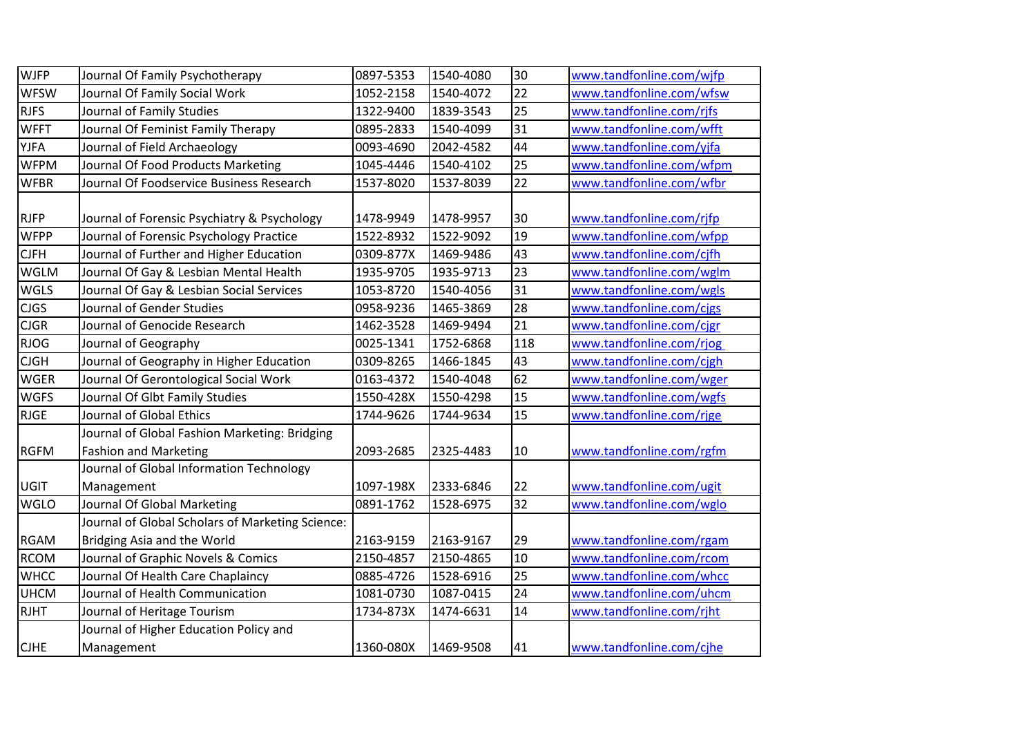| WJFP | Journal Of Family Psychotherapy | 0897-5353 | 1540-4080 | 30 | www.tandfonline.com/wjfp |
|---|---|---|---|---|---|
| WFSW | Journal Of Family Social Work | 1052-2158 | 1540-4072 | 22 | www.tandfonline.com/wfsw |
| RJFS | Journal of Family Studies | 1322-9400 | 1839-3543 | 25 | www.tandfonline.com/rjfs |
| WFFT | Journal Of Feminist Family Therapy | 0895-2833 | 1540-4099 | 31 | www.tandfonline.com/wfft |
| YJFA | Journal of Field Archaeology | 0093-4690 | 2042-4582 | 44 | www.tandfonline.com/yjfa |
| WFPM | Journal Of Food Products Marketing | 1045-4446 | 1540-4102 | 25 | www.tandfonline.com/wfpm |
| WFBR | Journal Of Foodservice Business Research | 1537-8020 | 1537-8039 | 22 | www.tandfonline.com/wfbr |
| RJFP | Journal of Forensic Psychiatry & Psychology | 1478-9949 | 1478-9957 | 30 | www.tandfonline.com/rjfp |
| WFPP | Journal Of Forensic Psychology Practice | 1522-8932 | 1522-9092 | 19 | www.tandfonline.com/wfpp |
| CJFH | Journal of Further and Higher Education | 0309-877X | 1469-9486 | 43 | www.tandfonline.com/cjfh |
| WGLM | Journal Of Gay & Lesbian Mental Health | 1935-9705 | 1935-9713 | 23 | www.tandfonline.com/wglm |
| WGLS | Journal Of Gay & Lesbian Social Services | 1053-8720 | 1540-4056 | 31 | www.tandfonline.com/wgls |
| CJGS | Journal of Gender Studies | 0958-9236 | 1465-3869 | 28 | www.tandfonline.com/cjgs |
| CJGR | Journal of Genocide Research | 1462-3528 | 1469-9494 | 21 | www.tandfonline.com/cjgr |
| RJOG | Journal of Geography | 0025-1341 | 1752-6868 | 118 | www.tandfonline.com/rjog |
| CJGH | Journal of Geography in Higher Education | 0309-8265 | 1466-1845 | 43 | www.tandfonline.com/cjgh |
| WGER | Journal Of Gerontological Social Work | 0163-4372 | 1540-4048 | 62 | www.tandfonline.com/wger |
| WGFS | Journal Of Glbt Family Studies | 1550-428X | 1550-4298 | 15 | www.tandfonline.com/wgfs |
| RJGE | Journal of Global Ethics | 1744-9626 | 1744-9634 | 15 | www.tandfonline.com/rjge |
| RGFM | Journal of Global Fashion Marketing: Bridging Fashion and Marketing | 2093-2685 | 2325-4483 | 10 | www.tandfonline.com/rgfm |
| UGIT | Journal of Global Information Technology Management | 1097-198X | 2333-6846 | 22 | www.tandfonline.com/ugit |
| WGLO | Journal Of Global Marketing | 0891-1762 | 1528-6975 | 32 | www.tandfonline.com/wglo |
| RGAM | Journal of Global Scholars of Marketing Science: Bridging Asia and the World | 2163-9159 | 2163-9167 | 29 | www.tandfonline.com/rgam |
| RCOM | Journal of Graphic Novels & Comics | 2150-4857 | 2150-4865 | 10 | www.tandfonline.com/rcom |
| WHCC | Journal Of Health Care Chaplaincy | 0885-4726 | 1528-6916 | 25 | www.tandfonline.com/whcc |
| UHCM | Journal of Health Communication | 1081-0730 | 1087-0415 | 24 | www.tandfonline.com/uhcm |
| RJHT | Journal of Heritage Tourism | 1734-873X | 1474-6631 | 14 | www.tandfonline.com/rjht |
| CJHE | Journal of Higher Education Policy and Management | 1360-080X | 1469-9508 | 41 | www.tandfonline.com/cjhe |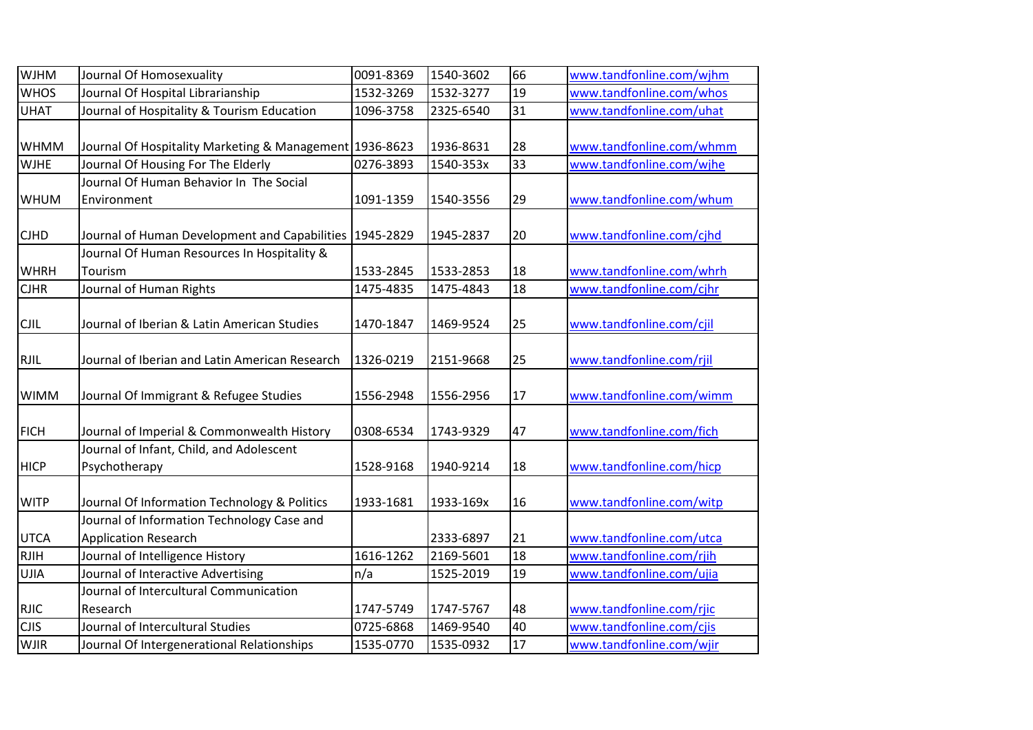| WJHM | Journal Of Homosexuality | 0091-8369 | 1540-3602 | 66 | www.tandfonline.com/wjhm |
|---|---|---|---|---|---|
| WHOS | Journal Of Hospital Librarianship | 1532-3269 | 1532-3277 | 19 | www.tandfonline.com/whos |
| UHAT | Journal of Hospitality & Tourism Education | 1096-3758 | 2325-6540 | 31 | www.tandfonline.com/uhat |
| WHMM | Journal Of Hospitality Marketing & Management | 1936-8623 | 1936-8631 | 28 | www.tandfonline.com/whmm |
| WJHE | Journal Of Housing For The Elderly | 0276-3893 | 1540-353x | 33 | www.tandfonline.com/wjhe |
| WHUM | Journal Of Human Behavior In The Social Environment | 1091-1359 | 1540-3556 | 29 | www.tandfonline.com/whum |
| CJHD | Journal of Human Development and Capabilities | 1945-2829 | 1945-2837 | 20 | www.tandfonline.com/cjhd |
| WHRH | Journal Of Human Resources In Hospitality & Tourism | 1533-2845 | 1533-2853 | 18 | www.tandfonline.com/whrh |
| CJHR | Journal of Human Rights | 1475-4835 | 1475-4843 | 18 | www.tandfonline.com/cjhr |
| CJIL | Journal of Iberian & Latin American Studies | 1470-1847 | 1469-9524 | 25 | www.tandfonline.com/cjil |
| RJIL | Journal of Iberian and Latin American Research | 1326-0219 | 2151-9668 | 25 | www.tandfonline.com/rjil |
| WIMM | Journal Of Immigrant & Refugee Studies | 1556-2948 | 1556-2956 | 17 | www.tandfonline.com/wimm |
| FICH | Journal of Imperial & Commonwealth History | 0308-6534 | 1743-9329 | 47 | www.tandfonline.com/fich |
| HICP | Journal of Infant, Child, and Adolescent Psychotherapy | 1528-9168 | 1940-9214 | 18 | www.tandfonline.com/hicp |
| WITP | Journal Of Information Technology & Politics | 1933-1681 | 1933-169x | 16 | www.tandfonline.com/witp |
| UTCA | Journal of Information Technology Case and Application Research | | 2333-6897 | 21 | www.tandfonline.com/utca |
| RJIH | Journal of Intelligence History | 1616-1262 | 2169-5601 | 18 | www.tandfonline.com/rjih |
| UJIA | Journal of Interactive Advertising | n/a | 1525-2019 | 19 | www.tandfonline.com/ujia |
| RJIC | Journal of Intercultural Communication Research | 1747-5749 | 1747-5767 | 48 | www.tandfonline.com/rjic |
| CJIS | Journal of Intercultural Studies | 0725-6868 | 1469-9540 | 40 | www.tandfonline.com/cjis |
| WJIR | Journal Of Intergenerational Relationships | 1535-0770 | 1535-0932 | 17 | www.tandfonline.com/wjir |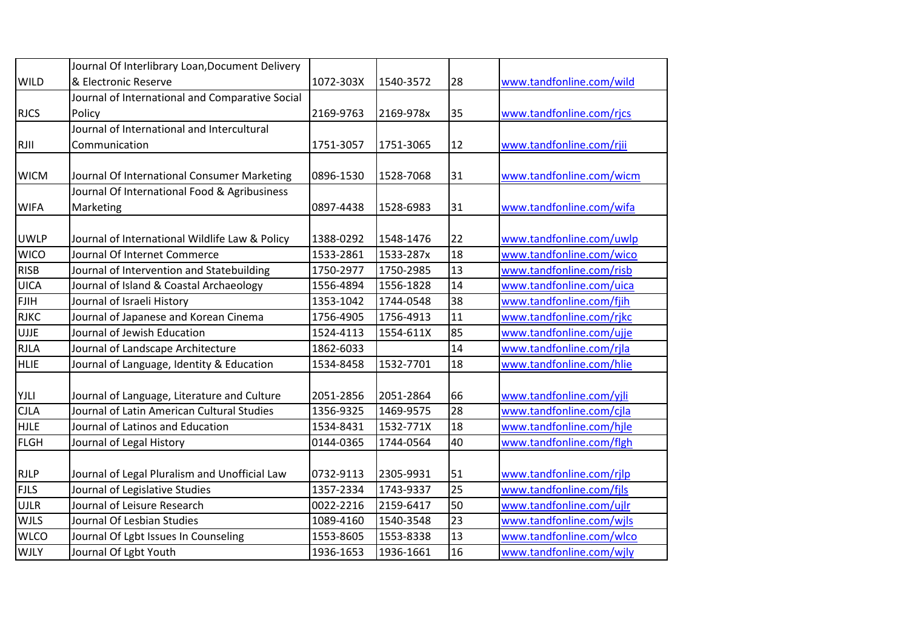| | | | | | |
|---|---|---|---|---|---|
| WILD | Journal Of Interlibrary Loan,Document Delivery & Electronic Reserve | 1072-303X | 1540-3572 | 28 | www.tandfonline.com/wild |
| RJCS | Journal of International and Comparative Social Policy | 2169-9763 | 2169-978x | 35 | www.tandfonline.com/rjcs |
| RJII | Journal of International and Intercultural Communication | 1751-3057 | 1751-3065 | 12 | www.tandfonline.com/rjii |
| WICM | Journal Of International Consumer Marketing | 0896-1530 | 1528-7068 | 31 | www.tandfonline.com/wicm |
| WIFA | Journal Of International Food & Agribusiness Marketing | 0897-4438 | 1528-6983 | 31 | www.tandfonline.com/wifa |
| UWLP | Journal of International Wildlife Law & Policy | 1388-0292 | 1548-1476 | 22 | www.tandfonline.com/uwlp |
| WICO | Journal Of Internet Commerce | 1533-2861 | 1533-287x | 18 | www.tandfonline.com/wico |
| RISB | Journal of Intervention and Statebuilding | 1750-2977 | 1750-2985 | 13 | www.tandfonline.com/risb |
| UICA | Journal of Island & Coastal Archaeology | 1556-4894 | 1556-1828 | 14 | www.tandfonline.com/uica |
| FJIH | Journal of Israeli History | 1353-1042 | 1744-0548 | 38 | www.tandfonline.com/fjih |
| RJKC | Journal of Japanese and Korean Cinema | 1756-4905 | 1756-4913 | 11 | www.tandfonline.com/rjkc |
| UJJE | Journal of Jewish Education | 1524-4113 | 1554-611X | 85 | www.tandfonline.com/ujje |
| RJLA | Journal of Landscape Architecture | 1862-6033 | | 14 | www.tandfonline.com/rjla |
| HLIE | Journal of Language, Identity & Education | 1534-8458 | 1532-7701 | 18 | www.tandfonline.com/hlie |
| YJLI | Journal of Language, Literature and Culture | 2051-2856 | 2051-2864 | 66 | www.tandfonline.com/yjli |
| CJLA | Journal of Latin American Cultural Studies | 1356-9325 | 1469-9575 | 28 | www.tandfonline.com/cjla |
| HJLE | Journal of Latinos and Education | 1534-8431 | 1532-771X | 18 | www.tandfonline.com/hjle |
| FLGH | Journal of Legal History | 0144-0365 | 1744-0564 | 40 | www.tandfonline.com/flgh |
| RJLP | Journal of Legal Pluralism and Unofficial Law | 0732-9113 | 2305-9931 | 51 | www.tandfonline.com/rjlp |
| FJLS | Journal of Legislative Studies | 1357-2334 | 1743-9337 | 25 | www.tandfonline.com/fjls |
| UJLR | Journal of Leisure Research | 0022-2216 | 2159-6417 | 50 | www.tandfonline.com/ujlr |
| WJLS | Journal Of Lesbian Studies | 1089-4160 | 1540-3548 | 23 | www.tandfonline.com/wjls |
| WLCO | Journal Of Lgbt Issues In Counseling | 1553-8605 | 1553-8338 | 13 | www.tandfonline.com/wlco |
| WJLY | Journal Of Lgbt Youth | 1936-1653 | 1936-1661 | 16 | www.tandfonline.com/wjly |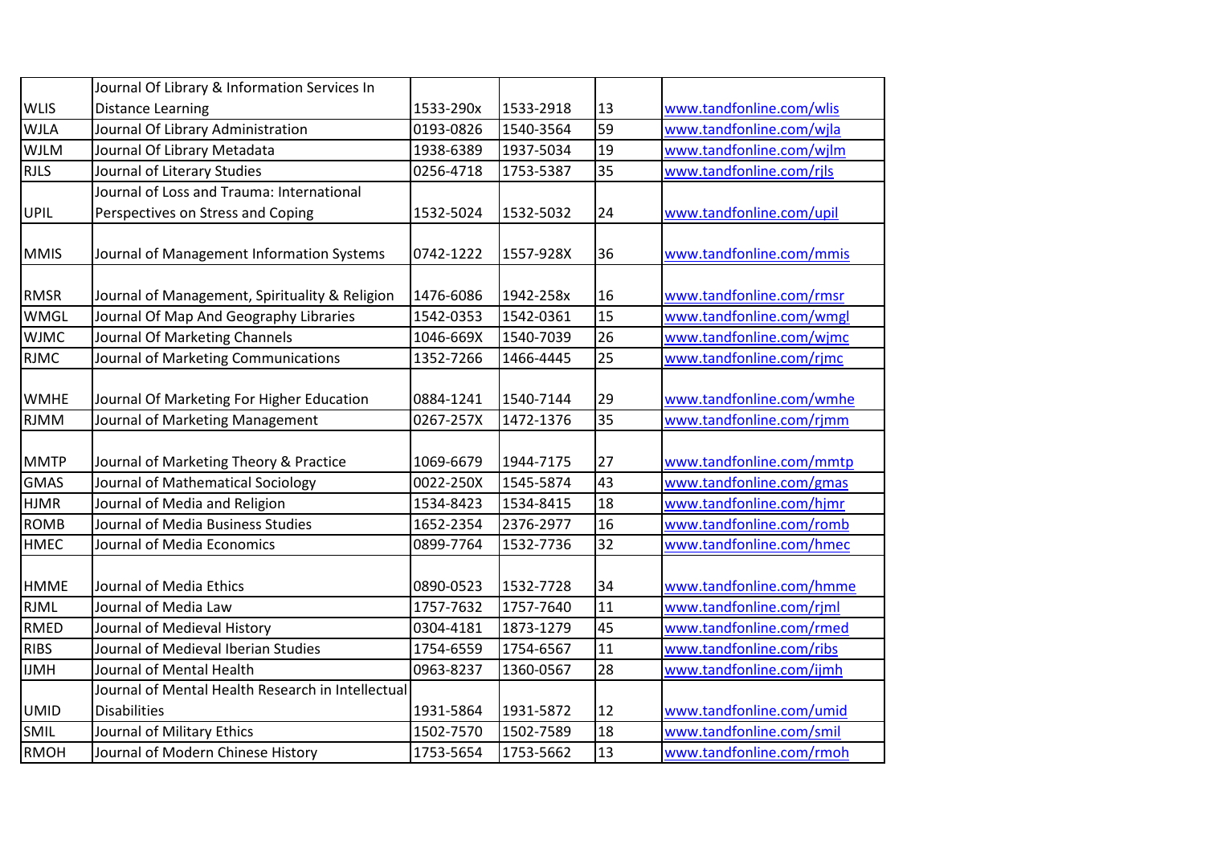| | | | | | |
|---|---|---|---|---|---|
| WLIS | Journal Of Library & Information Services In Distance Learning | 1533-290x | 1533-2918 | 13 | www.tandfonline.com/wlis |
| WJLA | Journal Of Library Administration | 0193-0826 | 1540-3564 | 59 | www.tandfonline.com/wjla |
| WJLM | Journal Of Library Metadata | 1938-6389 | 1937-5034 | 19 | www.tandfonline.com/wjlm |
| RJLS | Journal of Literary Studies | 0256-4718 | 1753-5387 | 35 | www.tandfonline.com/rjls |
| UPIL | Journal of Loss and Trauma: International Perspectives on Stress and Coping | 1532-5024 | 1532-5032 | 24 | www.tandfonline.com/upil |
| MMIS | Journal of Management Information Systems | 0742-1222 | 1557-928X | 36 | www.tandfonline.com/mmis |
| RMSR | Journal of Management, Spirituality & Religion | 1476-6086 | 1942-258x | 16 | www.tandfonline.com/rmsr |
| WMGL | Journal Of Map And Geography Libraries | 1542-0353 | 1542-0361 | 15 | www.tandfonline.com/wmgl |
| WJMC | Journal Of Marketing Channels | 1046-669X | 1540-7039 | 26 | www.tandfonline.com/wjmc |
| RJMC | Journal of Marketing Communications | 1352-7266 | 1466-4445 | 25 | www.tandfonline.com/rjmc |
| WMHE | Journal Of Marketing For Higher Education | 0884-1241 | 1540-7144 | 29 | www.tandfonline.com/wmhe |
| RJMM | Journal of Marketing Management | 0267-257X | 1472-1376 | 35 | www.tandfonline.com/rjmm |
| MMTP | Journal of Marketing Theory & Practice | 1069-6679 | 1944-7175 | 27 | www.tandfonline.com/mmtp |
| GMAS | Journal of Mathematical Sociology | 0022-250X | 1545-5874 | 43 | www.tandfonline.com/gmas |
| HJMR | Journal of Media and Religion | 1534-8423 | 1534-8415 | 18 | www.tandfonline.com/hjmr |
| ROMB | Journal of Media Business Studies | 1652-2354 | 2376-2977 | 16 | www.tandfonline.com/romb |
| HMEC | Journal of Media Economics | 0899-7764 | 1532-7736 | 32 | www.tandfonline.com/hmec |
| HMME | Journal of Media Ethics | 0890-0523 | 1532-7728 | 34 | www.tandfonline.com/hmme |
| RJML | Journal of Media Law | 1757-7632 | 1757-7640 | 11 | www.tandfonline.com/rjml |
| RMED | Journal of Medieval History | 0304-4181 | 1873-1279 | 45 | www.tandfonline.com/rmed |
| RIBS | Journal of Medieval Iberian Studies | 1754-6559 | 1754-6567 | 11 | www.tandfonline.com/ribs |
| IJMH | Journal of Mental Health | 0963-8237 | 1360-0567 | 28 | www.tandfonline.com/ijmh |
| UMID | Journal of Mental Health Research in Intellectual Disabilities | 1931-5864 | 1931-5872 | 12 | www.tandfonline.com/umid |
| SMIL | Journal of Military Ethics | 1502-7570 | 1502-7589 | 18 | www.tandfonline.com/smil |
| RMOH | Journal of Modern Chinese History | 1753-5654 | 1753-5662 | 13 | www.tandfonline.com/rmoh |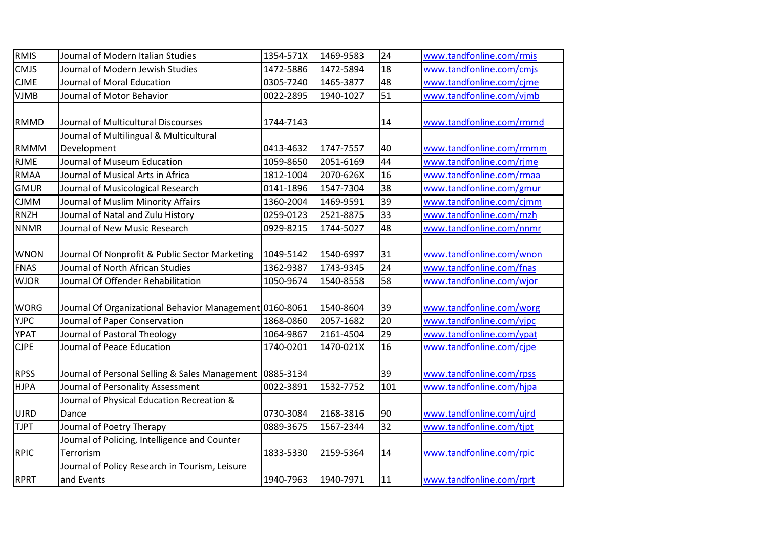| RMIS | Journal of Modern Italian Studies | 1354-571X | 1469-9583 | 24 | www.tandfonline.com/rmis |
|---|---|---|---|---|---|
| CMJS | Journal of Modern Jewish Studies | 1472-5886 | 1472-5894 | 18 | www.tandfonline.com/cmjs |
| CJME | Journal of Moral Education | 0305-7240 | 1465-3877 | 48 | www.tandfonline.com/cjme |
| VJMB | Journal of Motor Behavior | 0022-2895 | 1940-1027 | 51 | www.tandfonline.com/vjmb |
| RMMD | Journal of Multicultural Discourses | 1744-7143 | | 14 | www.tandfonline.com/rmmd |
| RMMM | Journal of Multilingual & Multicultural Development | 0413-4632 | 1747-7557 | 40 | www.tandfonline.com/rmmm |
| RJME | Journal of Museum Education | 1059-8650 | 2051-6169 | 44 | www.tandfonline.com/rjme |
| RMAA | Journal of Musical Arts in Africa | 1812-1004 | 2070-626X | 16 | www.tandfonline.com/rmaa |
| GMUR | Journal of Musicological Research | 0141-1896 | 1547-7304 | 38 | www.tandfonline.com/gmur |
| CJMM | Journal of Muslim Minority Affairs | 1360-2004 | 1469-9591 | 39 | www.tandfonline.com/cjmm |
| RNZH | Journal of Natal and Zulu History | 0259-0123 | 2521-8875 | 33 | www.tandfonline.com/rnzh |
| NNMR | Journal of New Music Research | 0929-8215 | 1744-5027 | 48 | www.tandfonline.com/nnmr |
| WNON | Journal Of Nonprofit & Public Sector Marketing | 1049-5142 | 1540-6997 | 31 | www.tandfonline.com/wnon |
| FNAS | Journal of North African Studies | 1362-9387 | 1743-9345 | 24 | www.tandfonline.com/fnas |
| WJOR | Journal Of Offender Rehabilitation | 1050-9674 | 1540-8558 | 58 | www.tandfonline.com/wjor |
| WORG | Journal Of Organizational Behavior Management | 0160-8061 | 1540-8604 | 39 | www.tandfonline.com/worg |
| YJPC | Journal of Paper Conservation | 1868-0860 | 2057-1682 | 20 | www.tandfonline.com/yjpc |
| YPAT | Journal of Pastoral Theology | 1064-9867 | 2161-4504 | 29 | www.tandfonline.com/ypat |
| CJPE | Journal of Peace Education | 1740-0201 | 1470-021X | 16 | www.tandfonline.com/cjpe |
| RPSS | Journal of Personal Selling & Sales Management | 0885-3134 | | 39 | www.tandfonline.com/rpss |
| HJPA | Journal of Personality Assessment | 0022-3891 | 1532-7752 | 101 | www.tandfonline.com/hjpa |
| UJRD | Journal of Physical Education Recreation & Dance | 0730-3084 | 2168-3816 | 90 | www.tandfonline.com/ujrd |
| TJPT | Journal of Poetry Therapy | 0889-3675 | 1567-2344 | 32 | www.tandfonline.com/tjpt |
| RPIC | Journal of Policing, Intelligence and Counter Terrorism | 1833-5330 | 2159-5364 | 14 | www.tandfonline.com/rpic |
| RPRT | Journal of Policy Research in Tourism, Leisure and Events | 1940-7963 | 1940-7971 | 11 | www.tandfonline.com/rprt |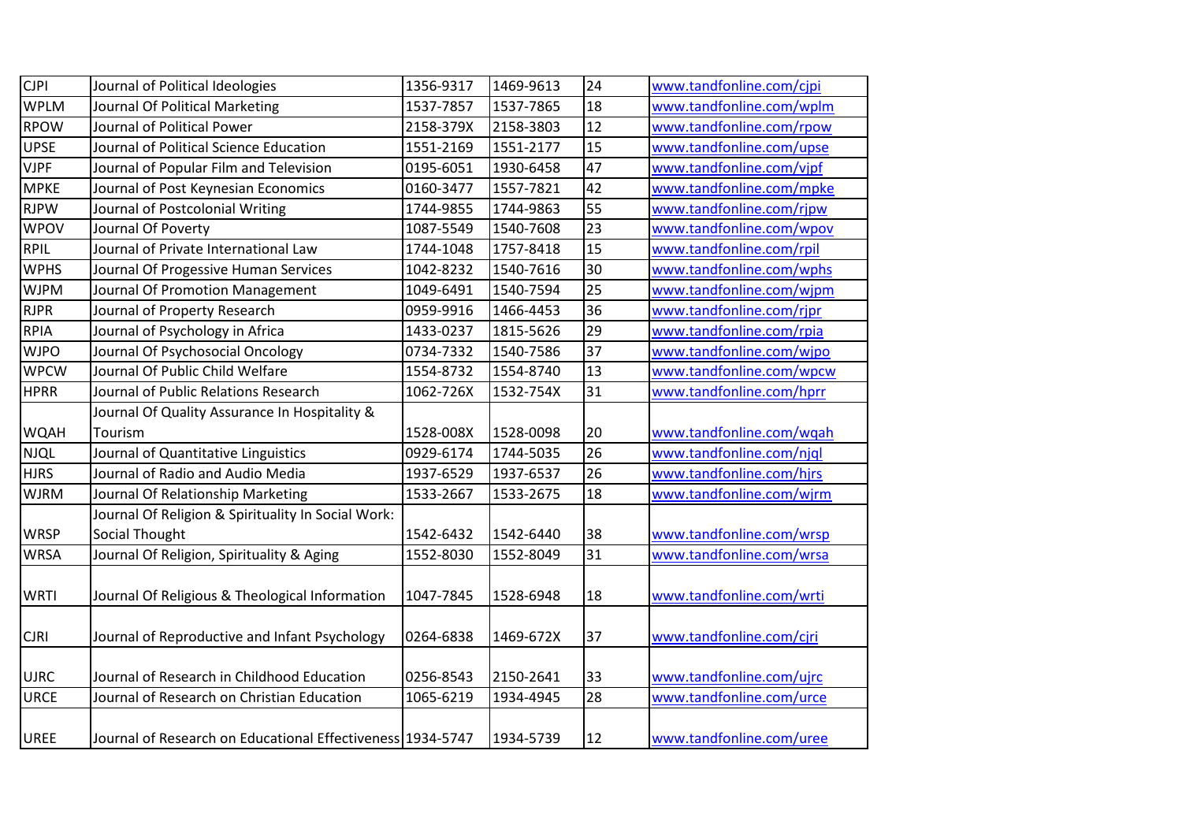| | | | | | |
|---|---|---|---|---|---|
| CJPI | Journal of Political Ideologies | 1356-9317 | 1469-9613 | 24 | www.tandfonline.com/cjpi |
| WPLM | Journal Of Political Marketing | 1537-7857 | 1537-7865 | 18 | www.tandfonline.com/wplm |
| RPOW | Journal of Political Power | 2158-379X | 2158-3803 | 12 | www.tandfonline.com/rpow |
| UPSE | Journal of Political Science Education | 1551-2169 | 1551-2177 | 15 | www.tandfonline.com/upse |
| VJPF | Journal of Popular Film and Television | 0195-6051 | 1930-6458 | 47 | www.tandfonline.com/vjpf |
| MPKE | Journal of Post Keynesian Economics | 0160-3477 | 1557-7821 | 42 | www.tandfonline.com/mpke |
| RJPW | Journal of Postcolonial Writing | 1744-9855 | 1744-9863 | 55 | www.tandfonline.com/rjpw |
| WPOV | Journal Of Poverty | 1087-5549 | 1540-7608 | 23 | www.tandfonline.com/wpov |
| RPIL | Journal of Private International Law | 1744-1048 | 1757-8418 | 15 | www.tandfonline.com/rpil |
| WPHS | Journal Of Progessive Human Services | 1042-8232 | 1540-7616 | 30 | www.tandfonline.com/wphs |
| WJPM | Journal Of Promotion Management | 1049-6491 | 1540-7594 | 25 | www.tandfonline.com/wjpm |
| RJPR | Journal of Property Research | 0959-9916 | 1466-4453 | 36 | www.tandfonline.com/rjpr |
| RPIA | Journal of Psychology in Africa | 1433-0237 | 1815-5626 | 29 | www.tandfonline.com/rpia |
| WJPO | Journal Of Psychosocial Oncology | 0734-7332 | 1540-7586 | 37 | www.tandfonline.com/wjpo |
| WPCW | Journal Of Public Child Welfare | 1554-8732 | 1554-8740 | 13 | www.tandfonline.com/wpcw |
| HPRR | Journal of Public Relations Research | 1062-726X | 1532-754X | 31 | www.tandfonline.com/hprr |
| WQAH | Journal Of Quality Assurance In Hospitality & Tourism | 1528-008X | 1528-0098 | 20 | www.tandfonline.com/wqah |
| NJQL | Journal of Quantitative Linguistics | 0929-6174 | 1744-5035 | 26 | www.tandfonline.com/njql |
| HJRS | Journal of Radio and Audio Media | 1937-6529 | 1937-6537 | 26 | www.tandfonline.com/hjrs |
| WJRM | Journal Of Relationship Marketing | 1533-2667 | 1533-2675 | 18 | www.tandfonline.com/wjrm |
| WRSP | Journal Of Religion & Spirituality In Social Work: Social Thought | 1542-6432 | 1542-6440 | 38 | www.tandfonline.com/wrsp |
| WRSA | Journal Of Religion, Spirituality & Aging | 1552-8030 | 1552-8049 | 31 | www.tandfonline.com/wrsa |
| WRTI | Journal Of Religious & Theological Information | 1047-7845 | 1528-6948 | 18 | www.tandfonline.com/wrti |
| CJRI | Journal of Reproductive and Infant Psychology | 0264-6838 | 1469-672X | 37 | www.tandfonline.com/cjri |
| UJRC | Journal of Research in Childhood Education | 0256-8543 | 2150-2641 | 33 | www.tandfonline.com/ujrc |
| URCE | Journal of Research on Christian Education | 1065-6219 | 1934-4945 | 28 | www.tandfonline.com/urce |
| UREE | Journal of Research on Educational Effectiveness | 1934-5747 | 1934-5739 | 12 | www.tandfonline.com/uree |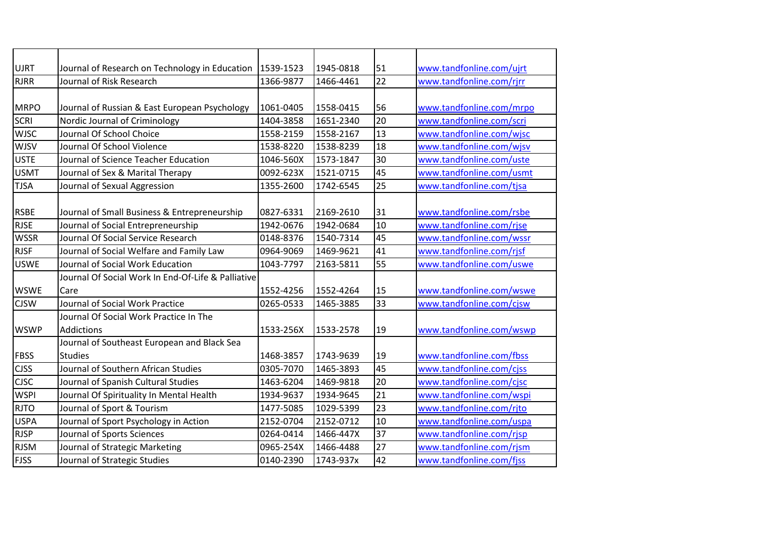| | | | | | |
|---|---|---|---|---|---|
| UJRT | Journal of Research on Technology in Education | 1539-1523 | 1945-0818 | 51 | www.tandfonline.com/ujrt |
| RJRR | Journal of Risk Research | 1366-9877 | 1466-4461 | 22 | www.tandfonline.com/rjrr |
| MRPO | Journal of Russian & East European Psychology | 1061-0405 | 1558-0415 | 56 | www.tandfonline.com/mrpo |
| SCRI | Nordic Journal of Criminology | 1404-3858 | 1651-2340 | 20 | www.tandfonline.com/scri |
| WJSC | Journal Of School Choice | 1558-2159 | 1558-2167 | 13 | www.tandfonline.com/wjsc |
| WJSV | Journal Of School Violence | 1538-8220 | 1538-8239 | 18 | www.tandfonline.com/wjsv |
| USTE | Journal of Science Teacher Education | 1046-560X | 1573-1847 | 30 | www.tandfonline.com/uste |
| USMT | Journal of Sex & Marital Therapy | 0092-623X | 1521-0715 | 45 | www.tandfonline.com/usmt |
| TJSA | Journal of Sexual Aggression | 1355-2600 | 1742-6545 | 25 | www.tandfonline.com/tjsa |
| RSBE | Journal of Small Business & Entrepreneurship | 0827-6331 | 2169-2610 | 31 | www.tandfonline.com/rsbe |
| RJSE | Journal of Social Entrepreneurship | 1942-0676 | 1942-0684 | 10 | www.tandfonline.com/rjse |
| WSSR | Journal Of Social Service Research | 0148-8376 | 1540-7314 | 45 | www.tandfonline.com/wssr |
| RJSF | Journal of Social Welfare and Family Law | 0964-9069 | 1469-9621 | 41 | www.tandfonline.com/rjsf |
| USWE | Journal of Social Work Education | 1043-7797 | 2163-5811 | 55 | www.tandfonline.com/uswe |
| WSWE | Journal Of Social Work In End-Of-Life & Palliative Care | 1552-4256 | 1552-4264 | 15 | www.tandfonline.com/wswe |
| CJSW | Journal of Social Work Practice | 0265-0533 | 1465-3885 | 33 | www.tandfonline.com/cjsw |
| WSWP | Journal Of Social Work Practice In The Addictions | 1533-256X | 1533-2578 | 19 | www.tandfonline.com/wswp |
| FBSS | Journal of Southeast European and Black Sea Studies | 1468-3857 | 1743-9639 | 19 | www.tandfonline.com/fbss |
| CJSS | Journal of Southern African Studies | 0305-7070 | 1465-3893 | 45 | www.tandfonline.com/cjss |
| CJSC | Journal of Spanish Cultural Studies | 1463-6204 | 1469-9818 | 20 | www.tandfonline.com/cjsc |
| WSPI | Journal Of Spirituality In Mental Health | 1934-9637 | 1934-9645 | 21 | www.tandfonline.com/wspi |
| RJTO | Journal of Sport & Tourism | 1477-5085 | 1029-5399 | 23 | www.tandfonline.com/rjto |
| USPA | Journal of Sport Psychology in Action | 2152-0704 | 2152-0712 | 10 | www.tandfonline.com/uspa |
| RJSP | Journal of Sports Sciences | 0264-0414 | 1466-447X | 37 | www.tandfonline.com/rjsp |
| RJSM | Journal of Strategic Marketing | 0965-254X | 1466-4488 | 27 | www.tandfonline.com/rjsm |
| FJSS | Journal of Strategic Studies | 0140-2390 | 1743-937x | 42 | www.tandfonline.com/fjss |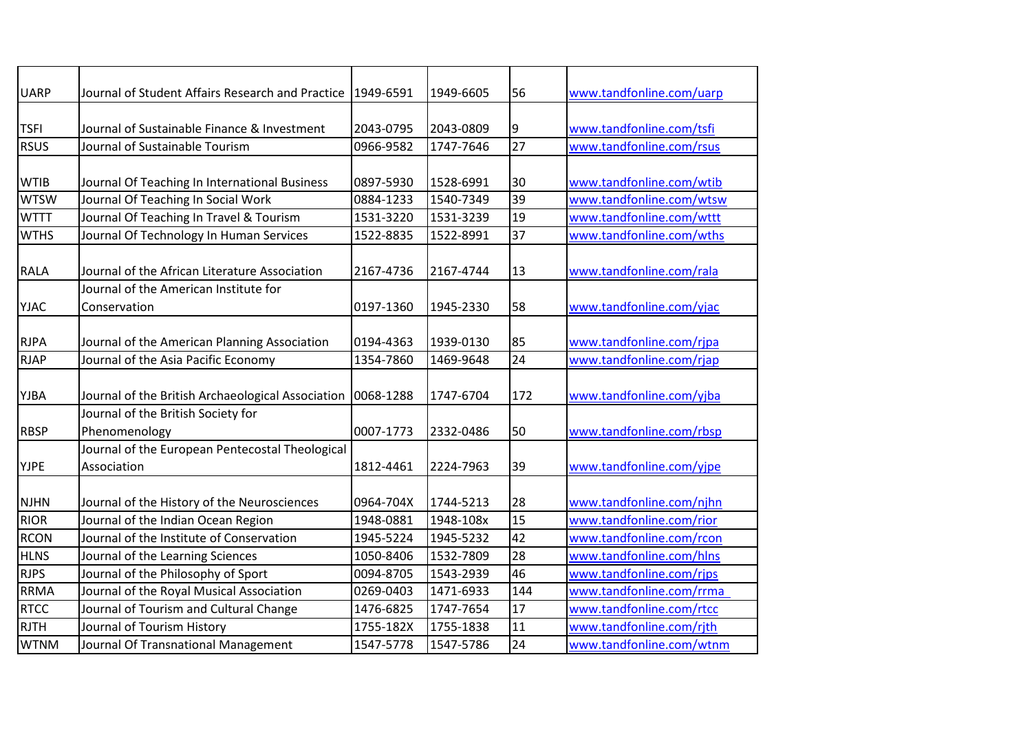| | | | | | |
|---|---|---|---|---|---|
| UARP | Journal of Student Affairs Research and Practice | 1949-6591 | 1949-6605 | 56 | www.tandfonline.com/uarp |
| TSFI | Journal of Sustainable Finance & Investment | 2043-0795 | 2043-0809 | 9 | www.tandfonline.com/tsfi |
| RSUS | Journal of Sustainable Tourism | 0966-9582 | 1747-7646 | 27 | www.tandfonline.com/rsus |
| WTIB | Journal Of Teaching In International Business | 0897-5930 | 1528-6991 | 30 | www.tandfonline.com/wtib |
| WTSW | Journal Of Teaching In Social Work | 0884-1233 | 1540-7349 | 39 | www.tandfonline.com/wtsw |
| WTTT | Journal Of Teaching In Travel & Tourism | 1531-3220 | 1531-3239 | 19 | www.tandfonline.com/wttt |
| WTHS | Journal Of Technology In Human Services | 1522-8835 | 1522-8991 | 37 | www.tandfonline.com/wths |
| RALA | Journal of the African Literature Association | 2167-4736 | 2167-4744 | 13 | www.tandfonline.com/rala |
| YJAC | Journal of the American Institute for Conservation | 0197-1360 | 1945-2330 | 58 | www.tandfonline.com/yjac |
| RJPA | Journal of the American Planning Association | 0194-4363 | 1939-0130 | 85 | www.tandfonline.com/rjpa |
| RJAP | Journal of the Asia Pacific Economy | 1354-7860 | 1469-9648 | 24 | www.tandfonline.com/rjap |
| YJBA | Journal of the British Archaeological Association | 0068-1288 | 1747-6704 | 172 | www.tandfonline.com/yjba |
| RBSP | Journal of the British Society for Phenomenology | 0007-1773 | 2332-0486 | 50 | www.tandfonline.com/rbsp |
| YJPE | Journal of the European Pentecostal Theological Association | 1812-4461 | 2224-7963 | 39 | www.tandfonline.com/yjpe |
| NJHN | Journal of the History of the Neurosciences | 0964-704X | 1744-5213 | 28 | www.tandfonline.com/njhn |
| RIOR | Journal of the Indian Ocean Region | 1948-0881 | 1948-108x | 15 | www.tandfonline.com/rior |
| RCON | Journal of the Institute of Conservation | 1945-5224 | 1945-5232 | 42 | www.tandfonline.com/rcon |
| HLNS | Journal of the Learning Sciences | 1050-8406 | 1532-7809 | 28 | www.tandfonline.com/hlns |
| RJPS | Journal of the Philosophy of Sport | 0094-8705 | 1543-2939 | 46 | www.tandfonline.com/rjps |
| RRMA | Journal of the Royal Musical Association | 0269-0403 | 1471-6933 | 144 | www.tandfonline.com/rrma |
| RTCC | Journal of Tourism and Cultural Change | 1476-6825 | 1747-7654 | 17 | www.tandfonline.com/rtcc |
| RJTH | Journal of Tourism History | 1755-182X | 1755-1838 | 11 | www.tandfonline.com/rjth |
| WTNM | Journal Of Transnational Management | 1547-5778 | 1547-5786 | 24 | www.tandfonline.com/wtnm |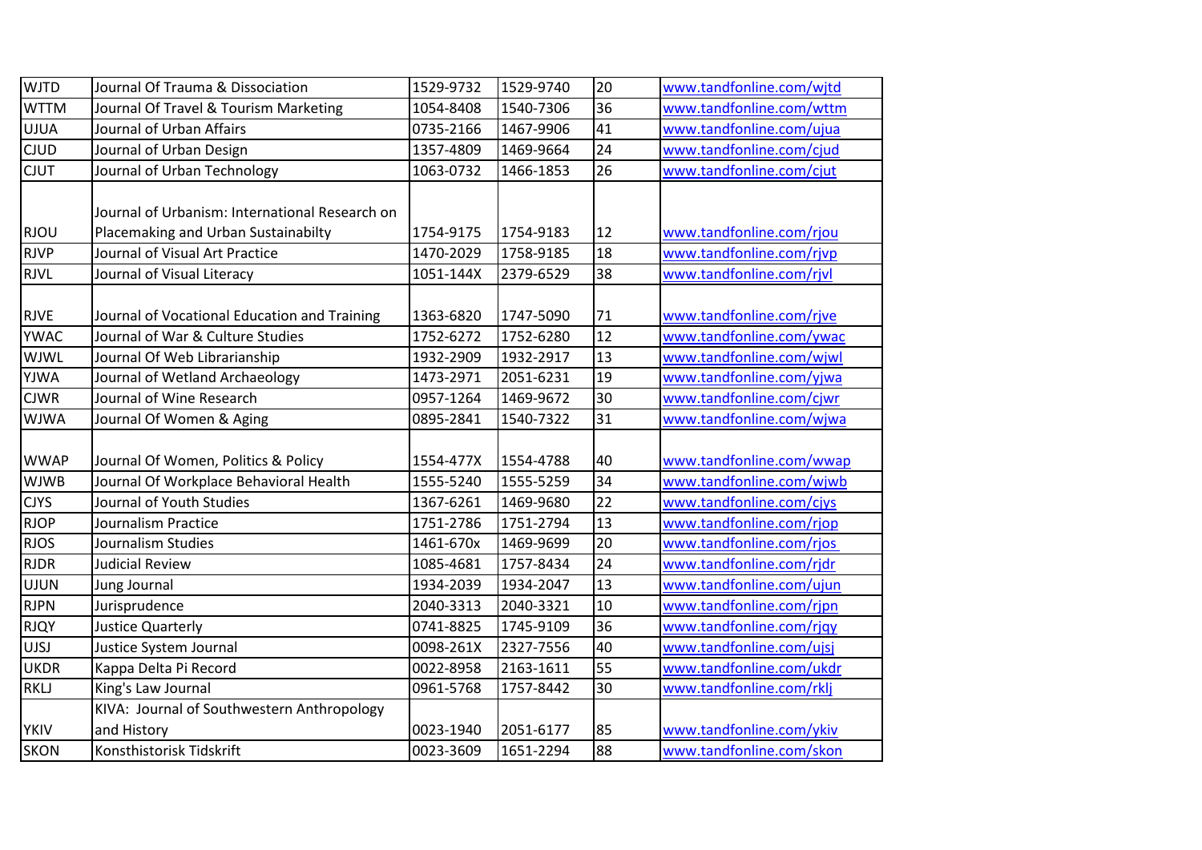| WJTD | Journal Of Trauma & Dissociation | 1529-9732 | 1529-9740 | 20 | www.tandfonline.com/wjtd |
|---|---|---|---|---|---|
| WTTM | Journal Of Travel & Tourism Marketing | 1054-8408 | 1540-7306 | 36 | www.tandfonline.com/wttm |
| UJUA | Journal of Urban Affairs | 0735-2166 | 1467-9906 | 41 | www.tandfonline.com/ujua |
| CJUD | Journal of Urban Design | 1357-4809 | 1469-9664 | 24 | www.tandfonline.com/cjud |
| CJUT | Journal of Urban Technology | 1063-0732 | 1466-1853 | 26 | www.tandfonline.com/cjut |
| RJOU | Journal of Urbanism: International Research on Placemaking and Urban Sustainabilty | 1754-9175 | 1754-9183 | 12 | www.tandfonline.com/rjou |
| RJVP | Journal of Visual Art Practice | 1470-2029 | 1758-9185 | 18 | www.tandfonline.com/rjvp |
| RJVL | Journal of Visual Literacy | 1051-144X | 2379-6529 | 38 | www.tandfonline.com/rjvl |
| RJVE | Journal of Vocational Education and Training | 1363-6820 | 1747-5090 | 71 | www.tandfonline.com/rjve |
| YWAC | Journal of War & Culture Studies | 1752-6272 | 1752-6280 | 12 | www.tandfonline.com/ywac |
| WJWL | Journal Of Web Librarianship | 1932-2909 | 1932-2917 | 13 | www.tandfonline.com/wjwl |
| YJWA | Journal of Wetland Archaeology | 1473-2971 | 2051-6231 | 19 | www.tandfonline.com/yjwa |
| CJWR | Journal of Wine Research | 0957-1264 | 1469-9672 | 30 | www.tandfonline.com/cjwr |
| WJWA | Journal Of Women & Aging | 0895-2841 | 1540-7322 | 31 | www.tandfonline.com/wjwa |
| WWAP | Journal Of Women, Politics & Policy | 1554-477X | 1554-4788 | 40 | www.tandfonline.com/wwap |
| WJWB | Journal Of Workplace Behavioral Health | 1555-5240 | 1555-5259 | 34 | www.tandfonline.com/wjwb |
| CJYS | Journal of Youth Studies | 1367-6261 | 1469-9680 | 22 | www.tandfonline.com/cjys |
| RJOP | Journalism Practice | 1751-2786 | 1751-2794 | 13 | www.tandfonline.com/rjop |
| RJOS | Journalism Studies | 1461-670x | 1469-9699 | 20 | www.tandfonline.com/rjos |
| RJDR | Judicial Review | 1085-4681 | 1757-8434 | 24 | www.tandfonline.com/rjdr |
| UJUN | Jung Journal | 1934-2039 | 1934-2047 | 13 | www.tandfonline.com/ujun |
| RJPN | Jurisprudence | 2040-3313 | 2040-3321 | 10 | www.tandfonline.com/rjpn |
| RJQY | Justice Quarterly | 0741-8825 | 1745-9109 | 36 | www.tandfonline.com/rjqy |
| UJSJ | Justice System Journal | 0098-261X | 2327-7556 | 40 | www.tandfonline.com/ujsj |
| UKDR | Kappa Delta Pi Record | 0022-8958 | 2163-1611 | 55 | www.tandfonline.com/ukdr |
| RKLJ | King's Law Journal | 0961-5768 | 1757-8442 | 30 | www.tandfonline.com/rklj |
| YKIV | KIVA: Journal of Southwestern Anthropology and History | 0023-1940 | 2051-6177 | 85 | www.tandfonline.com/ykiv |
| SKON | Konsthistorisk Tidskrift | 0023-3609 | 1651-2294 | 88 | www.tandfonline.com/skon |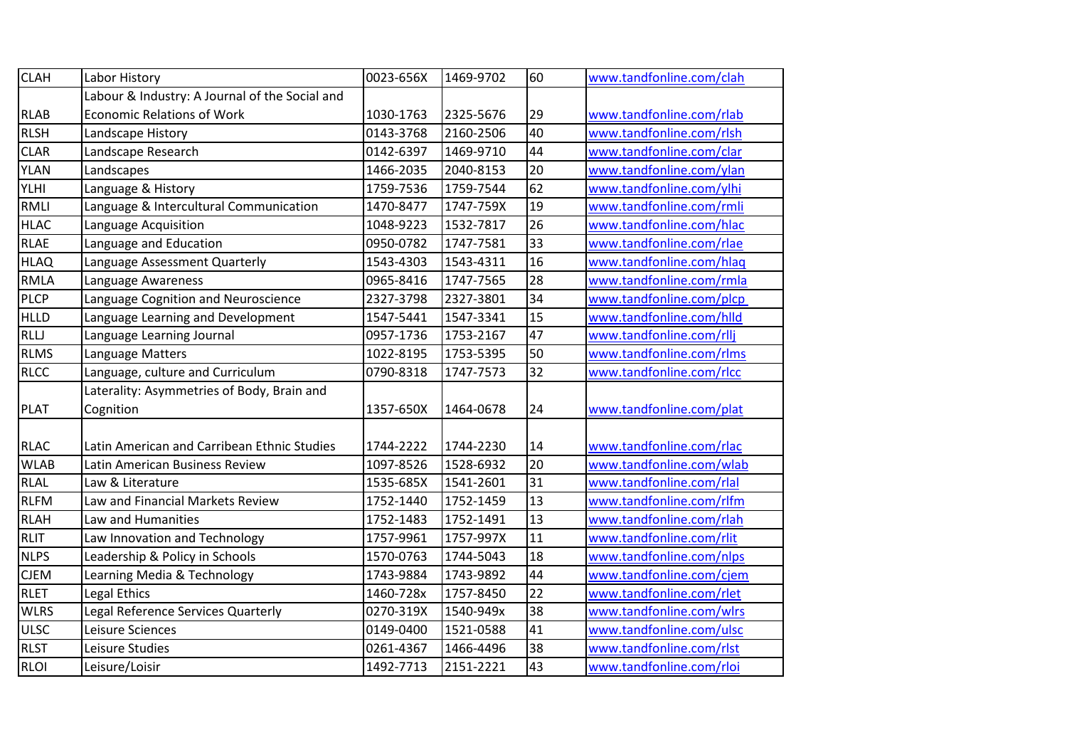| CLAH | Labor History | 0023-656X | 1469-9702 | 60 | www.tandfonline.com/clah |
|---|---|---|---|---|---|
| RLAB | Labour & Industry: A Journal of the Social and Economic Relations of Work | 1030-1763 | 2325-5676 | 29 | www.tandfonline.com/rlab |
| RLSH | Landscape History | 0143-3768 | 2160-2506 | 40 | www.tandfonline.com/rlsh |
| CLAR | Landscape Research | 0142-6397 | 1469-9710 | 44 | www.tandfonline.com/clar |
| YLAN | Landscapes | 1466-2035 | 2040-8153 | 20 | www.tandfonline.com/ylan |
| YLHI | Language & History | 1759-7536 | 1759-7544 | 62 | www.tandfonline.com/ylhi |
| RMLI | Language & Intercultural Communication | 1470-8477 | 1747-759X | 19 | www.tandfonline.com/rmli |
| HLAC | Language Acquisition | 1048-9223 | 1532-7817 | 26 | www.tandfonline.com/hlac |
| RLAE | Language and Education | 0950-0782 | 1747-7581 | 33 | www.tandfonline.com/rlae |
| HLAQ | Language Assessment Quarterly | 1543-4303 | 1543-4311 | 16 | www.tandfonline.com/hlaq |
| RMLA | Language Awareness | 0965-8416 | 1747-7565 | 28 | www.tandfonline.com/rmla |
| PLCP | Language Cognition and Neuroscience | 2327-3798 | 2327-3801 | 34 | www.tandfonline.com/plcp |
| HLLD | Language Learning and Development | 1547-5441 | 1547-3341 | 15 | www.tandfonline.com/hlld |
| RLLJ | Language Learning Journal | 0957-1736 | 1753-2167 | 47 | www.tandfonline.com/rllj |
| RLMS | Language Matters | 1022-8195 | 1753-5395 | 50 | www.tandfonline.com/rlms |
| RLCC | Language, culture and Curriculum | 0790-8318 | 1747-7573 | 32 | www.tandfonline.com/rlcc |
| PLAT | Laterality: Asymmetries of Body, Brain and Cognition | 1357-650X | 1464-0678 | 24 | www.tandfonline.com/plat |
| RLAC | Latin American and Carribean Ethnic Studies | 1744-2222 | 1744-2230 | 14 | www.tandfonline.com/rlac |
| WLAB | Latin American Business Review | 1097-8526 | 1528-6932 | 20 | www.tandfonline.com/wlab |
| RLAL | Law & Literature | 1535-685X | 1541-2601 | 31 | www.tandfonline.com/rlal |
| RLFM | Law and Financial Markets Review | 1752-1440 | 1752-1459 | 13 | www.tandfonline.com/rlfm |
| RLAH | Law and Humanities | 1752-1483 | 1752-1491 | 13 | www.tandfonline.com/rlah |
| RLIT | Law Innovation and Technology | 1757-9961 | 1757-997X | 11 | www.tandfonline.com/rlit |
| NLPS | Leadership & Policy in Schools | 1570-0763 | 1744-5043 | 18 | www.tandfonline.com/nlps |
| CJEM | Learning Media & Technology | 1743-9884 | 1743-9892 | 44 | www.tandfonline.com/cjem |
| RLET | Legal Ethics | 1460-728x | 1757-8450 | 22 | www.tandfonline.com/rlet |
| WLRS | Legal Reference Services Quarterly | 0270-319X | 1540-949x | 38 | www.tandfonline.com/wlrs |
| ULSC | Leisure Sciences | 0149-0400 | 1521-0588 | 41 | www.tandfonline.com/ulsc |
| RLST | Leisure Studies | 0261-4367 | 1466-4496 | 38 | www.tandfonline.com/rlst |
| RLOI | Leisure/Loisir | 1492-7713 | 2151-2221 | 43 | www.tandfonline.com/rloi |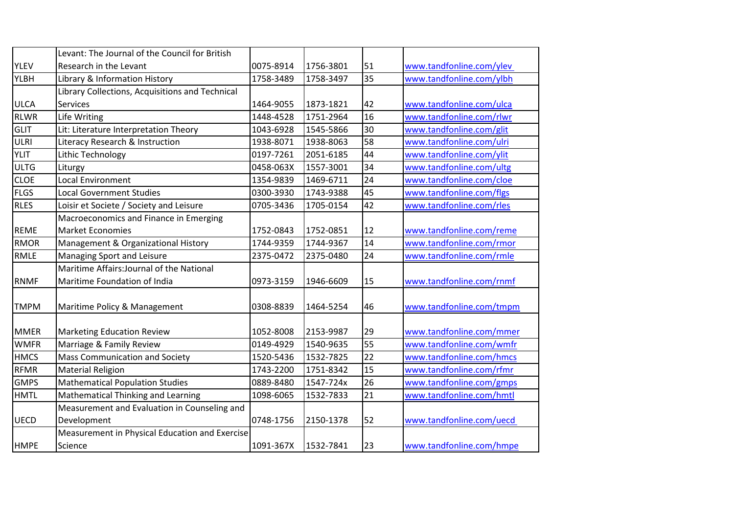| | | | | | |
|---|---|---|---|---|---|
| YLEV | Levant: The Journal of the Council for British Research in the Levant | 0075-8914 | 1756-3801 | 51 | www.tandfonline.com/ylev |
| YLBH | Library & Information History | 1758-3489 | 1758-3497 | 35 | www.tandfonline.com/ylbh |
| ULCA | Library Collections, Acquisitions and Technical Services | 1464-9055 | 1873-1821 | 42 | www.tandfonline.com/ulca |
| RLWR | Life Writing | 1448-4528 | 1751-2964 | 16 | www.tandfonline.com/rlwr |
| GLIT | Lit: Literature Interpretation Theory | 1043-6928 | 1545-5866 | 30 | www.tandfonline.com/glit |
| ULRI | Literacy Research & Instruction | 1938-8071 | 1938-8063 | 58 | www.tandfonline.com/ulri |
| YLIT | Lithic Technology | 0197-7261 | 2051-6185 | 44 | www.tandfonline.com/ylit |
| ULTG | Liturgy | 0458-063X | 1557-3001 | 34 | www.tandfonline.com/ultg |
| CLOE | Local Environment | 1354-9839 | 1469-6711 | 24 | www.tandfonline.com/cloe |
| FLGS | Local Government Studies | 0300-3930 | 1743-9388 | 45 | www.tandfonline.com/flgs |
| RLES | Loisir et Societe / Society and Leisure | 0705-3436 | 1705-0154 | 42 | www.tandfonline.com/rles |
| REME | Macroeconomics and Finance in Emerging Market Economies | 1752-0843 | 1752-0851 | 12 | www.tandfonline.com/reme |
| RMOR | Management & Organizational History | 1744-9359 | 1744-9367 | 14 | www.tandfonline.com/rmor |
| RMLE | Managing Sport and Leisure | 2375-0472 | 2375-0480 | 24 | www.tandfonline.com/rmle |
| RNMF | Maritime Affairs:Journal of the National Maritime Foundation of India | 0973-3159 | 1946-6609 | 15 | www.tandfonline.com/rnmf |
| TMPM | Maritime Policy & Management | 0308-8839 | 1464-5254 | 46 | www.tandfonline.com/tmpm |
| MMER | Marketing Education Review | 1052-8008 | 2153-9987 | 29 | www.tandfonline.com/mmer |
| WMFR | Marriage & Family Review | 0149-4929 | 1540-9635 | 55 | www.tandfonline.com/wmfr |
| HMCS | Mass Communication and Society | 1520-5436 | 1532-7825 | 22 | www.tandfonline.com/hmcs |
| RFMR | Material Religion | 1743-2200 | 1751-8342 | 15 | www.tandfonline.com/rfmr |
| GMPS | Mathematical Population Studies | 0889-8480 | 1547-724x | 26 | www.tandfonline.com/gmps |
| HMTL | Mathematical Thinking and Learning | 1098-6065 | 1532-7833 | 21 | www.tandfonline.com/hmtl |
| UECD | Measurement and Evaluation in Counseling and Development | 0748-1756 | 2150-1378 | 52 | www.tandfonline.com/uecd |
| HMPE | Measurement in Physical Education and Exercise Science | 1091-367X | 1532-7841 | 23 | www.tandfonline.com/hmpe |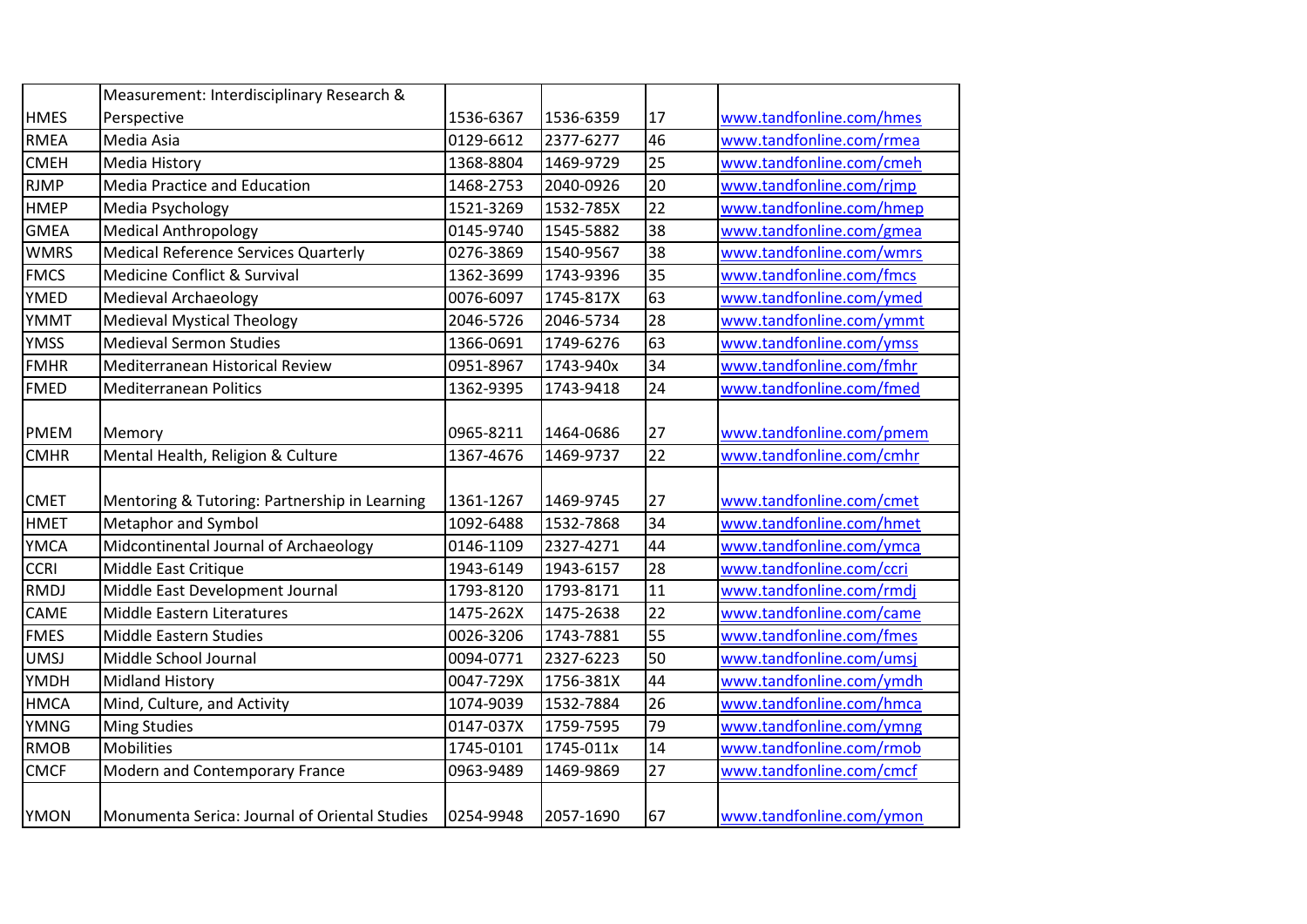| | | | | | |
|---|---|---|---|---|---|
| HMES | Measurement: Interdisciplinary Research & Perspective | 1536-6367 | 1536-6359 | 17 | www.tandfonline.com/hmes |
| RMEA | Media Asia | 0129-6612 | 2377-6277 | 46 | www.tandfonline.com/rmea |
| CMEH | Media History | 1368-8804 | 1469-9729 | 25 | www.tandfonline.com/cmeh |
| RJMP | Media Practice and Education | 1468-2753 | 2040-0926 | 20 | www.tandfonline.com/rjmp |
| HMEP | Media Psychology | 1521-3269 | 1532-785X | 22 | www.tandfonline.com/hmep |
| GMEA | Medical Anthropology | 0145-9740 | 1545-5882 | 38 | www.tandfonline.com/gmea |
| WMRS | Medical Reference Services Quarterly | 0276-3869 | 1540-9567 | 38 | www.tandfonline.com/wmrs |
| FMCS | Medicine Conflict & Survival | 1362-3699 | 1743-9396 | 35 | www.tandfonline.com/fmcs |
| YMED | Medieval Archaeology | 0076-6097 | 1745-817X | 63 | www.tandfonline.com/ymed |
| YMMT | Medieval Mystical Theology | 2046-5726 | 2046-5734 | 28 | www.tandfonline.com/ymmt |
| YMSS | Medieval Sermon Studies | 1366-0691 | 1749-6276 | 63 | www.tandfonline.com/ymss |
| FMHR | Mediterranean Historical Review | 0951-8967 | 1743-940x | 34 | www.tandfonline.com/fmhr |
| FMED | Mediterranean Politics | 1362-9395 | 1743-9418 | 24 | www.tandfonline.com/fmed |
| PMEM | Memory | 0965-8211 | 1464-0686 | 27 | www.tandfonline.com/pmem |
| CMHR | Mental Health, Religion & Culture | 1367-4676 | 1469-9737 | 22 | www.tandfonline.com/cmhr |
| CMET | Mentoring & Tutoring: Partnership in Learning | 1361-1267 | 1469-9745 | 27 | www.tandfonline.com/cmet |
| HMET | Metaphor and Symbol | 1092-6488 | 1532-7868 | 34 | www.tandfonline.com/hmet |
| YMCA | Midcontinental Journal of Archaeology | 0146-1109 | 2327-4271 | 44 | www.tandfonline.com/ymca |
| CCRI | Middle East Critique | 1943-6149 | 1943-6157 | 28 | www.tandfonline.com/ccri |
| RMDJ | Middle East Development Journal | 1793-8120 | 1793-8171 | 11 | www.tandfonline.com/rmdj |
| CAME | Middle Eastern Literatures | 1475-262X | 1475-2638 | 22 | www.tandfonline.com/came |
| FMES | Middle Eastern Studies | 0026-3206 | 1743-7881 | 55 | www.tandfonline.com/fmes |
| UMSJ | Middle School Journal | 0094-0771 | 2327-6223 | 50 | www.tandfonline.com/umsj |
| YMDH | Midland History | 0047-729X | 1756-381X | 44 | www.tandfonline.com/ymdh |
| HMCA | Mind, Culture, and Activity | 1074-9039 | 1532-7884 | 26 | www.tandfonline.com/hmca |
| YMNG | Ming Studies | 0147-037X | 1759-7595 | 79 | www.tandfonline.com/ymng |
| RMOB | Mobilities | 1745-0101 | 1745-011x | 14 | www.tandfonline.com/rmob |
| CMCF | Modern and Contemporary France | 0963-9489 | 1469-9869 | 27 | www.tandfonline.com/cmcf |
| YMON | Monumenta Serica: Journal of Oriental Studies | 0254-9948 | 2057-1690 | 67 | www.tandfonline.com/ymon |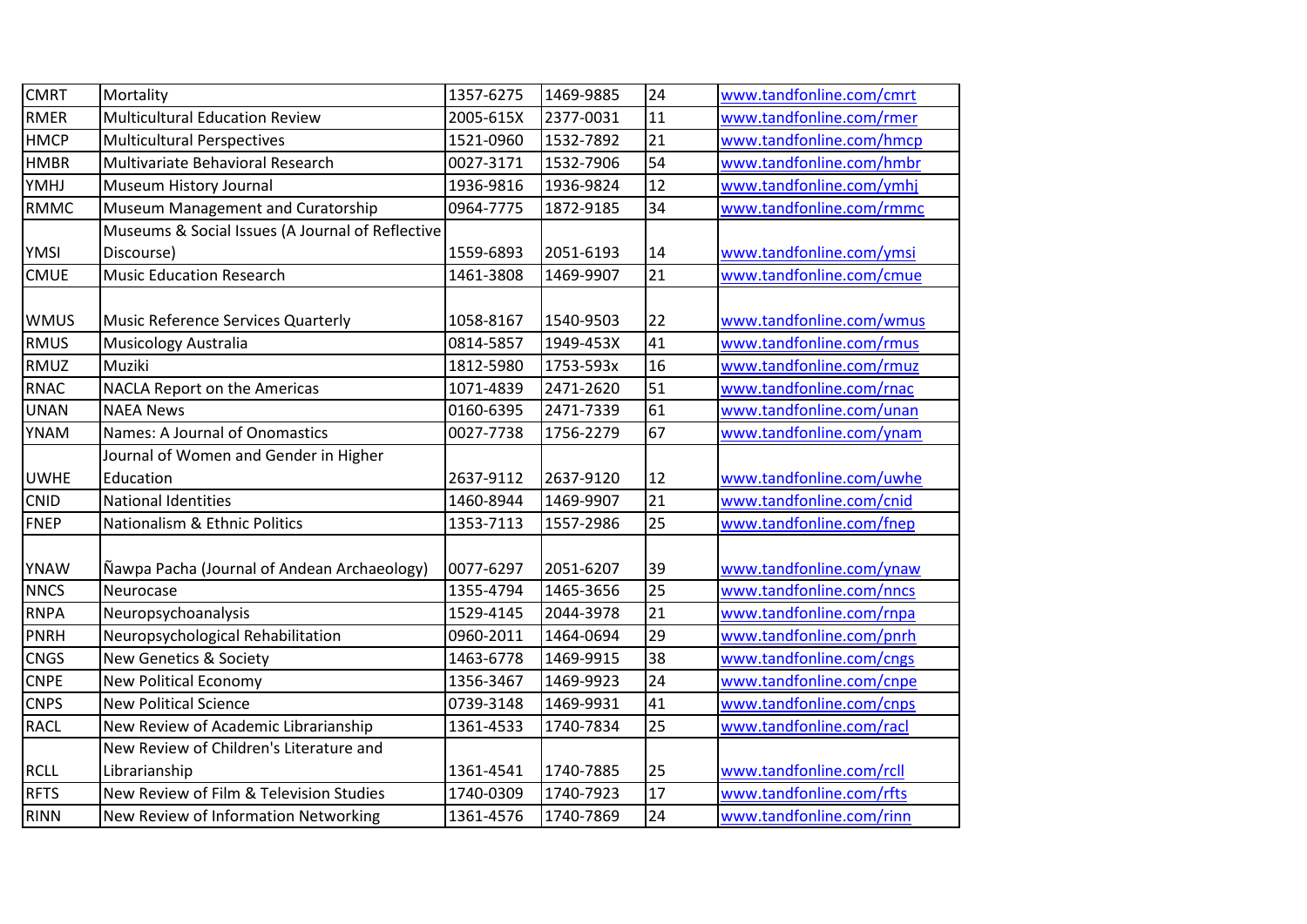| CMRT | Mortality | 1357-6275 | 1469-9885 | 24 | www.tandfonline.com/cmrt |
|---|---|---|---|---|---|
| RMER | Multicultural Education Review | 2005-615X | 2377-0031 | 11 | www.tandfonline.com/rmer |
| HMCP | Multicultural Perspectives | 1521-0960 | 1532-7892 | 21 | www.tandfonline.com/hmcp |
| HMBR | Multivariate Behavioral Research | 0027-3171 | 1532-7906 | 54 | www.tandfonline.com/hmbr |
| YMHJ | Museum History Journal | 1936-9816 | 1936-9824 | 12 | www.tandfonline.com/ymhj |
| RMMC | Museum Management and Curatorship | 0964-7775 | 1872-9185 | 34 | www.tandfonline.com/rmmc |
| YMSI | Museums & Social Issues (A Journal of Reflective Discourse) | 1559-6893 | 2051-6193 | 14 | www.tandfonline.com/ymsi |
| CMUE | Music Education Research | 1461-3808 | 1469-9907 | 21 | www.tandfonline.com/cmue |
| WMUS | Music Reference Services Quarterly | 1058-8167 | 1540-9503 | 22 | www.tandfonline.com/wmus |
| RMUS | Musicology Australia | 0814-5857 | 1949-453X | 41 | www.tandfonline.com/rmus |
| RMUZ | Muziki | 1812-5980 | 1753-593x | 16 | www.tandfonline.com/rmuz |
| RNAC | NACLA Report on the Americas | 1071-4839 | 2471-2620 | 51 | www.tandfonline.com/rnac |
| UNAN | NAEA News | 0160-6395 | 2471-7339 | 61 | www.tandfonline.com/unan |
| YNAM | Names: A Journal of Onomastics | 0027-7738 | 1756-2279 | 67 | www.tandfonline.com/ynam |
| UWHE | Journal of Women and Gender in Higher Education | 2637-9112 | 2637-9120 | 12 | www.tandfonline.com/uwhe |
| CNID | National Identities | 1460-8944 | 1469-9907 | 21 | www.tandfonline.com/cnid |
| FNEP | Nationalism & Ethnic Politics | 1353-7113 | 1557-2986 | 25 | www.tandfonline.com/fnep |
| YNAW | Ñawpa Pacha (Journal of Andean Archaeology) | 0077-6297 | 2051-6207 | 39 | www.tandfonline.com/ynaw |
| NNCS | Neurocase | 1355-4794 | 1465-3656 | 25 | www.tandfonline.com/nncs |
| RNPA | Neuropsychoanalysis | 1529-4145 | 2044-3978 | 21 | www.tandfonline.com/rnpa |
| PNRH | Neuropsychological Rehabilitation | 0960-2011 | 1464-0694 | 29 | www.tandfonline.com/pnrh |
| CNGS | New Genetics & Society | 1463-6778 | 1469-9915 | 38 | www.tandfonline.com/cngs |
| CNPE | New Political Economy | 1356-3467 | 1469-9923 | 24 | www.tandfonline.com/cnpe |
| CNPS | New Political Science | 0739-3148 | 1469-9931 | 41 | www.tandfonline.com/cnps |
| RACL | New Review of Academic Librarianship | 1361-4533 | 1740-7834 | 25 | www.tandfonline.com/racl |
| RCLL | New Review of Children's Literature and Librarianship | 1361-4541 | 1740-7885 | 25 | www.tandfonline.com/rcll |
| RFTS | New Review of Film & Television Studies | 1740-0309 | 1740-7923 | 17 | www.tandfonline.com/rfts |
| RINN | New Review of Information Networking | 1361-4576 | 1740-7869 | 24 | www.tandfonline.com/rinn |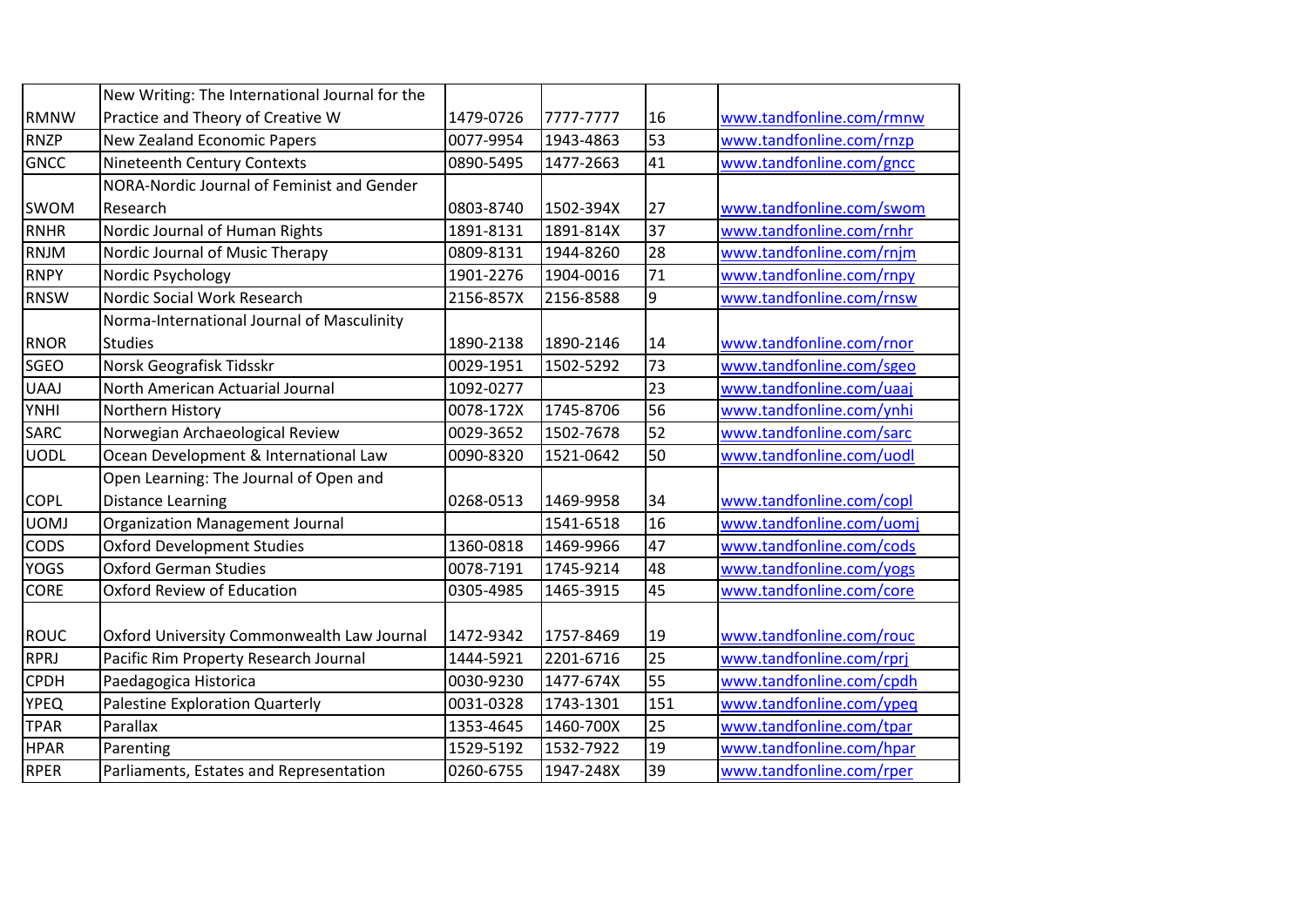| | | | | | |
|---|---|---|---|---|---|
| RMNW | New Writing: The International Journal for the Practice and Theory of Creative W | 1479-0726 | 7777-7777 | 16 | www.tandfonline.com/rmnw |
| RNZP | New Zealand Economic Papers | 0077-9954 | 1943-4863 | 53 | www.tandfonline.com/rnzp |
| GNCC | Nineteenth Century Contexts | 0890-5495 | 1477-2663 | 41 | www.tandfonline.com/gncc |
| SWOM | NORA-Nordic Journal of Feminist and Gender Research | 0803-8740 | 1502-394X | 27 | www.tandfonline.com/swom |
| RNHR | Nordic Journal of Human Rights | 1891-8131 | 1891-814X | 37 | www.tandfonline.com/rnhr |
| RNJM | Nordic Journal of Music Therapy | 0809-8131 | 1944-8260 | 28 | www.tandfonline.com/rnjm |
| RNPY | Nordic Psychology | 1901-2276 | 1904-0016 | 71 | www.tandfonline.com/rnpy |
| RNSW | Nordic Social Work Research | 2156-857X | 2156-8588 | 9 | www.tandfonline.com/rnsw |
| RNOR | Norma-International Journal of Masculinity Studies | 1890-2138 | 1890-2146 | 14 | www.tandfonline.com/rnor |
| SGEO | Norsk Geografisk Tidsskr | 0029-1951 | 1502-5292 | 73 | www.tandfonline.com/sgeo |
| UAAJ | North American Actuarial Journal | 1092-0277 | | 23 | www.tandfonline.com/uaaj |
| YNHI | Northern History | 0078-172X | 1745-8706 | 56 | www.tandfonline.com/ynhi |
| SARC | Norwegian Archaeological Review | 0029-3652 | 1502-7678 | 52 | www.tandfonline.com/sarc |
| UODL | Ocean Development & International Law | 0090-8320 | 1521-0642 | 50 | www.tandfonline.com/uodl |
| COPL | Open Learning: The Journal of Open and Distance Learning | 0268-0513 | 1469-9958 | 34 | www.tandfonline.com/copl |
| UOMJ | Organization Management Journal | | 1541-6518 | 16 | www.tandfonline.com/uomj |
| CODS | Oxford Development Studies | 1360-0818 | 1469-9966 | 47 | www.tandfonline.com/cods |
| YOGS | Oxford German Studies | 0078-7191 | 1745-9214 | 48 | www.tandfonline.com/yogs |
| CORE | Oxford Review of Education | 0305-4985 | 1465-3915 | 45 | www.tandfonline.com/core |
| ROUC | Oxford University Commonwealth Law Journal | 1472-9342 | 1757-8469 | 19 | www.tandfonline.com/rouc |
| RPRJ | Pacific Rim Property Research Journal | 1444-5921 | 2201-6716 | 25 | www.tandfonline.com/rprj |
| CPDH | Paedagogica Historica | 0030-9230 | 1477-674X | 55 | www.tandfonline.com/cpdh |
| YPEQ | Palestine Exploration Quarterly | 0031-0328 | 1743-1301 | 151 | www.tandfonline.com/ypeq |
| TPAR | Parallax | 1353-4645 | 1460-700X | 25 | www.tandfonline.com/tpar |
| HPAR | Parenting | 1529-5192 | 1532-7922 | 19 | www.tandfonline.com/hpar |
| RPER | Parliaments, Estates and Representation | 0260-6755 | 1947-248X | 39 | www.tandfonline.com/rper |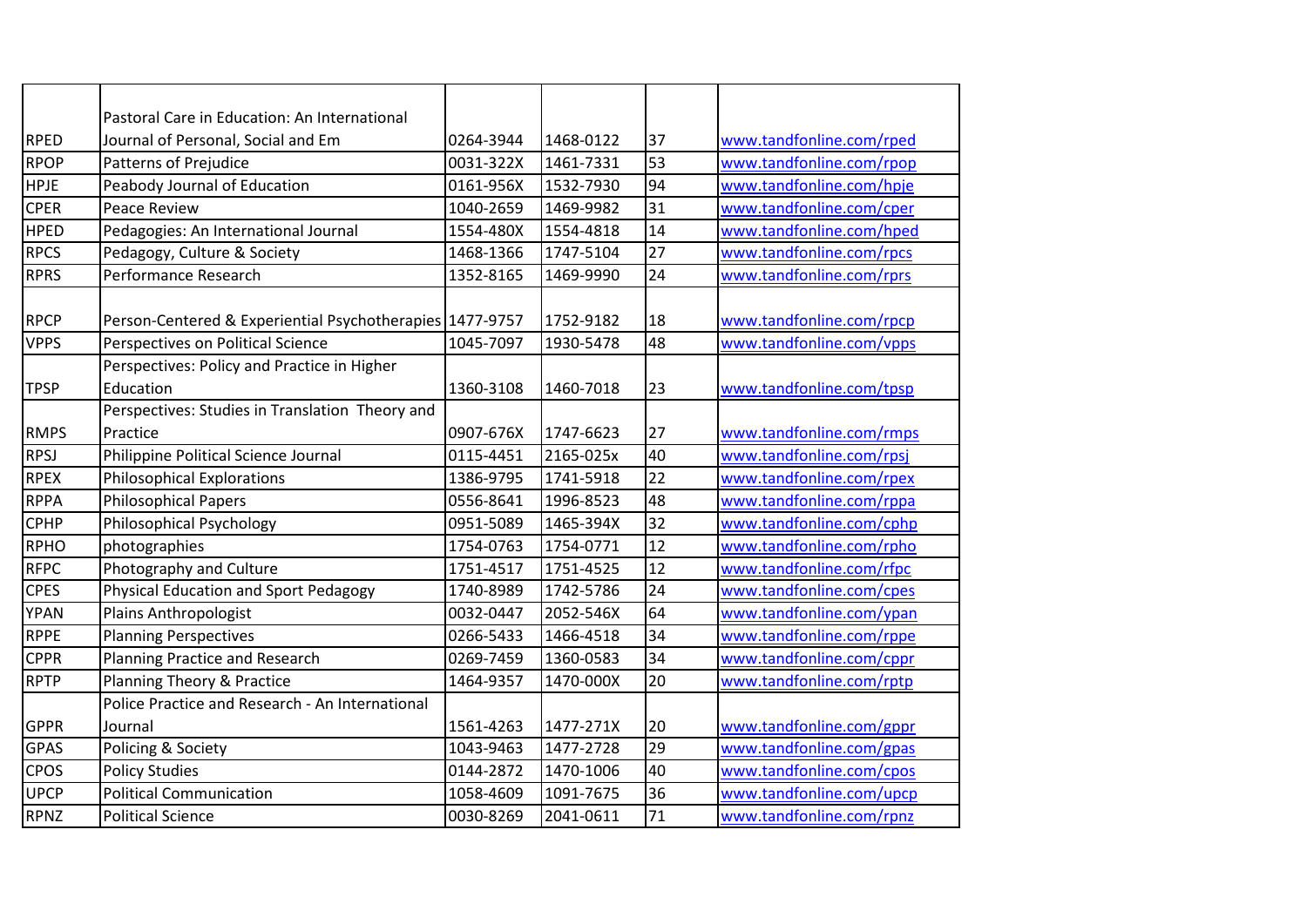| | | | | | |
|---|---|---|---|---|---|
| RPED | Pastoral Care in Education: An International Journal of Personal, Social and Em | 0264-3944 | 1468-0122 | 37 | www.tandfonline.com/rped |
| RPOP | Patterns of Prejudice | 0031-322X | 1461-7331 | 53 | www.tandfonline.com/rpop |
| HPJE | Peabody Journal of Education | 0161-956X | 1532-7930 | 94 | www.tandfonline.com/hpje |
| CPER | Peace Review | 1040-2659 | 1469-9982 | 31 | www.tandfonline.com/cper |
| HPED | Pedagogies: An International Journal | 1554-480X | 1554-4818 | 14 | www.tandfonline.com/hped |
| RPCS | Pedagogy, Culture & Society | 1468-1366 | 1747-5104 | 27 | www.tandfonline.com/rpcs |
| RPRS | Performance Research | 1352-8165 | 1469-9990 | 24 | www.tandfonline.com/rprs |
| RPCP | Person-Centered & Experiential Psychotherapies | 1477-9757 | 1752-9182 | 18 | www.tandfonline.com/rpcp |
| VPPS | Perspectives on Political Science | 1045-7097 | 1930-5478 | 48 | www.tandfonline.com/vpps |
| TPSP | Perspectives: Policy and Practice in Higher Education | 1360-3108 | 1460-7018 | 23 | www.tandfonline.com/tpsp |
| RMPS | Perspectives: Studies in Translation Theory and Practice | 0907-676X | 1747-6623 | 27 | www.tandfonline.com/rmps |
| RPSJ | Philippine Political Science Journal | 0115-4451 | 2165-025x | 40 | www.tandfonline.com/rpsj |
| RPEX | Philosophical Explorations | 1386-9795 | 1741-5918 | 22 | www.tandfonline.com/rpex |
| RPPA | Philosophical Papers | 0556-8641 | 1996-8523 | 48 | www.tandfonline.com/rppa |
| CPHP | Philosophical Psychology | 0951-5089 | 1465-394X | 32 | www.tandfonline.com/cphp |
| RPHO | photographies | 1754-0763 | 1754-0771 | 12 | www.tandfonline.com/rpho |
| RFPC | Photography and Culture | 1751-4517 | 1751-4525 | 12 | www.tandfonline.com/rfpc |
| CPES | Physical Education and Sport Pedagogy | 1740-8989 | 1742-5786 | 24 | www.tandfonline.com/cpes |
| YPAN | Plains Anthropologist | 0032-0447 | 2052-546X | 64 | www.tandfonline.com/ypan |
| RPPE | Planning Perspectives | 0266-5433 | 1466-4518 | 34 | www.tandfonline.com/rppe |
| CPPR | Planning Practice and Research | 0269-7459 | 1360-0583 | 34 | www.tandfonline.com/cppr |
| RPTP | Planning Theory & Practice | 1464-9357 | 1470-000X | 20 | www.tandfonline.com/rptp |
| GPPR | Police Practice and Research - An International Journal | 1561-4263 | 1477-271X | 20 | www.tandfonline.com/gppr |
| GPAS | Policing & Society | 1043-9463 | 1477-2728 | 29 | www.tandfonline.com/gpas |
| CPOS | Policy Studies | 0144-2872 | 1470-1006 | 40 | www.tandfonline.com/cpos |
| UPCP | Political Communication | 1058-4609 | 1091-7675 | 36 | www.tandfonline.com/upcp |
| RPNZ | Political Science | 0030-8269 | 2041-0611 | 71 | www.tandfonline.com/rpnz |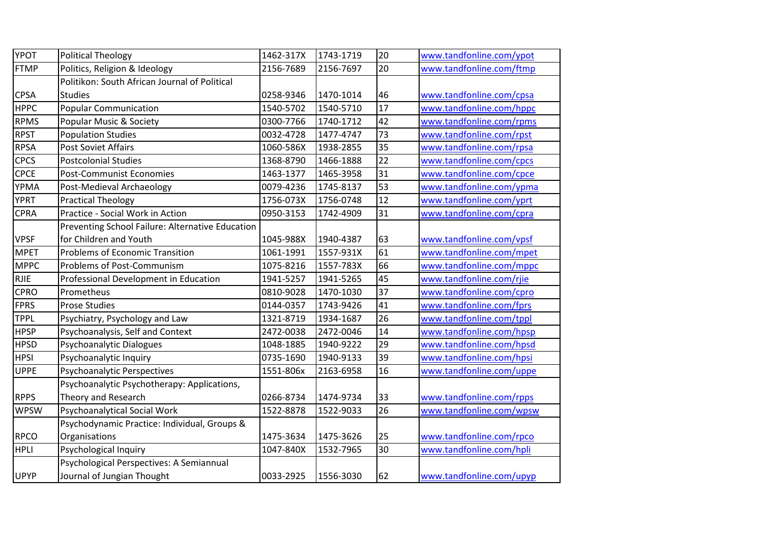| YPOT | Political Theology | 1462-317X | 1743-1719 | 20 | www.tandfonline.com/ypot |
|---|---|---|---|---|---|
| FTMP | Politics, Religion & Ideology | 2156-7689 | 2156-7697 | 20 | www.tandfonline.com/ftmp |
| CPSA | Politikon: South African Journal of Political Studies | 0258-9346 | 1470-1014 | 46 | www.tandfonline.com/cpsa |
| HPPC | Popular Communication | 1540-5702 | 1540-5710 | 17 | www.tandfonline.com/hppc |
| RPMS | Popular Music & Society | 0300-7766 | 1740-1712 | 42 | www.tandfonline.com/rpms |
| RPST | Population Studies | 0032-4728 | 1477-4747 | 73 | www.tandfonline.com/rpst |
| RPSA | Post Soviet Affairs | 1060-586X | 1938-2855 | 35 | www.tandfonline.com/rpsa |
| CPCS | Postcolonial Studies | 1368-8790 | 1466-1888 | 22 | www.tandfonline.com/cpcs |
| CPCE | Post-Communist Economies | 1463-1377 | 1465-3958 | 31 | www.tandfonline.com/cpce |
| YPMA | Post-Medieval Archaeology | 0079-4236 | 1745-8137 | 53 | www.tandfonline.com/ypma |
| YPRT | Practical Theology | 1756-073X | 1756-0748 | 12 | www.tandfonline.com/yprt |
| CPRA | Practice - Social Work in Action | 0950-3153 | 1742-4909 | 31 | www.tandfonline.com/cpra |
| VPSF | Preventing School Failure: Alternative Education for Children and Youth | 1045-988X | 1940-4387 | 63 | www.tandfonline.com/vpsf |
| MPET | Problems of Economic Transition | 1061-1991 | 1557-931X | 61 | www.tandfonline.com/mpet |
| MPPC | Problems of Post-Communism | 1075-8216 | 1557-783X | 66 | www.tandfonline.com/mppc |
| RJIE | Professional Development in Education | 1941-5257 | 1941-5265 | 45 | www.tandfonline.com/rjie |
| CPRO | Prometheus | 0810-9028 | 1470-1030 | 37 | www.tandfonline.com/cpro |
| FPRS | Prose Studies | 0144-0357 | 1743-9426 | 41 | www.tandfonline.com/fprs |
| TPPL | Psychiatry, Psychology and Law | 1321-8719 | 1934-1687 | 26 | www.tandfonline.com/tppl |
| HPSP | Psychoanalysis, Self and Context | 2472-0038 | 2472-0046 | 14 | www.tandfonline.com/hpsp |
| HPSD | Psychoanalytic Dialogues | 1048-1885 | 1940-9222 | 29 | www.tandfonline.com/hpsd |
| HPSI | Psychoanalytic Inquiry | 0735-1690 | 1940-9133 | 39 | www.tandfonline.com/hpsi |
| UPPE | Psychoanalytic Perspectives | 1551-806x | 2163-6958 | 16 | www.tandfonline.com/uppe |
| RPPS | Psychoanalytic Psychotherapy: Applications, Theory and Research | 0266-8734 | 1474-9734 | 33 | www.tandfonline.com/rpps |
| WPSW | Psychoanalytical Social Work | 1522-8878 | 1522-9033 | 26 | www.tandfonline.com/wpsw |
| RPCO | Psychodynamic Practice: Individual, Groups & Organisations | 1475-3634 | 1475-3626 | 25 | www.tandfonline.com/rpco |
| HPLI | Psychological Inquiry | 1047-840X | 1532-7965 | 30 | www.tandfonline.com/hpli |
| UPYP | Psychological Perspectives: A Semiannual Journal of Jungian Thought | 0033-2925 | 1556-3030 | 62 | www.tandfonline.com/upyp |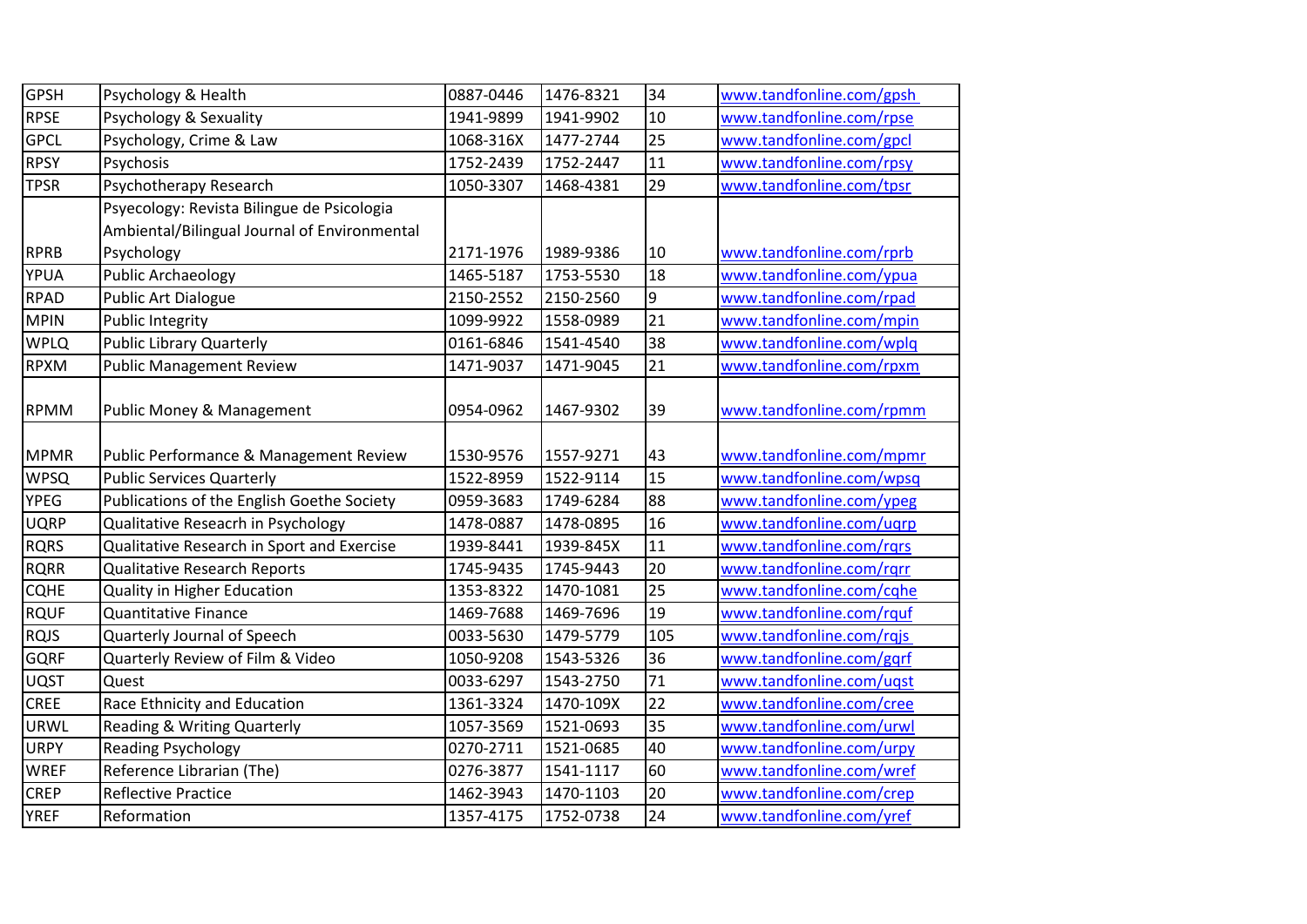| GPSH | Psychology & Health | 0887-0446 | 1476-8321 | 34 | www.tandfonline.com/gpsh |
|---|---|---|---|---|---|
| RPSE | Psychology & Sexuality | 1941-9899 | 1941-9902 | 10 | www.tandfonline.com/rpse |
| GPCL | Psychology, Crime & Law | 1068-316X | 1477-2744 | 25 | www.tandfonline.com/gpcl |
| RPSY | Psychosis | 1752-2439 | 1752-2447 | 11 | www.tandfonline.com/rpsy |
| TPSR | Psychotherapy Research | 1050-3307 | 1468-4381 | 29 | www.tandfonline.com/tpsr |
| RPRB | Psyecology: Revista Bilingue de Psicologia Ambiental/Bilingual Journal of Environmental Psychology | 2171-1976 | 1989-9386 | 10 | www.tandfonline.com/rprb |
| YPUA | Public Archaeology | 1465-5187 | 1753-5530 | 18 | www.tandfonline.com/ypua |
| RPAD | Public Art Dialogue | 2150-2552 | 2150-2560 | 9 | www.tandfonline.com/rpad |
| MPIN | Public Integrity | 1099-9922 | 1558-0989 | 21 | www.tandfonline.com/mpin |
| WPLQ | Public Library Quarterly | 0161-6846 | 1541-4540 | 38 | www.tandfonline.com/wplq |
| RPXM | Public Management Review | 1471-9037 | 1471-9045 | 21 | www.tandfonline.com/rpxm |
| RPMM | Public Money & Management | 0954-0962 | 1467-9302 | 39 | www.tandfonline.com/rpmm |
| MPMR | Public Performance & Management Review | 1530-9576 | 1557-9271 | 43 | www.tandfonline.com/mpmr |
| WPSQ | Public Services Quarterly | 1522-8959 | 1522-9114 | 15 | www.tandfonline.com/wpsq |
| YPEG | Publications of the English Goethe Society | 0959-3683 | 1749-6284 | 88 | www.tandfonline.com/ypeg |
| UQRP | Qualitative Reseacrh in Psychology | 1478-0887 | 1478-0895 | 16 | www.tandfonline.com/uqrp |
| RQRS | Qualitative Research in Sport and Exercise | 1939-8441 | 1939-845X | 11 | www.tandfonline.com/rqrs |
| RQRR | Qualitative Research Reports | 1745-9435 | 1745-9443 | 20 | www.tandfonline.com/rqrr |
| CQHE | Quality in Higher Education | 1353-8322 | 1470-1081 | 25 | www.tandfonline.com/cqhe |
| RQUF | Quantitative Finance | 1469-7688 | 1469-7696 | 19 | www.tandfonline.com/rquf |
| RQJS | Quarterly Journal of Speech | 0033-5630 | 1479-5779 | 105 | www.tandfonline.com/rqjs |
| GQRF | Quarterly Review of Film & Video | 1050-9208 | 1543-5326 | 36 | www.tandfonline.com/gqrf |
| UQST | Quest | 0033-6297 | 1543-2750 | 71 | www.tandfonline.com/uqst |
| CREE | Race Ethnicity and Education | 1361-3324 | 1470-109X | 22 | www.tandfonline.com/cree |
| URWL | Reading & Writing Quarterly | 1057-3569 | 1521-0693 | 35 | www.tandfonline.com/urwl |
| URPY | Reading Psychology | 0270-2711 | 1521-0685 | 40 | www.tandfonline.com/urpy |
| WREF | Reference Librarian (The) | 0276-3877 | 1541-1117 | 60 | www.tandfonline.com/wref |
| CREP | Reflective Practice | 1462-3943 | 1470-1103 | 20 | www.tandfonline.com/crep |
| YREF | Reformation | 1357-4175 | 1752-0738 | 24 | www.tandfonline.com/yref |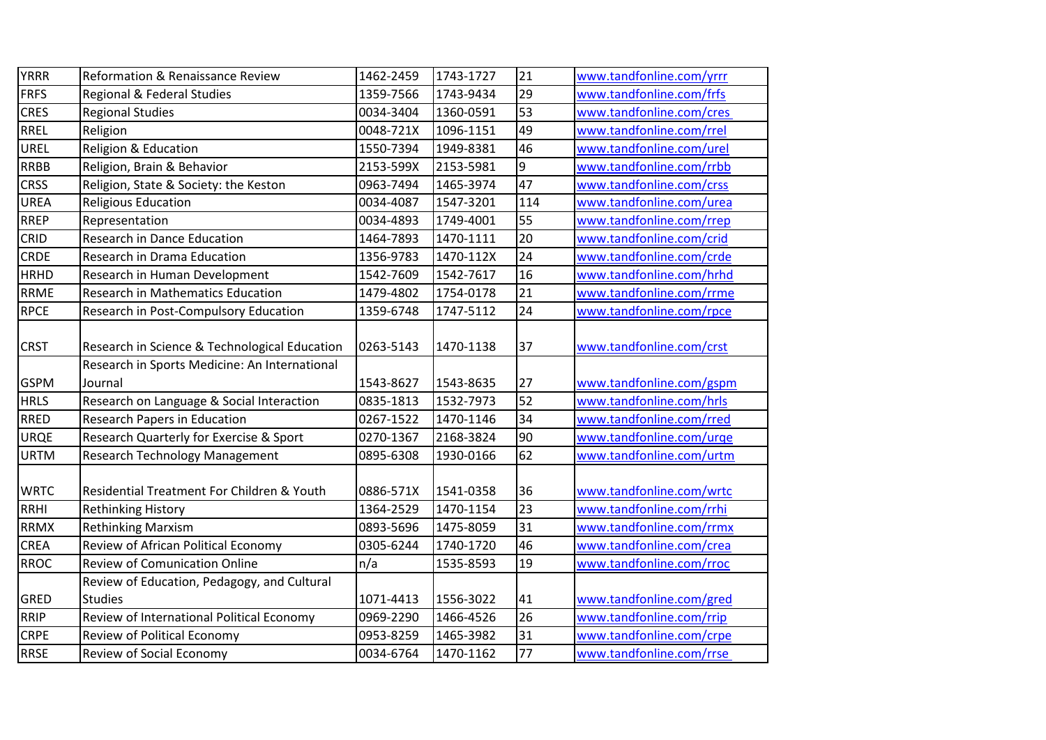| | | | | | |
|---|---|---|---|---|---|
| YRRR | Reformation & Renaissance Review | 1462-2459 | 1743-1727 | 21 | www.tandfonline.com/yrrr |
| FRFS | Regional & Federal Studies | 1359-7566 | 1743-9434 | 29 | www.tandfonline.com/frfs |
| CRES | Regional Studies | 0034-3404 | 1360-0591 | 53 | www.tandfonline.com/cres |
| RREL | Religion | 0048-721X | 1096-1151 | 49 | www.tandfonline.com/rrel |
| UREL | Religion & Education | 1550-7394 | 1949-8381 | 46 | www.tandfonline.com/urel |
| RRBB | Religion, Brain & Behavior | 2153-599X | 2153-5981 | 9 | www.tandfonline.com/rrbb |
| CRSS | Religion, State & Society: the Keston | 0963-7494 | 1465-3974 | 47 | www.tandfonline.com/crss |
| UREA | Religious Education | 0034-4087 | 1547-3201 | 114 | www.tandfonline.com/urea |
| RREP | Representation | 0034-4893 | 1749-4001 | 55 | www.tandfonline.com/rrep |
| CRID | Research in Dance Education | 1464-7893 | 1470-1111 | 20 | www.tandfonline.com/crid |
| CRDE | Research in Drama Education | 1356-9783 | 1470-112X | 24 | www.tandfonline.com/crde |
| HRHD | Research in Human Development | 1542-7609 | 1542-7617 | 16 | www.tandfonline.com/hrhd |
| RRME | Research in Mathematics Education | 1479-4802 | 1754-0178 | 21 | www.tandfonline.com/rrme |
| RPCE | Research in Post-Compulsory Education | 1359-6748 | 1747-5112 | 24 | www.tandfonline.com/rpce |
| CRST | Research in Science & Technological Education | 0263-5143 | 1470-1138 | 37 | www.tandfonline.com/crst |
| GSPM | Research in Sports Medicine: An International Journal | 1543-8627 | 1543-8635 | 27 | www.tandfonline.com/gspm |
| HRLS | Research on Language & Social Interaction | 0835-1813 | 1532-7973 | 52 | www.tandfonline.com/hrls |
| RRED | Research Papers in Education | 0267-1522 | 1470-1146 | 34 | www.tandfonline.com/rred |
| URQE | Research Quarterly for Exercise & Sport | 0270-1367 | 2168-3824 | 90 | www.tandfonline.com/urqe |
| URTM | Research Technology Management | 0895-6308 | 1930-0166 | 62 | www.tandfonline.com/urtm |
| WRTC | Residential Treatment For Children & Youth | 0886-571X | 1541-0358 | 36 | www.tandfonline.com/wrtc |
| RRHI | Rethinking History | 1364-2529 | 1470-1154 | 23 | www.tandfonline.com/rrhi |
| RRMX | Rethinking Marxism | 0893-5696 | 1475-8059 | 31 | www.tandfonline.com/rrmx |
| CREA | Review of African Political Economy | 0305-6244 | 1740-1720 | 46 | www.tandfonline.com/crea |
| RROC | Review of Comunication Online | n/a | 1535-8593 | 19 | www.tandfonline.com/rroc |
| GRED | Review of Education, Pedagogy, and Cultural Studies | 1071-4413 | 1556-3022 | 41 | www.tandfonline.com/gred |
| RRIP | Review of International Political Economy | 0969-2290 | 1466-4526 | 26 | www.tandfonline.com/rrip |
| CRPE | Review of Political Economy | 0953-8259 | 1465-3982 | 31 | www.tandfonline.com/crpe |
| RRSE | Review of Social Economy | 0034-6764 | 1470-1162 | 77 | www.tandfonline.com/rrse |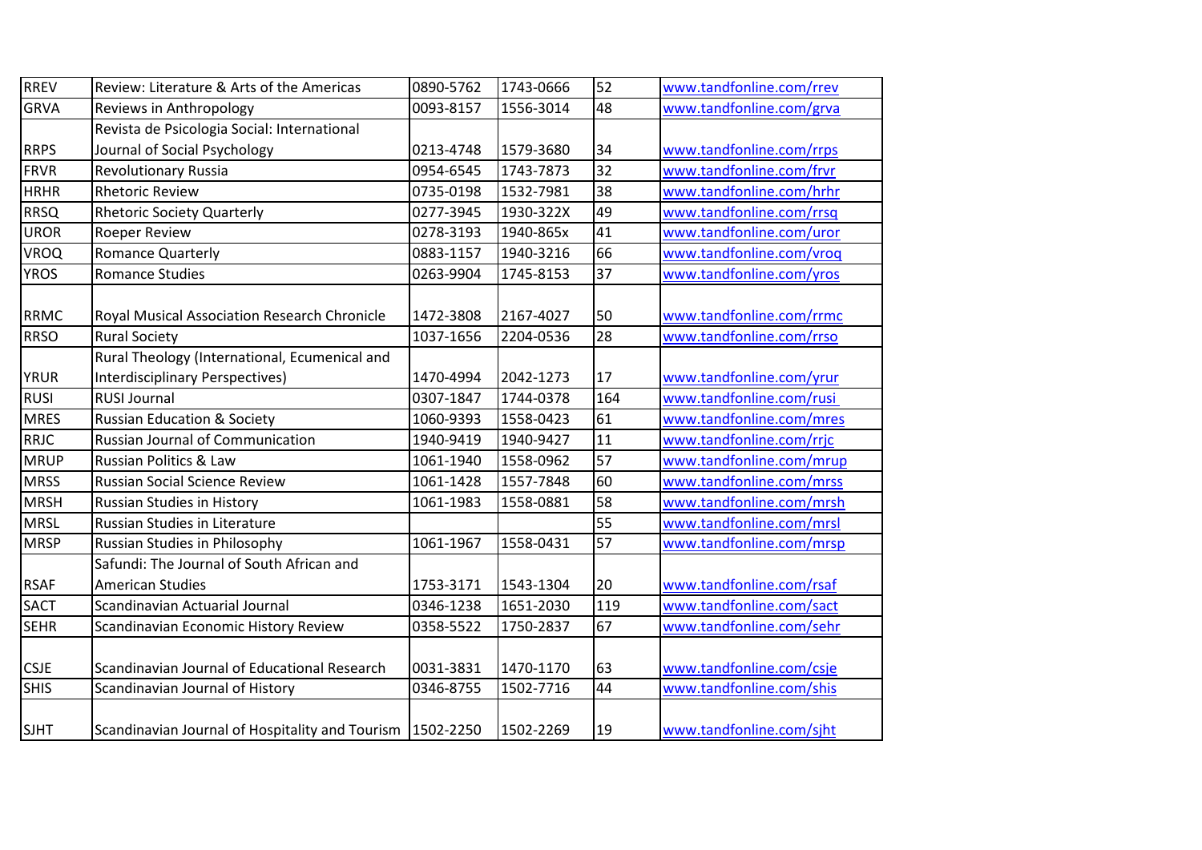| RREV | Review: Literature & Arts of the Americas | 0890-5762 | 1743-0666 | 52 | www.tandfonline.com/rrev |
|---|---|---|---|---|---|
| GRVA | Reviews in Anthropology | 0093-8157 | 1556-3014 | 48 | www.tandfonline.com/grva |
| RRPS | Revista de Psicologia Social: International Journal of Social Psychology | 0213-4748 | 1579-3680 | 34 | www.tandfonline.com/rrps |
| FRVR | Revolutionary Russia | 0954-6545 | 1743-7873 | 32 | www.tandfonline.com/frvr |
| HRHR | Rhetoric Review | 0735-0198 | 1532-7981 | 38 | www.tandfonline.com/hrhr |
| RRSQ | Rhetoric Society Quarterly | 0277-3945 | 1930-322X | 49 | www.tandfonline.com/rrsq |
| UROR | Roeper Review | 0278-3193 | 1940-865x | 41 | www.tandfonline.com/uror |
| VROQ | Romance Quarterly | 0883-1157 | 1940-3216 | 66 | www.tandfonline.com/vroq |
| YROS | Romance Studies | 0263-9904 | 1745-8153 | 37 | www.tandfonline.com/yros |
| RRMC | Royal Musical Association Research Chronicle | 1472-3808 | 2167-4027 | 50 | www.tandfonline.com/rrmc |
| RRSO | Rural Society | 1037-1656 | 2204-0536 | 28 | www.tandfonline.com/rrso |
| YRUR | Rural Theology (International, Ecumenical and Interdisciplinary Perspectives) | 1470-4994 | 2042-1273 | 17 | www.tandfonline.com/yrur |
| RUSI | RUSI Journal | 0307-1847 | 1744-0378 | 164 | www.tandfonline.com/rusi |
| MRES | Russian Education & Society | 1060-9393 | 1558-0423 | 61 | www.tandfonline.com/mres |
| RRJC | Russian Journal of Communication | 1940-9419 | 1940-9427 | 11 | www.tandfonline.com/rrjc |
| MRUP | Russian Politics & Law | 1061-1940 | 1558-0962 | 57 | www.tandfonline.com/mrup |
| MRSS | Russian Social Science Review | 1061-1428 | 1557-7848 | 60 | www.tandfonline.com/mrss |
| MRSH | Russian Studies in History | 1061-1983 | 1558-0881 | 58 | www.tandfonline.com/mrsh |
| MRSL | Russian Studies in Literature | | | 55 | www.tandfonline.com/mrsl |
| MRSP | Russian Studies in Philosophy | 1061-1967 | 1558-0431 | 57 | www.tandfonline.com/mrsp |
| RSAF | Safundi: The Journal of South African and American Studies | 1753-3171 | 1543-1304 | 20 | www.tandfonline.com/rsaf |
| SACT | Scandinavian Actuarial Journal | 0346-1238 | 1651-2030 | 119 | www.tandfonline.com/sact |
| SEHR | Scandinavian Economic History Review | 0358-5522 | 1750-2837 | 67 | www.tandfonline.com/sehr |
| CSJE | Scandinavian Journal of Educational Research | 0031-3831 | 1470-1170 | 63 | www.tandfonline.com/csje |
| SHIS | Scandinavian Journal of History | 0346-8755 | 1502-7716 | 44 | www.tandfonline.com/shis |
| SJHT | Scandinavian Journal of Hospitality and Tourism | 1502-2250 | 1502-2269 | 19 | www.tandfonline.com/sjht |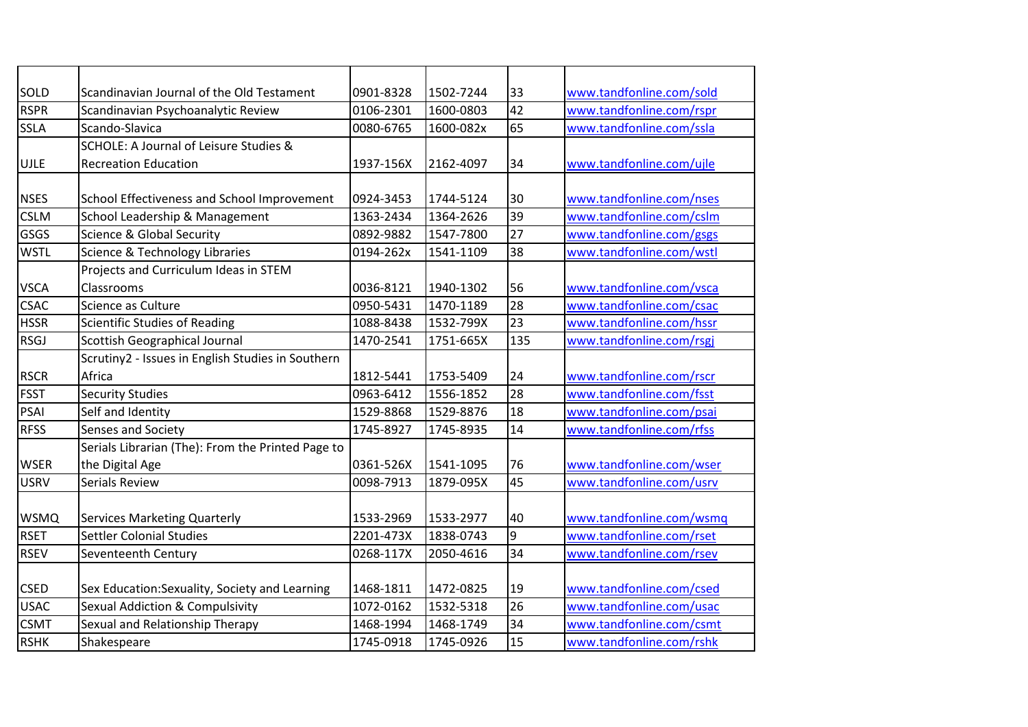| | | | | | |
|---|---|---|---|---|---|
| SOLD | Scandinavian Journal of the Old Testament | 0901-8328 | 1502-7244 | 33 | www.tandfonline.com/sold |
| RSPR | Scandinavian Psychoanalytic Review | 0106-2301 | 1600-0803 | 42 | www.tandfonline.com/rspr |
| SSLA | Scando-Slavica | 0080-6765 | 1600-082x | 65 | www.tandfonline.com/ssla |
| UJLE | SCHOLE: A Journal of Leisure Studies & Recreation Education | 1937-156X | 2162-4097 | 34 | www.tandfonline.com/ujle |
| NSES | School Effectiveness and School Improvement | 0924-3453 | 1744-5124 | 30 | www.tandfonline.com/nses |
| CSLM | School Leadership & Management | 1363-2434 | 1364-2626 | 39 | www.tandfonline.com/cslm |
| GSGS | Science & Global Security | 0892-9882 | 1547-7800 | 27 | www.tandfonline.com/gsgs |
| WSTL | Science & Technology Libraries | 0194-262x | 1541-1109 | 38 | www.tandfonline.com/wstl |
| VSCA | Projects and Curriculum Ideas in STEM Classrooms | 0036-8121 | 1940-1302 | 56 | www.tandfonline.com/vsca |
| CSAC | Science as Culture | 0950-5431 | 1470-1189 | 28 | www.tandfonline.com/csac |
| HSSR | Scientific Studies of Reading | 1088-8438 | 1532-799X | 23 | www.tandfonline.com/hssr |
| RSGJ | Scottish Geographical Journal | 1470-2541 | 1751-665X | 135 | www.tandfonline.com/rsgj |
| RSCR | Scrutiny2 - Issues in English Studies in Southern Africa | 1812-5441 | 1753-5409 | 24 | www.tandfonline.com/rscr |
| FSST | Security Studies | 0963-6412 | 1556-1852 | 28 | www.tandfonline.com/fsst |
| PSAI | Self and Identity | 1529-8868 | 1529-8876 | 18 | www.tandfonline.com/psai |
| RFSS | Senses and Society | 1745-8927 | 1745-8935 | 14 | www.tandfonline.com/rfss |
| WSER | Serials Librarian (The): From the Printed Page to the Digital Age | 0361-526X | 1541-1095 | 76 | www.tandfonline.com/wser |
| USRV | Serials Review | 0098-7913 | 1879-095X | 45 | www.tandfonline.com/usrv |
| WSMQ | Services Marketing Quarterly | 1533-2969 | 1533-2977 | 40 | www.tandfonline.com/wsmq |
| RSET | Settler Colonial Studies | 2201-473X | 1838-0743 | 9 | www.tandfonline.com/rset |
| RSEV | Seventeenth Century | 0268-117X | 2050-4616 | 34 | www.tandfonline.com/rsev |
| CSED | Sex Education:Sexuality, Society and Learning | 1468-1811 | 1472-0825 | 19 | www.tandfonline.com/csed |
| USAC | Sexual Addiction & Compulsivity | 1072-0162 | 1532-5318 | 26 | www.tandfonline.com/usac |
| CSMT | Sexual and Relationship Therapy | 1468-1994 | 1468-1749 | 34 | www.tandfonline.com/csmt |
| RSHK | Shakespeare | 1745-0918 | 1745-0926 | 15 | www.tandfonline.com/rshk |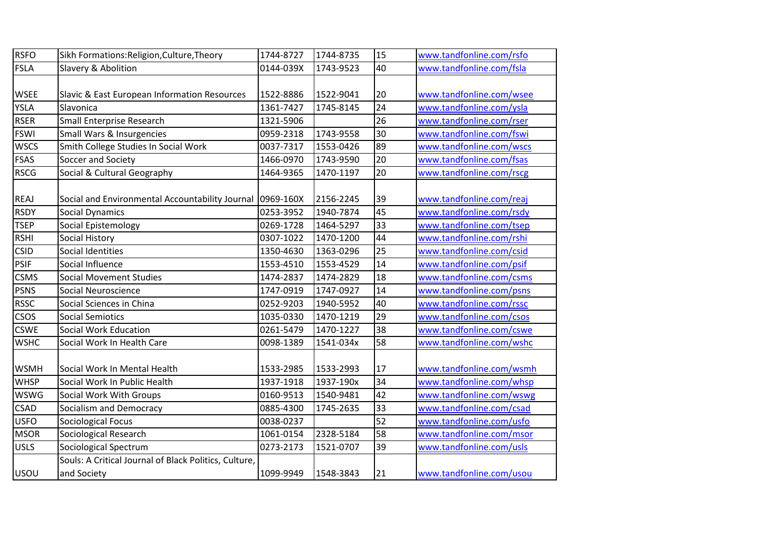| RSFO | Sikh Formations:Religion,Culture,Theory | 1744-8727 | 1744-8735 | 15 | www.tandfonline.com/rsfo |
|---|---|---|---|---|---|
| FSLA | Slavery & Abolition | 0144-039X | 1743-9523 | 40 | www.tandfonline.com/fsla |
| WSEE | Slavic & East European Information Resources | 1522-8886 | 1522-9041 | 20 | www.tandfonline.com/wsee |
| YSLA | Slavonica | 1361-7427 | 1745-8145 | 24 | www.tandfonline.com/ysla |
| RSER | Small Enterprise Research | 1321-5906 | | 26 | www.tandfonline.com/rser |
| FSWI | Small Wars & Insurgencies | 0959-2318 | 1743-9558 | 30 | www.tandfonline.com/fswi |
| WSCS | Smith College Studies In Social Work | 0037-7317 | 1553-0426 | 89 | www.tandfonline.com/wscs |
| FSAS | Soccer and Society | 1466-0970 | 1743-9590 | 20 | www.tandfonline.com/fsas |
| RSCG | Social & Cultural Geography | 1464-9365 | 1470-1197 | 20 | www.tandfonline.com/rscg |
| REAJ | Social and Environmental Accountability Journal | 0969-160X | 2156-2245 | 39 | www.tandfonline.com/reaj |
| RSDY | Social Dynamics | 0253-3952 | 1940-7874 | 45 | www.tandfonline.com/rsdy |
| TSEP | Social Epistemology | 0269-1728 | 1464-5297 | 33 | www.tandfonline.com/tsep |
| RSHI | Social History | 0307-1022 | 1470-1200 | 44 | www.tandfonline.com/rshi |
| CSID | Social Identities | 1350-4630 | 1363-0296 | 25 | www.tandfonline.com/csid |
| PSIF | Social Influence | 1553-4510 | 1553-4529 | 14 | www.tandfonline.com/psif |
| CSMS | Social Movement Studies | 1474-2837 | 1474-2829 | 18 | www.tandfonline.com/csms |
| PSNS | Social Neuroscience | 1747-0919 | 1747-0927 | 14 | www.tandfonline.com/psns |
| RSSC | Social Sciences in China | 0252-9203 | 1940-5952 | 40 | www.tandfonline.com/rssc |
| CSOS | Social Semiotics | 1035-0330 | 1470-1219 | 29 | www.tandfonline.com/csos |
| CSWE | Social Work Education | 0261-5479 | 1470-1227 | 38 | www.tandfonline.com/cswe |
| WSHC | Social Work In Health Care | 0098-1389 | 1541-034x | 58 | www.tandfonline.com/wshc |
| WSMH | Social Work In Mental Health | 1533-2985 | 1533-2993 | 17 | www.tandfonline.com/wsmh |
| WHSP | Social Work In Public Health | 1937-1918 | 1937-190x | 34 | www.tandfonline.com/whsp |
| WSWG | Social Work With Groups | 0160-9513 | 1540-9481 | 42 | www.tandfonline.com/wswg |
| CSAD | Socialism and Democracy | 0885-4300 | 1745-2635 | 33 | www.tandfonline.com/csad |
| USFO | Sociological Focus | 0038-0237 | | 52 | www.tandfonline.com/usfo |
| MSOR | Sociological Research | 1061-0154 | 2328-5184 | 58 | www.tandfonline.com/msor |
| USLS | Sociological Spectrum | 0273-2173 | 1521-0707 | 39 | www.tandfonline.com/usls |
| USOU | Souls: A Critical Journal of Black Politics, Culture, and Society | 1099-9949 | 1548-3843 | 21 | www.tandfonline.com/usou |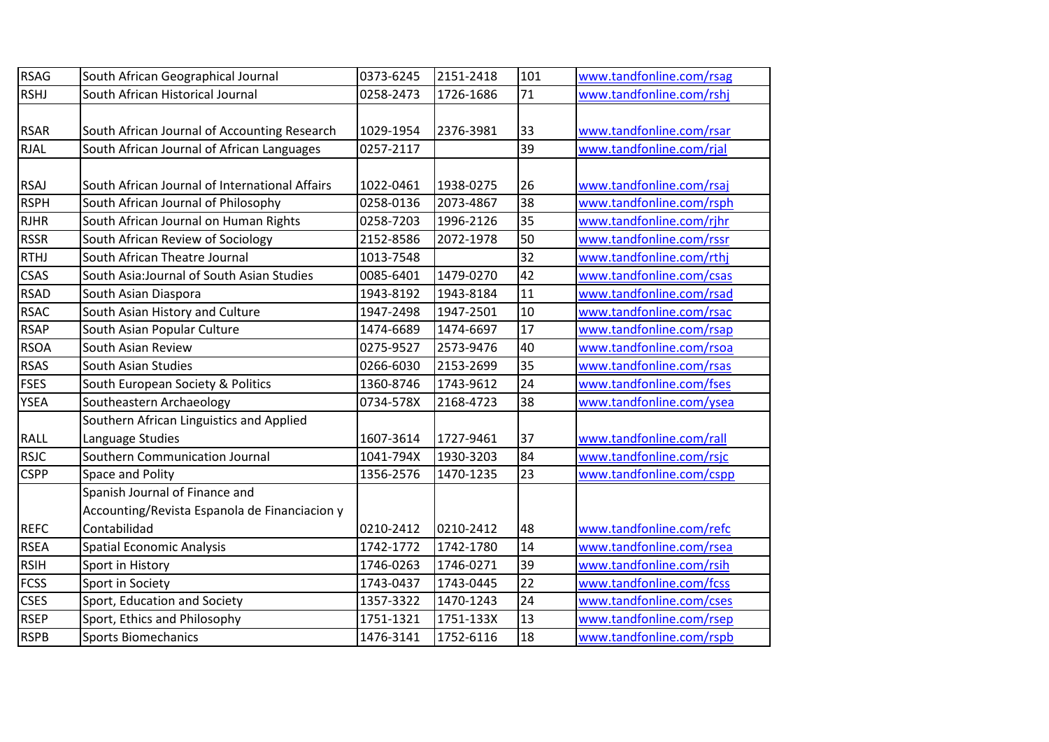| RSAG | South African Geographical Journal | 0373-6245 | 2151-2418 | 101 | www.tandfonline.com/rsag |
|---|---|---|---|---|---|
| RSHJ | South African Historical Journal | 0258-2473 | 1726-1686 | 71 | www.tandfonline.com/rshj |
| RSAR | South African Journal of Accounting Research | 1029-1954 | 2376-3981 | 33 | www.tandfonline.com/rsar |
| RJAL | South African Journal of African Languages | 0257-2117 | | 39 | www.tandfonline.com/rjal |
| RSAJ | South African Journal of International Affairs | 1022-0461 | 1938-0275 | 26 | www.tandfonline.com/rsaj |
| RSPH | South African Journal of Philosophy | 0258-0136 | 2073-4867 | 38 | www.tandfonline.com/rsph |
| RJHR | South African Journal on Human Rights | 0258-7203 | 1996-2126 | 35 | www.tandfonline.com/rjhr |
| RSSR | South African Review of Sociology | 2152-8586 | 2072-1978 | 50 | www.tandfonline.com/rssr |
| RTHJ | South African Theatre Journal | 1013-7548 | | 32 | www.tandfonline.com/rthj |
| CSAS | South Asia:Journal of South Asian Studies | 0085-6401 | 1479-0270 | 42 | www.tandfonline.com/csas |
| RSAD | South Asian Diaspora | 1943-8192 | 1943-8184 | 11 | www.tandfonline.com/rsad |
| RSAC | South Asian History and Culture | 1947-2498 | 1947-2501 | 10 | www.tandfonline.com/rsac |
| RSAP | South Asian Popular Culture | 1474-6689 | 1474-6697 | 17 | www.tandfonline.com/rsap |
| RSOA | South Asian Review | 0275-9527 | 2573-9476 | 40 | www.tandfonline.com/rsoa |
| RSAS | South Asian Studies | 0266-6030 | 2153-2699 | 35 | www.tandfonline.com/rsas |
| FSES | South European Society & Politics | 1360-8746 | 1743-9612 | 24 | www.tandfonline.com/fses |
| YSEA | Southeastern Archaeology | 0734-578X | 2168-4723 | 38 | www.tandfonline.com/ysea |
| RALL | Southern African Linguistics and Applied Language Studies | 1607-3614 | 1727-9461 | 37 | www.tandfonline.com/rall |
| RSJC | Southern Communication Journal | 1041-794X | 1930-3203 | 84 | www.tandfonline.com/rsjc |
| CSPP | Space and Polity | 1356-2576 | 1470-1235 | 23 | www.tandfonline.com/cspp |
| REFC | Spanish Journal of Finance and Accounting/Revista Espanola de Financiacion y Contabilidad | 0210-2412 | 0210-2412 | 48 | www.tandfonline.com/refc |
| RSEA | Spatial Economic Analysis | 1742-1772 | 1742-1780 | 14 | www.tandfonline.com/rsea |
| RSIH | Sport in History | 1746-0263 | 1746-0271 | 39 | www.tandfonline.com/rsih |
| FCSS | Sport in Society | 1743-0437 | 1743-0445 | 22 | www.tandfonline.com/fcss |
| CSES | Sport, Education and Society | 1357-3322 | 1470-1243 | 24 | www.tandfonline.com/cses |
| RSEP | Sport, Ethics and Philosophy | 1751-1321 | 1751-133X | 13 | www.tandfonline.com/rsep |
| RSPB | Sports Biomechanics | 1476-3141 | 1752-6116 | 18 | www.tandfonline.com/rspb |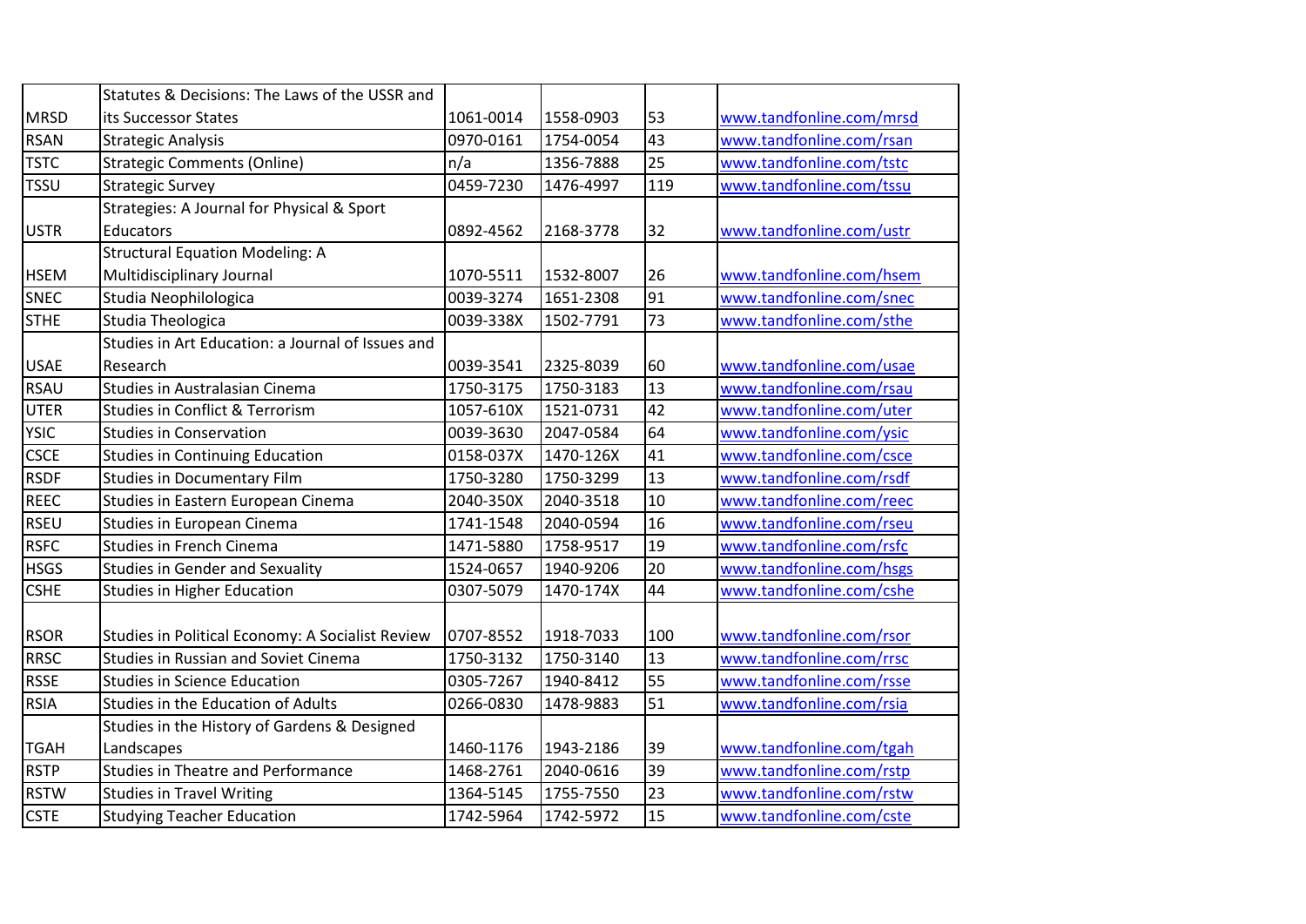| MRSD | Statutes & Decisions: The Laws of the USSR and its Successor States | 1061-0014 | 1558-0903 | 53 | www.tandfonline.com/mrsd |
|---|---|---|---|---|---|
| RSAN | Strategic Analysis | 0970-0161 | 1754-0054 | 43 | www.tandfonline.com/rsan |
| TSTC | Strategic Comments (Online) | n/a | 1356-7888 | 25 | www.tandfonline.com/tstc |
| TSSU | Strategic Survey | 0459-7230 | 1476-4997 | 119 | www.tandfonline.com/tssu |
| USTR | Strategies: A Journal for Physical & Sport Educators | 0892-4562 | 2168-3778 | 32 | www.tandfonline.com/ustr |
| HSEM | Structural Equation Modeling: A Multidisciplinary Journal | 1070-5511 | 1532-8007 | 26 | www.tandfonline.com/hsem |
| SNEC | Studia Neophilologica | 0039-3274 | 1651-2308 | 91 | www.tandfonline.com/snec |
| STHE | Studia Theologica | 0039-338X | 1502-7791 | 73 | www.tandfonline.com/sthe |
| USAE | Studies in Art Education: a Journal of Issues and Research | 0039-3541 | 2325-8039 | 60 | www.tandfonline.com/usae |
| RSAU | Studies in Australasian Cinema | 1750-3175 | 1750-3183 | 13 | www.tandfonline.com/rsau |
| UTER | Studies in Conflict & Terrorism | 1057-610X | 1521-0731 | 42 | www.tandfonline.com/uter |
| YSIC | Studies in Conservation | 0039-3630 | 2047-0584 | 64 | www.tandfonline.com/ysic |
| CSCE | Studies in Continuing Education | 0158-037X | 1470-126X | 41 | www.tandfonline.com/csce |
| RSDF | Studies in Documentary Film | 1750-3280 | 1750-3299 | 13 | www.tandfonline.com/rsdf |
| REEC | Studies in Eastern European Cinema | 2040-350X | 2040-3518 | 10 | www.tandfonline.com/reec |
| RSEU | Studies in European Cinema | 1741-1548 | 2040-0594 | 16 | www.tandfonline.com/rseu |
| RSFC | Studies in French Cinema | 1471-5880 | 1758-9517 | 19 | www.tandfonline.com/rsfc |
| HSGS | Studies in Gender and Sexuality | 1524-0657 | 1940-9206 | 20 | www.tandfonline.com/hsgs |
| CSHE | Studies in Higher Education | 0307-5079 | 1470-174X | 44 | www.tandfonline.com/cshe |
| RSOR | Studies in Political Economy: A Socialist Review | 0707-8552 | 1918-7033 | 100 | www.tandfonline.com/rsor |
| RRSC | Studies in Russian and Soviet Cinema | 1750-3132 | 1750-3140 | 13 | www.tandfonline.com/rrsc |
| RSSE | Studies in Science Education | 0305-7267 | 1940-8412 | 55 | www.tandfonline.com/rsse |
| RSIA | Studies in the Education of Adults | 0266-0830 | 1478-9883 | 51 | www.tandfonline.com/rsia |
| TGAH | Studies in the History of Gardens & Designed Landscapes | 1460-1176 | 1943-2186 | 39 | www.tandfonline.com/tgah |
| RSTP | Studies in Theatre and Performance | 1468-2761 | 2040-0616 | 39 | www.tandfonline.com/rstp |
| RSTW | Studies in Travel Writing | 1364-5145 | 1755-7550 | 23 | www.tandfonline.com/rstw |
| CSTE | Studying Teacher Education | 1742-5964 | 1742-5972 | 15 | www.tandfonline.com/cste |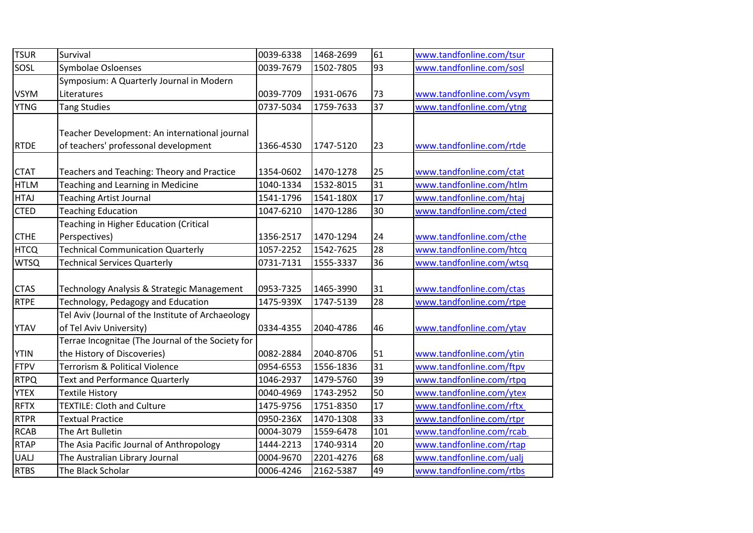| TSUR | Survival | 0039-6338 | 1468-2699 | 61 | www.tandfonline.com/tsur |
|---|---|---|---|---|---|
| SOSL | Symbolae Osloenses | 0039-7679 | 1502-7805 | 93 | www.tandfonline.com/sosl |
| VSYM | Symposium: A Quarterly Journal in Modern Literatures | 0039-7709 | 1931-0676 | 73 | www.tandfonline.com/vsym |
| YTNG | Tang Studies | 0737-5034 | 1759-7633 | 37 | www.tandfonline.com/ytng |
| RTDE | Teacher Development: An international journal of teachers' professonal development | 1366-4530 | 1747-5120 | 23 | www.tandfonline.com/rtde |
| CTAT | Teachers and Teaching: Theory and Practice | 1354-0602 | 1470-1278 | 25 | www.tandfonline.com/ctat |
| HTLM | Teaching and Learning in Medicine | 1040-1334 | 1532-8015 | 31 | www.tandfonline.com/htlm |
| HTAJ | Teaching Artist Journal | 1541-1796 | 1541-180X | 17 | www.tandfonline.com/htaj |
| CTED | Teaching Education | 1047-6210 | 1470-1286 | 30 | www.tandfonline.com/cted |
| CTHE | Teaching in Higher Education (Critical Perspectives) | 1356-2517 | 1470-1294 | 24 | www.tandfonline.com/cthe |
| HTCQ | Technical Communication Quarterly | 1057-2252 | 1542-7625 | 28 | www.tandfonline.com/htcq |
| WTSQ | Technical Services Quarterly | 0731-7131 | 1555-3337 | 36 | www.tandfonline.com/wtsq |
| CTAS | Technology Analysis & Strategic Management | 0953-7325 | 1465-3990 | 31 | www.tandfonline.com/ctas |
| RTPE | Technology, Pedagogy and Education | 1475-939X | 1747-5139 | 28 | www.tandfonline.com/rtpe |
| YTAV | Tel Aviv (Journal of the Institute of Archaeology of Tel Aviv University) | 0334-4355 | 2040-4786 | 46 | www.tandfonline.com/ytav |
| YTIN | Terrae Incognitae (The Journal of the Society for the History of Discoveries) | 0082-2884 | 2040-8706 | 51 | www.tandfonline.com/ytin |
| FTPV | Terrorism & Political Violence | 0954-6553 | 1556-1836 | 31 | www.tandfonline.com/ftpv |
| RTPQ | Text and Performance Quarterly | 1046-2937 | 1479-5760 | 39 | www.tandfonline.com/rtpq |
| YTEX | Textile History | 0040-4969 | 1743-2952 | 50 | www.tandfonline.com/ytex |
| RFTX | TEXTILE: Cloth and Culture | 1475-9756 | 1751-8350 | 17 | www.tandfonline.com/rftx |
| RTPR | Textual Practice | 0950-236X | 1470-1308 | 33 | www.tandfonline.com/rtpr |
| RCAB | The Art Bulletin | 0004-3079 | 1559-6478 | 101 | www.tandfonline.com/rcab |
| RTAP | The Asia Pacific Journal of Anthropology | 1444-2213 | 1740-9314 | 20 | www.tandfonline.com/rtap |
| UALJ | The Australian Library Journal | 0004-9670 | 2201-4276 | 68 | www.tandfonline.com/ualj |
| RTBS | The Black Scholar | 0006-4246 | 2162-5387 | 49 | www.tandfonline.com/rtbs |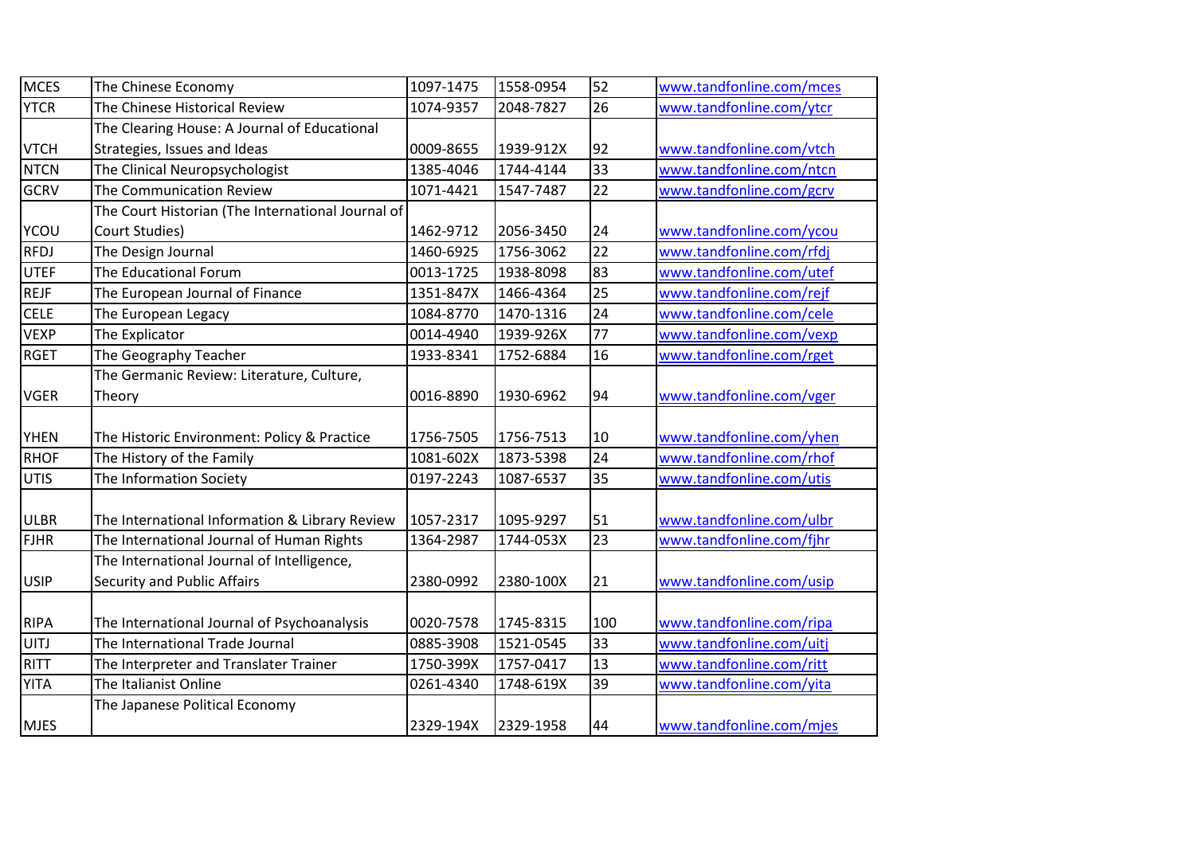| | | | | | |
|---|---|---|---|---|---|
| MCES | The Chinese Economy | 1097-1475 | 1558-0954 | 52 | www.tandfonline.com/mces |
| YTCR | The Chinese Historical Review | 1074-9357 | 2048-7827 | 26 | www.tandfonline.com/ytcr |
| VTCH | The Clearing House: A Journal of Educational Strategies, Issues and Ideas | 0009-8655 | 1939-912X | 92 | www.tandfonline.com/vtch |
| NTCN | The Clinical Neuropsychologist | 1385-4046 | 1744-4144 | 33 | www.tandfonline.com/ntcn |
| GCRV | The Communication Review | 1071-4421 | 1547-7487 | 22 | www.tandfonline.com/gcrv |
| YCOU | The Court Historian (The International Journal of Court Studies) | 1462-9712 | 2056-3450 | 24 | www.tandfonline.com/ycou |
| RFDJ | The Design Journal | 1460-6925 | 1756-3062 | 22 | www.tandfonline.com/rfdj |
| UTEF | The Educational Forum | 0013-1725 | 1938-8098 | 83 | www.tandfonline.com/utef |
| REJF | The European Journal of Finance | 1351-847X | 1466-4364 | 25 | www.tandfonline.com/rejf |
| CELE | The European Legacy | 1084-8770 | 1470-1316 | 24 | www.tandfonline.com/cele |
| VEXP | The Explicator | 0014-4940 | 1939-926X | 77 | www.tandfonline.com/vexp |
| RGET | The Geography Teacher | 1933-8341 | 1752-6884 | 16 | www.tandfonline.com/rget |
| VGER | The Germanic Review: Literature, Culture, Theory | 0016-8890 | 1930-6962 | 94 | www.tandfonline.com/vger |
| YHEN | The Historic Environment: Policy & Practice | 1756-7505 | 1756-7513 | 10 | www.tandfonline.com/yhen |
| RHOF | The History of the Family | 1081-602X | 1873-5398 | 24 | www.tandfonline.com/rhof |
| UTIS | The Information Society | 0197-2243 | 1087-6537 | 35 | www.tandfonline.com/utis |
| ULBR | The International Information & Library Review | 1057-2317 | 1095-9297 | 51 | www.tandfonline.com/ulbr |
| FJHR | The International Journal of Human Rights | 1364-2987 | 1744-053X | 23 | www.tandfonline.com/fjhr |
| USIP | The International Journal of Intelligence, Security and Public Affairs | 2380-0992 | 2380-100X | 21 | www.tandfonline.com/usip |
| RIPA | The International Journal of Psychoanalysis | 0020-7578 | 1745-8315 | 100 | www.tandfonline.com/ripa |
| UITJ | The International Trade Journal | 0885-3908 | 1521-0545 | 33 | www.tandfonline.com/uitj |
| RITT | The Interpreter and Translator Trainer | 1750-399X | 1757-0417 | 13 | www.tandfonline.com/ritt |
| YITA | The Italianist Online | 0261-4340 | 1748-619X | 39 | www.tandfonline.com/yita |
| MJES | The Japanese Political Economy | 2329-194X | 2329-1958 | 44 | www.tandfonline.com/mjes |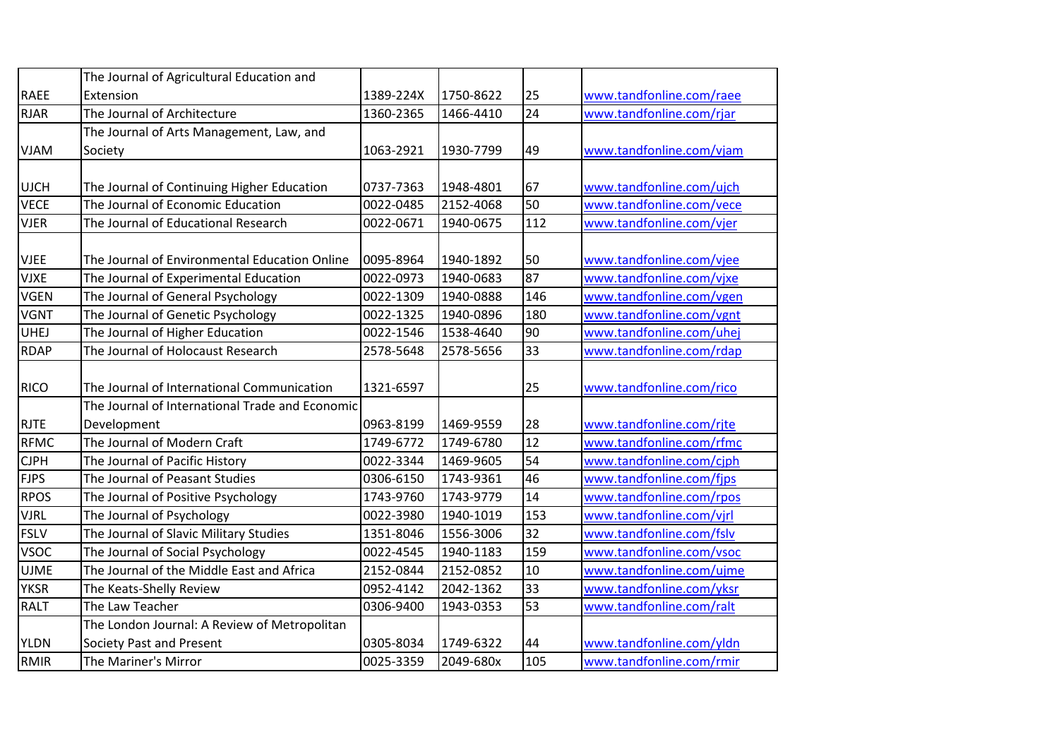|  |  |  |  |  |  |
|---|---|---|---|---|---|
| RAEE | The Journal of Agricultural Education and Extension | 1389-224X | 1750-8622 | 25 | www.tandfonline.com/raee |
| RJAR | The Journal of Architecture | 1360-2365 | 1466-4410 | 24 | www.tandfonline.com/rjar |
| VJAM | The Journal of Arts Management, Law, and Society | 1063-2921 | 1930-7799 | 49 | www.tandfonline.com/vjam |
| UJCH | The Journal of Continuing Higher Education | 0737-7363 | 1948-4801 | 67 | www.tandfonline.com/ujch |
| VECE | The Journal of Economic Education | 0022-0485 | 2152-4068 | 50 | www.tandfonline.com/vece |
| VJER | The Journal of Educational Research | 0022-0671 | 1940-0675 | 112 | www.tandfonline.com/vjer |
| VJEE | The Journal of Environmental Education Online | 0095-8964 | 1940-1892 | 50 | www.tandfonline.com/vjee |
| VJXE | The Journal of Experimental Education | 0022-0973 | 1940-0683 | 87 | www.tandfonline.com/vjxe |
| VGEN | The Journal of General Psychology | 0022-1309 | 1940-0888 | 146 | www.tandfonline.com/vgen |
| VGNT | The Journal of Genetic Psychology | 0022-1325 | 1940-0896 | 180 | www.tandfonline.com/vgnt |
| UHEJ | The Journal of Higher Education | 0022-1546 | 1538-4640 | 90 | www.tandfonline.com/uhej |
| RDAP | The Journal of Holocaust Research | 2578-5648 | 2578-5656 | 33 | www.tandfonline.com/rdap |
| RICO | The Journal of International Communication | 1321-6597 |  | 25 | www.tandfonline.com/rico |
| RJTE | The Journal of International Trade and Economic Development | 0963-8199 | 1469-9559 | 28 | www.tandfonline.com/rjte |
| RFMC | The Journal of Modern Craft | 1749-6772 | 1749-6780 | 12 | www.tandfonline.com/rfmc |
| CJPH | The Journal of Pacific History | 0022-3344 | 1469-9605 | 54 | www.tandfonline.com/cjph |
| FJPS | The Journal of Peasant Studies | 0306-6150 | 1743-9361 | 46 | www.tandfonline.com/fjps |
| RPOS | The Journal of Positive Psychology | 1743-9760 | 1743-9779 | 14 | www.tandfonline.com/rpos |
| VJRL | The Journal of Psychology | 0022-3980 | 1940-1019 | 153 | www.tandfonline.com/vjrl |
| FSLV | The Journal of Slavic Military Studies | 1351-8046 | 1556-3006 | 32 | www.tandfonline.com/fslv |
| VSOC | The Journal of Social Psychology | 0022-4545 | 1940-1183 | 159 | www.tandfonline.com/vsoc |
| UJME | The Journal of the Middle East and Africa | 2152-0844 | 2152-0852 | 10 | www.tandfonline.com/ujme |
| YKSR | The Keats-Shelly Review | 0952-4142 | 2042-1362 | 33 | www.tandfonline.com/yksr |
| RALT | The Law Teacher | 0306-9400 | 1943-0353 | 53 | www.tandfonline.com/ralt |
| YLDN | The London Journal: A Review of Metropolitan Society Past and Present | 0305-8034 | 1749-6322 | 44 | www.tandfonline.com/yldn |
| RMIR | The Mariner's Mirror | 0025-3359 | 2049-680x | 105 | www.tandfonline.com/rmir |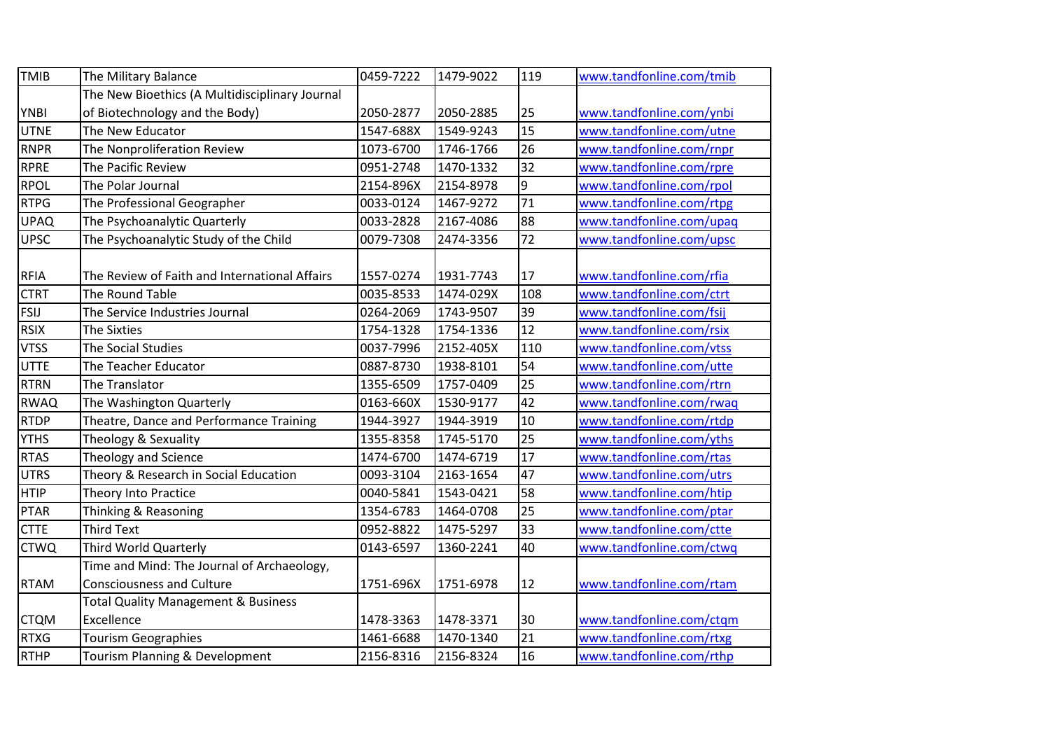| TMIB | The Military Balance | 0459-7222 | 1479-9022 | 119 | www.tandfonline.com/tmib |
|---|---|---|---|---|---|
| YNBI | The New Bioethics (A Multidisciplinary Journal of Biotechnology and the Body) | 2050-2877 | 2050-2885 | 25 | www.tandfonline.com/ynbi |
| UTNE | The New Educator | 1547-688X | 1549-9243 | 15 | www.tandfonline.com/utne |
| RNPR | The Nonproliferation Review | 1073-6700 | 1746-1766 | 26 | www.tandfonline.com/rnpr |
| RPRE | The Pacific Review | 0951-2748 | 1470-1332 | 32 | www.tandfonline.com/rpre |
| RPOL | The Polar Journal | 2154-896X | 2154-8978 | 9 | www.tandfonline.com/rpol |
| RTPG | The Professional Geographer | 0033-0124 | 1467-9272 | 71 | www.tandfonline.com/rtpg |
| UPAQ | The Psychoanalytic Quarterly | 0033-2828 | 2167-4086 | 88 | www.tandfonline.com/upaq |
| UPSC | The Psychoanalytic Study of the Child | 0079-7308 | 2474-3356 | 72 | www.tandfonline.com/upsc |
| RFIA | The Review of Faith and International Affairs | 1557-0274 | 1931-7743 | 17 | www.tandfonline.com/rfia |
| CTRT | The Round Table | 0035-8533 | 1474-029X | 108 | www.tandfonline.com/ctrt |
| FSIJ | The Service Industries Journal | 0264-2069 | 1743-9507 | 39 | www.tandfonline.com/fsij |
| RSIX | The Sixties | 1754-1328 | 1754-1336 | 12 | www.tandfonline.com/rsix |
| VTSS | The Social Studies | 0037-7996 | 2152-405X | 110 | www.tandfonline.com/vtss |
| UTTE | The Teacher Educator | 0887-8730 | 1938-8101 | 54 | www.tandfonline.com/utte |
| RTRN | The Translator | 1355-6509 | 1757-0409 | 25 | www.tandfonline.com/rtrn |
| RWAQ | The Washington Quarterly | 0163-660X | 1530-9177 | 42 | www.tandfonline.com/rwaq |
| RTDP | Theatre, Dance and Performance Training | 1944-3927 | 1944-3919 | 10 | www.tandfonline.com/rtdp |
| YTHS | Theology & Sexuality | 1355-8358 | 1745-5170 | 25 | www.tandfonline.com/yths |
| RTAS | Theology and Science | 1474-6700 | 1474-6719 | 17 | www.tandfonline.com/rtas |
| UTRS | Theory & Research in Social Education | 0093-3104 | 2163-1654 | 47 | www.tandfonline.com/utrs |
| HTIP | Theory Into Practice | 0040-5841 | 1543-0421 | 58 | www.tandfonline.com/htip |
| PTAR | Thinking & Reasoning | 1354-6783 | 1464-0708 | 25 | www.tandfonline.com/ptar |
| CTTE | Third Text | 0952-8822 | 1475-5297 | 33 | www.tandfonline.com/ctte |
| CTWQ | Third World Quarterly | 0143-6597 | 1360-2241 | 40 | www.tandfonline.com/ctwq |
| RTAM | Time and Mind: The Journal of Archaeology, Consciousness and Culture | 1751-696X | 1751-6978 | 12 | www.tandfonline.com/rtam |
| CTQM | Total Quality Management & Business Excellence | 1478-3363 | 1478-3371 | 30 | www.tandfonline.com/ctqm |
| RTXG | Tourism Geographies | 1461-6688 | 1470-1340 | 21 | www.tandfonline.com/rtxg |
| RTHP | Tourism Planning & Development | 2156-8316 | 2156-8324 | 16 | www.tandfonline.com/rthp |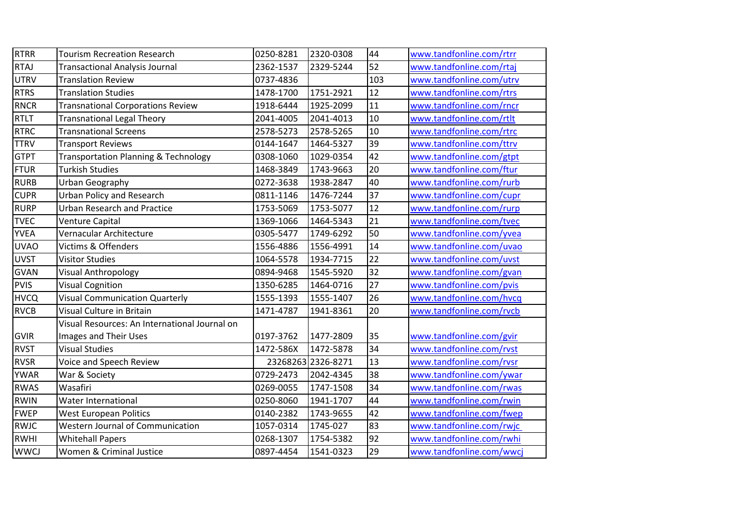| RTRR | Tourism Recreation Research | 0250-8281 | 2320-0308 | 44 | www.tandfonline.com/rtrr |
|---|---|---|---|---|---|
| RTAJ | Transactional Analysis Journal | 2362-1537 | 2329-5244 | 52 | www.tandfonline.com/rtaj |
| UTRV | Translation Review | 0737-4836 | | 103 | www.tandfonline.com/utrv |
| RTRS | Translation Studies | 1478-1700 | 1751-2921 | 12 | www.tandfonline.com/rtrs |
| RNCR | Transnational Corporations Review | 1918-6444 | 1925-2099 | 11 | www.tandfonline.com/rncr |
| RTLT | Transnational Legal Theory | 2041-4005 | 2041-4013 | 10 | www.tandfonline.com/rtlt |
| RTRC | Transnational Screens | 2578-5273 | 2578-5265 | 10 | www.tandfonline.com/rtrc |
| TTRV | Transport Reviews | 0144-1647 | 1464-5327 | 39 | www.tandfonline.com/ttrv |
| GTPT | Transportation Planning & Technology | 0308-1060 | 1029-0354 | 42 | www.tandfonline.com/gtpt |
| FTUR | Turkish Studies | 1468-3849 | 1743-9663 | 20 | www.tandfonline.com/ftur |
| RURB | Urban Geography | 0272-3638 | 1938-2847 | 40 | www.tandfonline.com/rurb |
| CUPR | Urban Policy and Research | 0811-1146 | 1476-7244 | 37 | www.tandfonline.com/cupr |
| RURP | Urban Research and Practice | 1753-5069 | 1753-5077 | 12 | www.tandfonline.com/rurp |
| TVEC | Venture Capital | 1369-1066 | 1464-5343 | 21 | www.tandfonline.com/tvec |
| YVEA | Vernacular Architecture | 0305-5477 | 1749-6292 | 50 | www.tandfonline.com/yvea |
| UVAO | Victims & Offenders | 1556-4886 | 1556-4991 | 14 | www.tandfonline.com/uvao |
| UVST | Visitor Studies | 1064-5578 | 1934-7715 | 22 | www.tandfonline.com/uvst |
| GVAN | Visual Anthropology | 0894-9468 | 1545-5920 | 32 | www.tandfonline.com/gvan |
| PVIS | Visual Cognition | 1350-6285 | 1464-0716 | 27 | www.tandfonline.com/pvis |
| HVCQ | Visual Communication Quarterly | 1555-1393 | 1555-1407 | 26 | www.tandfonline.com/hvcq |
| RVCB | Visual Culture in Britain | 1471-4787 | 1941-8361 | 20 | www.tandfonline.com/rvcb |
| GVIR | Visual Resources: An International Journal on Images and Their Uses | 0197-3762 | 1477-2809 | 35 | www.tandfonline.com/gvir |
| RVST | Visual Studies | 1472-586X | 1472-5878 | 34 | www.tandfonline.com/rvst |
| RVSR | Voice and Speech Review | 23268263 | 2326-8271 | 13 | www.tandfonline.com/rvsr |
| YWAR | War & Society | 0729-2473 | 2042-4345 | 38 | www.tandfonline.com/ywar |
| RWAS | Wasafiri | 0269-0055 | 1747-1508 | 34 | www.tandfonline.com/rwas |
| RWIN | Water International | 0250-8060 | 1941-1707 | 44 | www.tandfonline.com/rwin |
| FWEP | West European Politics | 0140-2382 | 1743-9655 | 42 | www.tandfonline.com/fwep |
| RWJC | Western Journal of Communication | 1057-0314 | 1745-027 | 83 | www.tandfonline.com/rwjc |
| RWHI | Whitehall Papers | 0268-1307 | 1754-5382 | 92 | www.tandfonline.com/rwhi |
| WWCJ | Women & Criminal Justice | 0897-4454 | 1541-0323 | 29 | www.tandfonline.com/wwcj |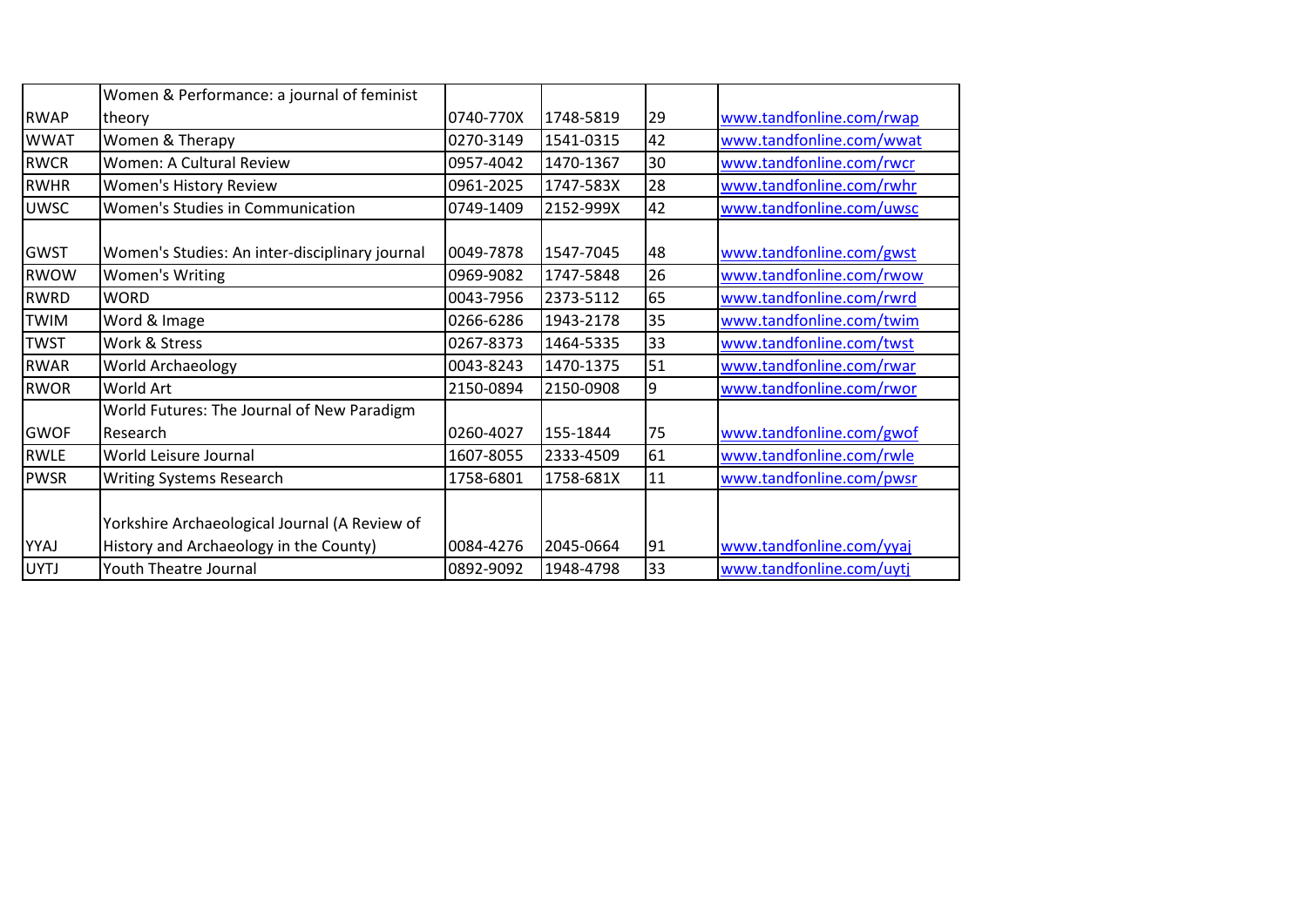| | | | | | |
|---|---|---|---|---|---|
| RWAP | Women & Performance: a journal of feminist theory | 0740-770X | 1748-5819 | 29 | www.tandfonline.com/rwap |
| WWAT | Women & Therapy | 0270-3149 | 1541-0315 | 42 | www.tandfonline.com/wwat |
| RWCR | Women: A Cultural Review | 0957-4042 | 1470-1367 | 30 | www.tandfonline.com/rwcr |
| RWHR | Women's History Review | 0961-2025 | 1747-583X | 28 | www.tandfonline.com/rwhr |
| UWSC | Women's Studies in Communication | 0749-1409 | 2152-999X | 42 | www.tandfonline.com/uwsc |
| GWST | Women's Studies: An inter-disciplinary journal | 0049-7878 | 1547-7045 | 48 | www.tandfonline.com/gwst |
| RWOW | Women's Writing | 0969-9082 | 1747-5848 | 26 | www.tandfonline.com/rwow |
| RWRD | WORD | 0043-7956 | 2373-5112 | 65 | www.tandfonline.com/rwrd |
| TWIM | Word & Image | 0266-6286 | 1943-2178 | 35 | www.tandfonline.com/twim |
| TWST | Work & Stress | 0267-8373 | 1464-5335 | 33 | www.tandfonline.com/twst |
| RWAR | World Archaeology | 0043-8243 | 1470-1375 | 51 | www.tandfonline.com/rwar |
| RWOR | World Art | 2150-0894 | 2150-0908 | 9 | www.tandfonline.com/rwor |
| GWOF | World Futures: The Journal of New Paradigm Research | 0260-4027 | 155-1844 | 75 | www.tandfonline.com/gwof |
| RWLE | World Leisure Journal | 1607-8055 | 2333-4509 | 61 | www.tandfonline.com/rwle |
| PWSR | Writing Systems Research | 1758-6801 | 1758-681X | 11 | www.tandfonline.com/pwsr |
| YYAJ | Yorkshire Archaeological Journal (A Review of History and Archaeology in the County) | 0084-4276 | 2045-0664 | 91 | www.tandfonline.com/yyaj |
| UYTJ | Youth Theatre Journal | 0892-9092 | 1948-4798 | 33 | www.tandfonline.com/uytj |